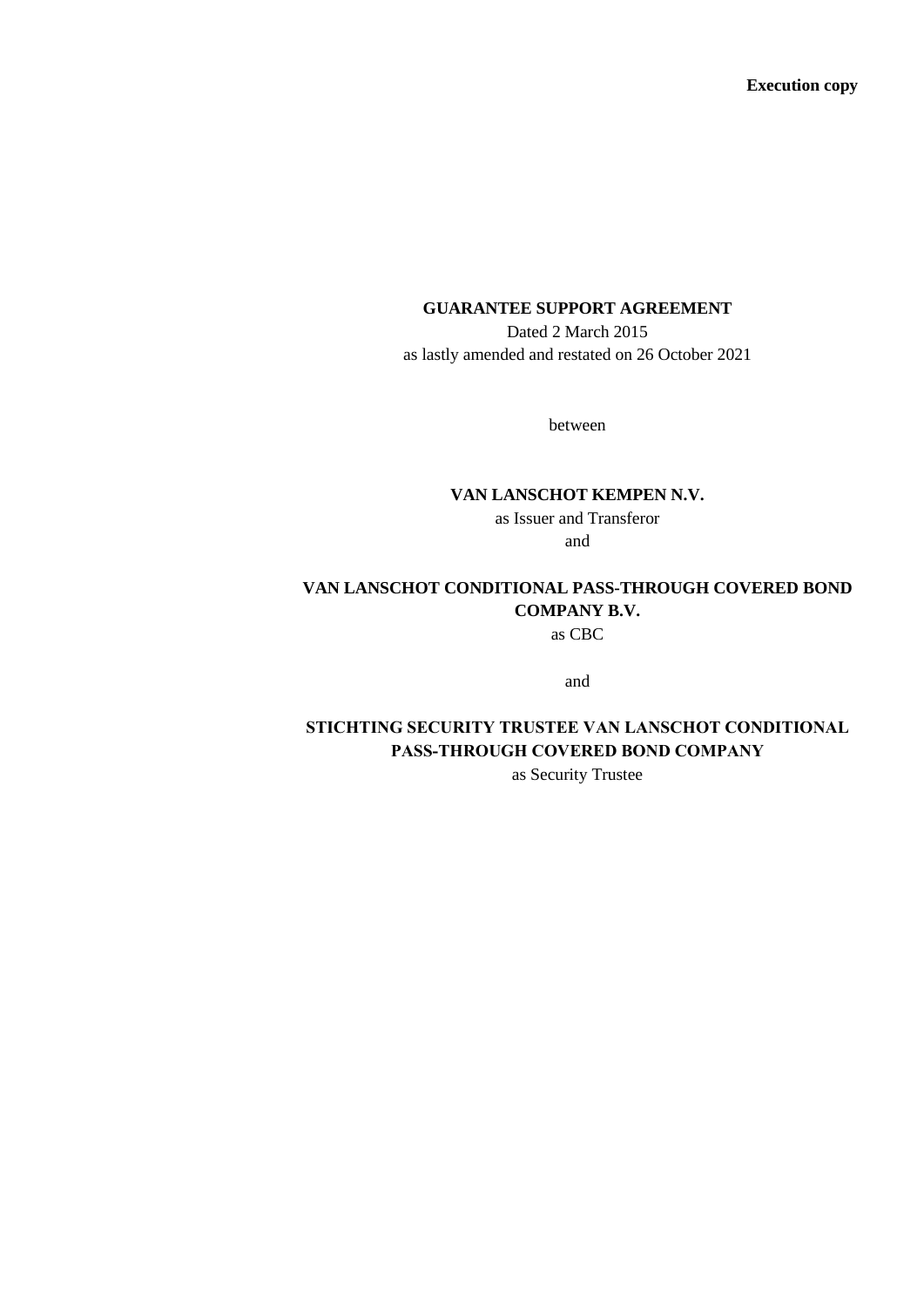**Execution copy**

# GUARANTEE SUPPORT AGREEMENT

Dated 2 March 2015

as lastly amended and restated on 26 October 2021

between

**VAN LANSCHOT KEMPEN N.V.**

as Issuer and Transferor

and

**VAN LANSCHOT CONDITIONAL PASS-THROUGH COVERED BOND COMPANY B.V.**

as CBC

and

**STICHTING SECURITY TRUSTEE VAN LANSCHOT CONDITIONAL PASS-THROUGH COVERED BOND COMPANY**

as Security Trustee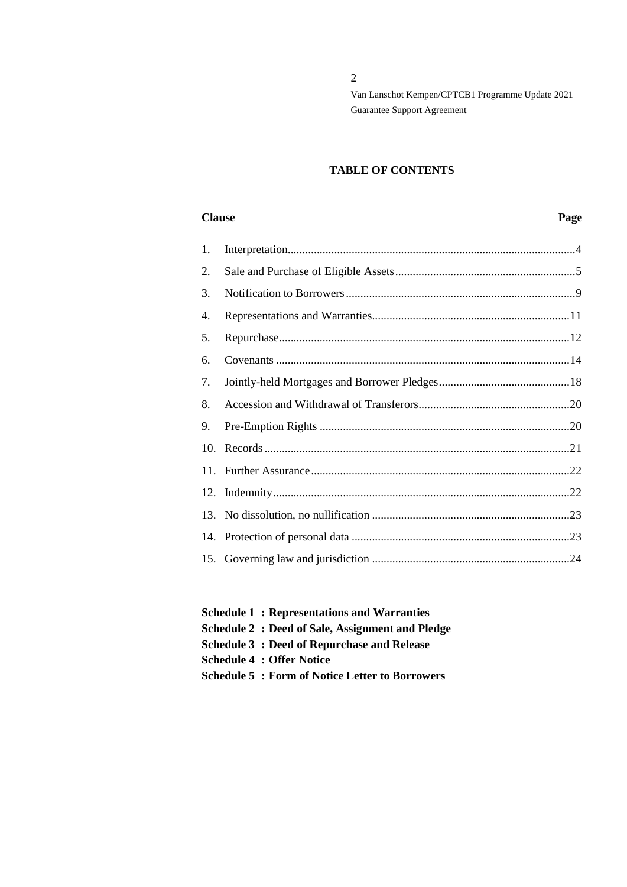# TABLE OF CONTENTS

| Clause | | Page |
|---|---|---|
| 1. | Interpretation | 4 |
| 2. | Sale and Purchase of Eligible Assets | 5 |
| 3. | Notification to Borrowers | 9 |
| 4. | Representations and Warranties | 11 |
| 5. | Repurchase | 12 |
| 6. | Covenants | 14 |
| 7. | Jointly-held Mortgages and Borrower Pledges | 18 |
| 8. | Accession and Withdrawal of Transferors | 20 |
| 9. | Pre-Emption Rights | 20 |
| 10. | Records | 21 |
| 11. | Further Assurance | 22 |
| 12. | Indemnity | 22 |
| 13. | No dissolution, no nullification | 23 |
| 14. | Protection of personal data | 23 |
| 15. | Governing law and jurisdiction | 24 |

**Schedule 1 : Representations and Warranties**
**Schedule 2 : Deed of Sale, Assignment and Pledge**
**Schedule 3 : Deed of Repurchase and Release**
**Schedule 4 : Offer Notice**
**Schedule 5 : Form of Notice Letter to Borrowers**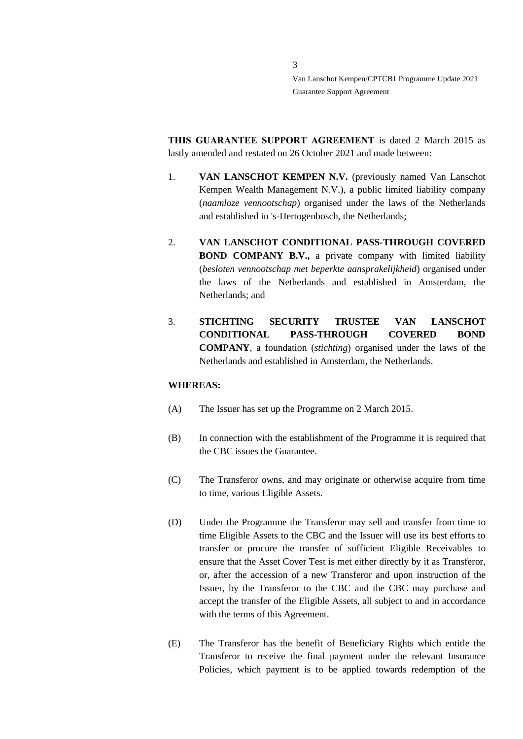**THIS GUARANTEE SUPPORT AGREEMENT** is dated 2 March 2015 as lastly amended and restated on 26 October 2021 and made between:

1. **VAN LANSCHOT KEMPEN N.V.** (previously named Van Lanschot Kempen Wealth Management N.V.), a public limited liability company (*naamloze vennootschap*) organised under the laws of the Netherlands and established in 's-Hertogenbosch, the Netherlands;

2. **VAN LANSCHOT CONDITIONAL PASS-THROUGH COVERED BOND COMPANY B.V.,** a private company with limited liability (*besloten vennootschap met beperkte aansprakelijkheid*) organised under the laws of the Netherlands and established in Amsterdam, the Netherlands; and

3. **STICHTING SECURITY TRUSTEE VAN LANSCHOT CONDITIONAL PASS-THROUGH COVERED BOND COMPANY**, a foundation (*stichting*) organised under the laws of the Netherlands and established in Amsterdam, the Netherlands.

**WHEREAS:**

(A) The Issuer has set up the Programme on 2 March 2015.

(B) In connection with the establishment of the Programme it is required that the CBC issues the Guarantee.

(C) The Transferor owns, and may originate or otherwise acquire from time to time, various Eligible Assets.

(D) Under the Programme the Transferor may sell and transfer from time to time Eligible Assets to the CBC and the Issuer will use its best efforts to transfer or procure the transfer of sufficient Eligible Receivables to ensure that the Asset Cover Test is met either directly by it as Transferor, or, after the accession of a new Transferor and upon instruction of the Issuer, by the Transferor to the CBC and the CBC may purchase and accept the transfer of the Eligible Assets, all subject to and in accordance with the terms of this Agreement.

(E) The Transferor has the benefit of Beneficiary Rights which entitle the Transferor to receive the final payment under the relevant Insurance Policies, which payment is to be applied towards redemption of the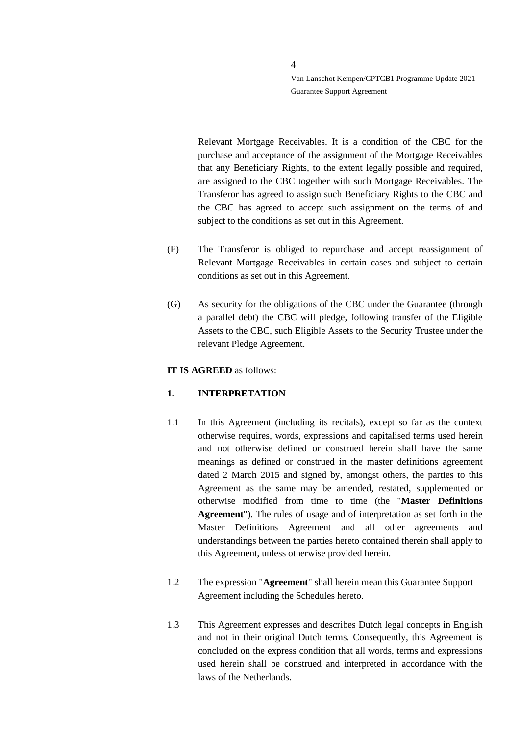Relevant Mortgage Receivables. It is a condition of the CBC for the purchase and acceptance of the assignment of the Mortgage Receivables that any Beneficiary Rights, to the extent legally possible and required, are assigned to the CBC together with such Mortgage Receivables. The Transferor has agreed to assign such Beneficiary Rights to the CBC and the CBC has agreed to accept such assignment on the terms of and subject to the conditions as set out in this Agreement.

(F) The Transferor is obliged to repurchase and accept reassignment of Relevant Mortgage Receivables in certain cases and subject to certain conditions as set out in this Agreement.

(G) As security for the obligations of the CBC under the Guarantee (through a parallel debt) the CBC will pledge, following transfer of the Eligible Assets to the CBC, such Eligible Assets to the Security Trustee under the relevant Pledge Agreement.

**IT IS AGREED** as follows:

**1. INTERPRETATION**

1.1 In this Agreement (including its recitals), except so far as the context otherwise requires, words, expressions and capitalised terms used herein and not otherwise defined or construed herein shall have the same meanings as defined or construed in the master definitions agreement dated 2 March 2015 and signed by, amongst others, the parties to this Agreement as the same may be amended, restated, supplemented or otherwise modified from time to time (the "**Master Definitions Agreement**"). The rules of usage and of interpretation as set forth in the Master Definitions Agreement and all other agreements and understandings between the parties hereto contained therein shall apply to this Agreement, unless otherwise provided herein.

1.2 The expression "**Agreement**" shall herein mean this Guarantee Support Agreement including the Schedules hereto.

1.3 This Agreement expresses and describes Dutch legal concepts in English and not in their original Dutch terms. Consequently, this Agreement is concluded on the express condition that all words, terms and expressions used herein shall be construed and interpreted in accordance with the laws of the Netherlands.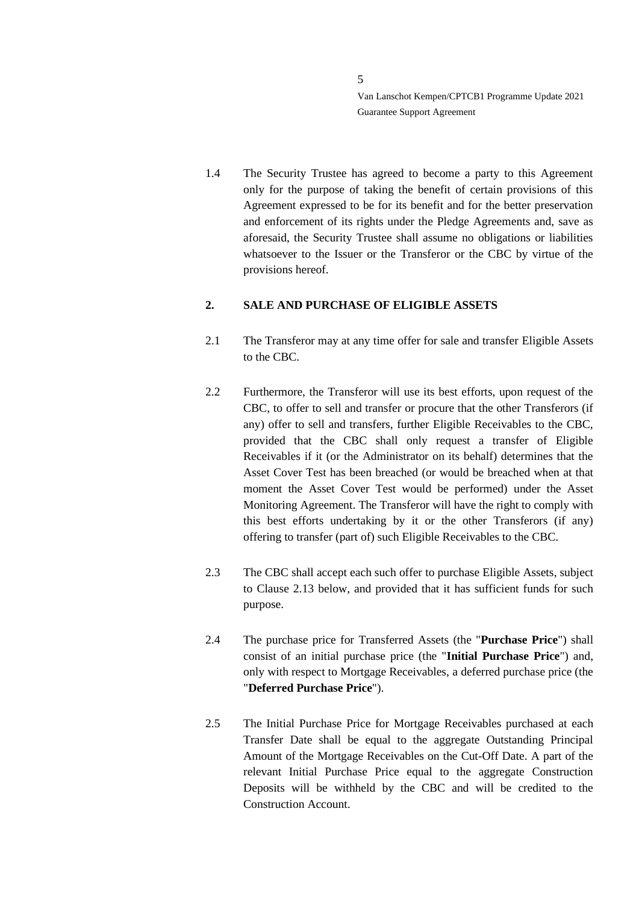1.4 The Security Trustee has agreed to become a party to this Agreement only for the purpose of taking the benefit of certain provisions of this Agreement expressed to be for its benefit and for the better preservation and enforcement of its rights under the Pledge Agreements and, save as aforesaid, the Security Trustee shall assume no obligations or liabilities whatsoever to the Issuer or the Transferor or the CBC by virtue of the provisions hereof.

## 2. SALE AND PURCHASE OF ELIGIBLE ASSETS

2.1 The Transferor may at any time offer for sale and transfer Eligible Assets to the CBC.

2.2 Furthermore, the Transferor will use its best efforts, upon request of the CBC, to offer to sell and transfer or procure that the other Transferors (if any) offer to sell and transfers, further Eligible Receivables to the CBC, provided that the CBC shall only request a transfer of Eligible Receivables if it (or the Administrator on its behalf) determines that the Asset Cover Test has been breached (or would be breached when at that moment the Asset Cover Test would be performed) under the Asset Monitoring Agreement. The Transferor will have the right to comply with this best efforts undertaking by it or the other Transferors (if any) offering to transfer (part of) such Eligible Receivables to the CBC.

2.3 The CBC shall accept each such offer to purchase Eligible Assets, subject to Clause 2.13 below, and provided that it has sufficient funds for such purpose.

2.4 The purchase price for Transferred Assets (the "**Purchase Price**") shall consist of an initial purchase price (the "**Initial Purchase Price**") and, only with respect to Mortgage Receivables, a deferred purchase price (the "**Deferred Purchase Price**").

2.5 The Initial Purchase Price for Mortgage Receivables purchased at each Transfer Date shall be equal to the aggregate Outstanding Principal Amount of the Mortgage Receivables on the Cut-Off Date. A part of the relevant Initial Purchase Price equal to the aggregate Construction Deposits will be withheld by the CBC and will be credited to the Construction Account.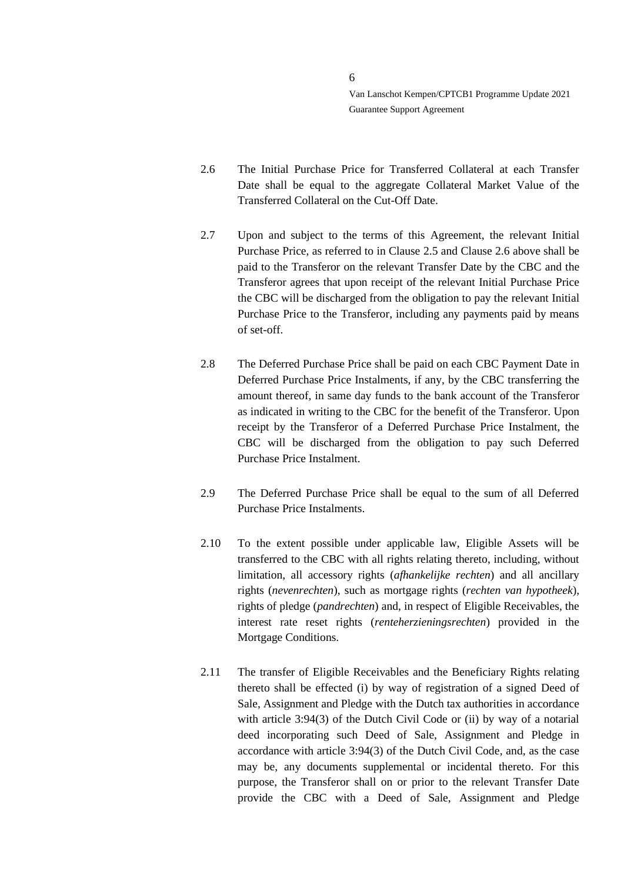2.6 The Initial Purchase Price for Transferred Collateral at each Transfer Date shall be equal to the aggregate Collateral Market Value of the Transferred Collateral on the Cut-Off Date.

2.7 Upon and subject to the terms of this Agreement, the relevant Initial Purchase Price, as referred to in Clause 2.5 and Clause 2.6 above shall be paid to the Transferor on the relevant Transfer Date by the CBC and the Transferor agrees that upon receipt of the relevant Initial Purchase Price the CBC will be discharged from the obligation to pay the relevant Initial Purchase Price to the Transferor, including any payments paid by means of set-off.

2.8 The Deferred Purchase Price shall be paid on each CBC Payment Date in Deferred Purchase Price Instalments, if any, by the CBC transferring the amount thereof, in same day funds to the bank account of the Transferor as indicated in writing to the CBC for the benefit of the Transferor. Upon receipt by the Transferor of a Deferred Purchase Price Instalment, the CBC will be discharged from the obligation to pay such Deferred Purchase Price Instalment.

2.9 The Deferred Purchase Price shall be equal to the sum of all Deferred Purchase Price Instalments.

2.10 To the extent possible under applicable law, Eligible Assets will be transferred to the CBC with all rights relating thereto, including, without limitation, all accessory rights (*afhankelijke rechten*) and all ancillary rights (*nevenrechten*), such as mortgage rights (*rechten van hypotheek*), rights of pledge (*pandrechten*) and, in respect of Eligible Receivables, the interest rate reset rights (*renteherzieningsrechten*) provided in the Mortgage Conditions.

2.11 The transfer of Eligible Receivables and the Beneficiary Rights relating thereto shall be effected (i) by way of registration of a signed Deed of Sale, Assignment and Pledge with the Dutch tax authorities in accordance with article 3:94(3) of the Dutch Civil Code or (ii) by way of a notarial deed incorporating such Deed of Sale, Assignment and Pledge in accordance with article 3:94(3) of the Dutch Civil Code, and, as the case may be, any documents supplemental or incidental thereto. For this purpose, the Transferor shall on or prior to the relevant Transfer Date provide the CBC with a Deed of Sale, Assignment and Pledge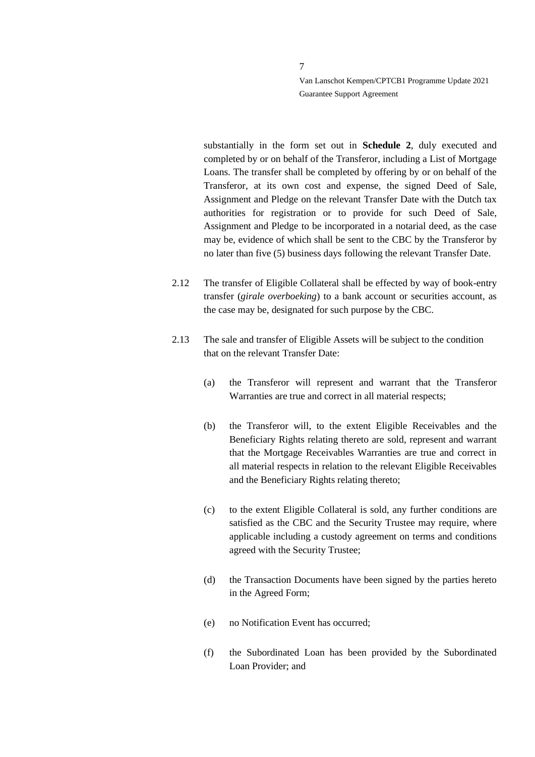substantially in the form set out in **Schedule 2**, duly executed and completed by or on behalf of the Transferor, including a List of Mortgage Loans. The transfer shall be completed by offering by or on behalf of the Transferor, at its own cost and expense, the signed Deed of Sale, Assignment and Pledge on the relevant Transfer Date with the Dutch tax authorities for registration or to provide for such Deed of Sale, Assignment and Pledge to be incorporated in a notarial deed, as the case may be, evidence of which shall be sent to the CBC by the Transferor by no later than five (5) business days following the relevant Transfer Date.

2.12 The transfer of Eligible Collateral shall be effected by way of book-entry transfer (*girale overboeking*) to a bank account or securities account, as the case may be, designated for such purpose by the CBC.

2.13 The sale and transfer of Eligible Assets will be subject to the condition that on the relevant Transfer Date:

(a) the Transferor will represent and warrant that the Transferor Warranties are true and correct in all material respects;

(b) the Transferor will, to the extent Eligible Receivables and the Beneficiary Rights relating thereto are sold, represent and warrant that the Mortgage Receivables Warranties are true and correct in all material respects in relation to the relevant Eligible Receivables and the Beneficiary Rights relating thereto;

(c) to the extent Eligible Collateral is sold, any further conditions are satisfied as the CBC and the Security Trustee may require, where applicable including a custody agreement on terms and conditions agreed with the Security Trustee;

(d) the Transaction Documents have been signed by the parties hereto in the Agreed Form;

(e) no Notification Event has occurred;

(f) the Subordinated Loan has been provided by the Subordinated Loan Provider; and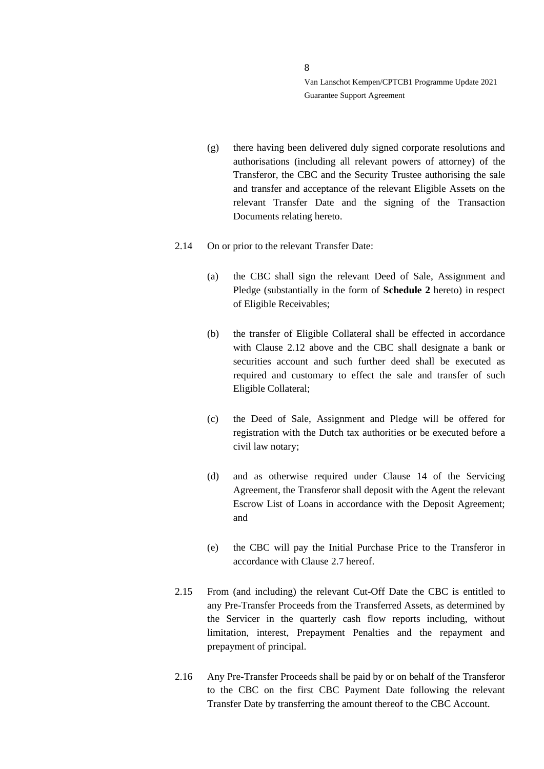(g) there having been delivered duly signed corporate resolutions and authorisations (including all relevant powers of attorney) of the Transferor, the CBC and the Security Trustee authorising the sale and transfer and acceptance of the relevant Eligible Assets on the relevant Transfer Date and the signing of the Transaction Documents relating hereto.

2.14 On or prior to the relevant Transfer Date:

(a) the CBC shall sign the relevant Deed of Sale, Assignment and Pledge (substantially in the form of **Schedule 2** hereto) in respect of Eligible Receivables;

(b) the transfer of Eligible Collateral shall be effected in accordance with Clause 2.12 above and the CBC shall designate a bank or securities account and such further deed shall be executed as required and customary to effect the sale and transfer of such Eligible Collateral;

(c) the Deed of Sale, Assignment and Pledge will be offered for registration with the Dutch tax authorities or be executed before a civil law notary;

(d) and as otherwise required under Clause 14 of the Servicing Agreement, the Transferor shall deposit with the Agent the relevant Escrow List of Loans in accordance with the Deposit Agreement; and

(e) the CBC will pay the Initial Purchase Price to the Transferor in accordance with Clause 2.7 hereof.

2.15 From (and including) the relevant Cut-Off Date the CBC is entitled to any Pre-Transfer Proceeds from the Transferred Assets, as determined by the Servicer in the quarterly cash flow reports including, without limitation, interest, Prepayment Penalties and the repayment and prepayment of principal.

2.16 Any Pre-Transfer Proceeds shall be paid by or on behalf of the Transferor to the CBC on the first CBC Payment Date following the relevant Transfer Date by transferring the amount thereof to the CBC Account.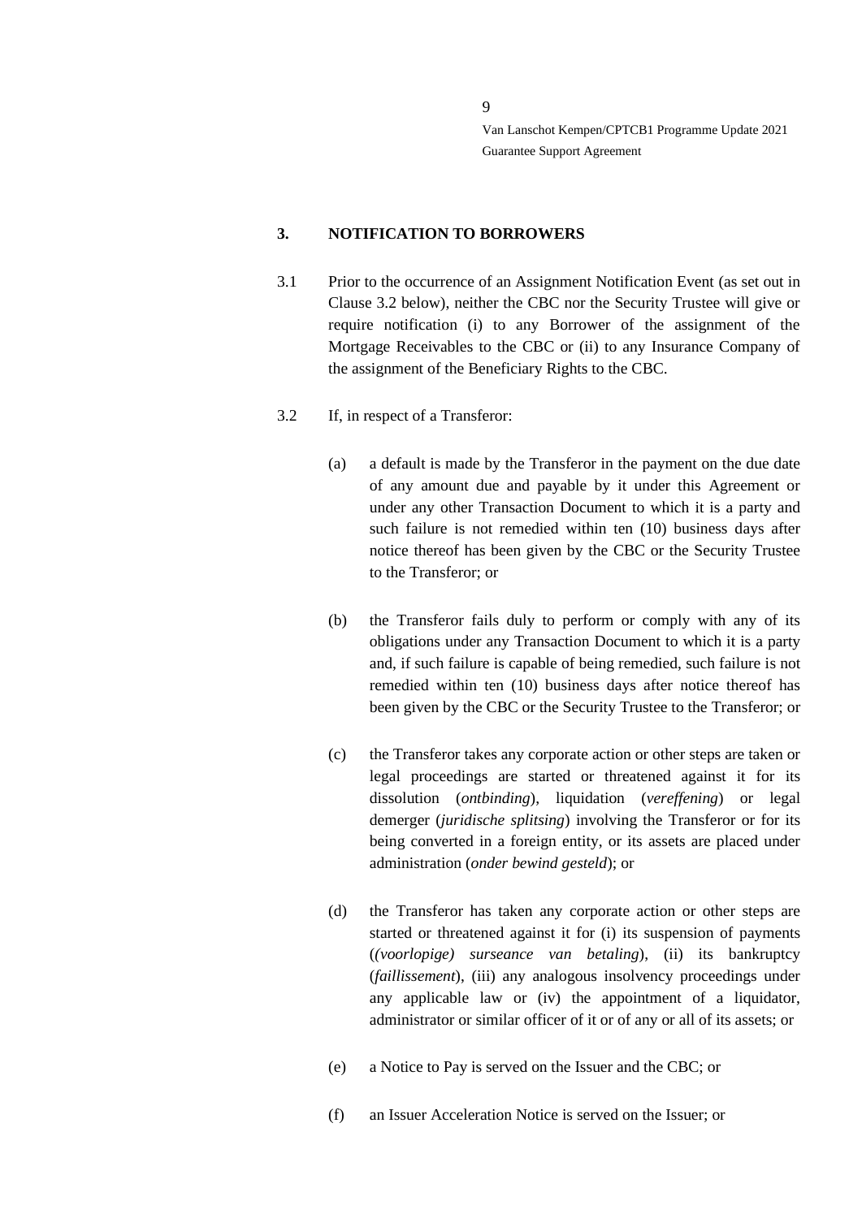## 3. NOTIFICATION TO BORROWERS

3.1 Prior to the occurrence of an Assignment Notification Event (as set out in Clause 3.2 below), neither the CBC nor the Security Trustee will give or require notification (i) to any Borrower of the assignment of the Mortgage Receivables to the CBC or (ii) to any Insurance Company of the assignment of the Beneficiary Rights to the CBC.

3.2 If, in respect of a Transferor:

(a) a default is made by the Transferor in the payment on the due date of any amount due and payable by it under this Agreement or under any other Transaction Document to which it is a party and such failure is not remedied within ten (10) business days after notice thereof has been given by the CBC or the Security Trustee to the Transferor; or

(b) the Transferor fails duly to perform or comply with any of its obligations under any Transaction Document to which it is a party and, if such failure is capable of being remedied, such failure is not remedied within ten (10) business days after notice thereof has been given by the CBC or the Security Trustee to the Transferor; or

(c) the Transferor takes any corporate action or other steps are taken or legal proceedings are started or threatened against it for its dissolution (*ontbinding*), liquidation (*vereffening*) or legal demerger (*juridische splitsing*) involving the Transferor or for its being converted in a foreign entity, or its assets are placed under administration (*onder bewind gesteld*); or

(d) the Transferor has taken any corporate action or other steps are started or threatened against it for (i) its suspension of payments (*(voorlopige) surseance van betaling*), (ii) its bankruptcy (*faillissement*), (iii) any analogous insolvency proceedings under any applicable law or (iv) the appointment of a liquidator, administrator or similar officer of it or of any or all of its assets; or

(e) a Notice to Pay is served on the Issuer and the CBC; or

(f) an Issuer Acceleration Notice is served on the Issuer; or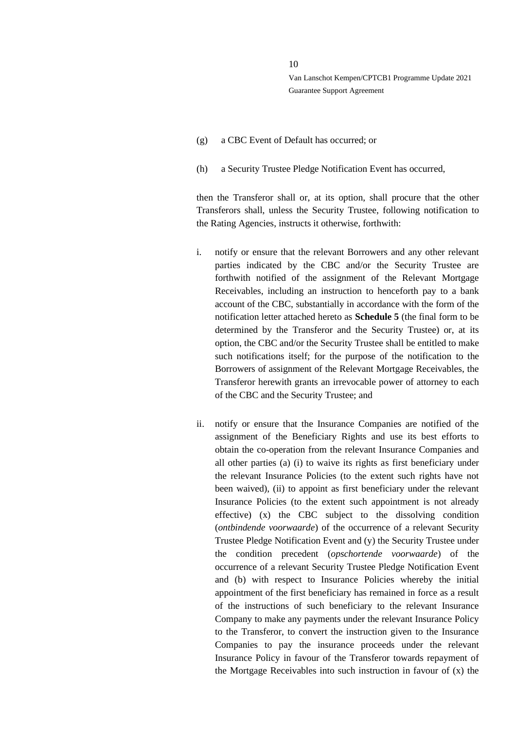(g) a CBC Event of Default has occurred; or

(h) a Security Trustee Pledge Notification Event has occurred,

then the Transferor shall or, at its option, shall procure that the other Transferors shall, unless the Security Trustee, following notification to the Rating Agencies, instructs it otherwise, forthwith:

i. notify or ensure that the relevant Borrowers and any other relevant parties indicated by the CBC and/or the Security Trustee are forthwith notified of the assignment of the Relevant Mortgage Receivables, including an instruction to henceforth pay to a bank account of the CBC, substantially in accordance with the form of the notification letter attached hereto as **Schedule 5** (the final form to be determined by the Transferor and the Security Trustee) or, at its option, the CBC and/or the Security Trustee shall be entitled to make such notifications itself; for the purpose of the notification to the Borrowers of assignment of the Relevant Mortgage Receivables, the Transferor herewith grants an irrevocable power of attorney to each of the CBC and the Security Trustee; and

ii. notify or ensure that the Insurance Companies are notified of the assignment of the Beneficiary Rights and use its best efforts to obtain the co-operation from the relevant Insurance Companies and all other parties (a) (i) to waive its rights as first beneficiary under the relevant Insurance Policies (to the extent such rights have not been waived), (ii) to appoint as first beneficiary under the relevant Insurance Policies (to the extent such appointment is not already effective) (x) the CBC subject to the dissolving condition (*ontbindende voorwaarde*) of the occurrence of a relevant Security Trustee Pledge Notification Event and (y) the Security Trustee under the condition precedent (*opschortende voorwaarde*) of the occurrence of a relevant Security Trustee Pledge Notification Event and (b) with respect to Insurance Policies whereby the initial appointment of the first beneficiary has remained in force as a result of the instructions of such beneficiary to the relevant Insurance Company to make any payments under the relevant Insurance Policy to the Transferor, to convert the instruction given to the Insurance Companies to pay the insurance proceeds under the relevant Insurance Policy in favour of the Transferor towards repayment of the Mortgage Receivables into such instruction in favour of (x) the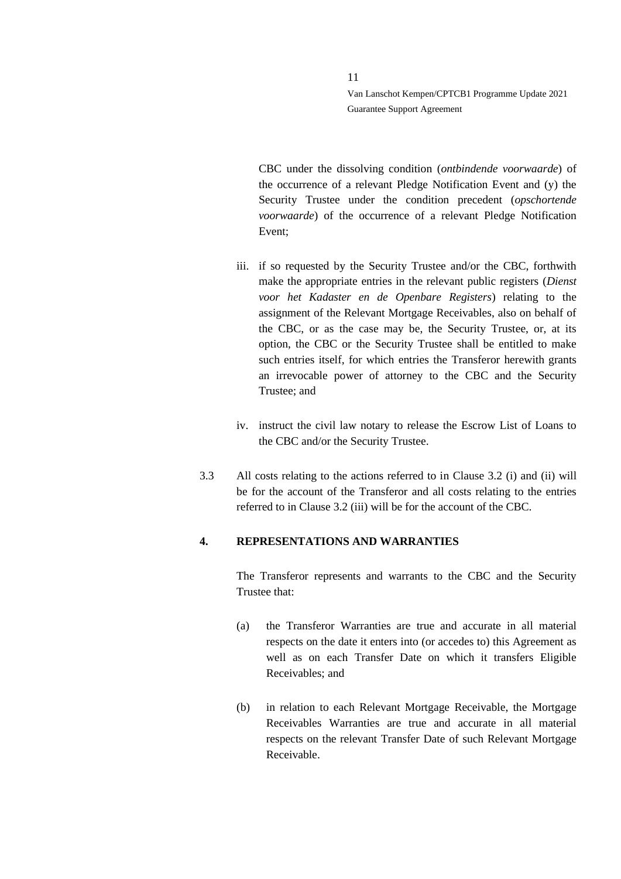CBC under the dissolving condition (*ontbindende voorwaarde*) of the occurrence of a relevant Pledge Notification Event and (y) the Security Trustee under the condition precedent (*opschortende voorwaarde*) of the occurrence of a relevant Pledge Notification Event;

iii. if so requested by the Security Trustee and/or the CBC, forthwith make the appropriate entries in the relevant public registers (*Dienst voor het Kadaster en de Openbare Registers*) relating to the assignment of the Relevant Mortgage Receivables, also on behalf of the CBC, or as the case may be, the Security Trustee, or, at its option, the CBC or the Security Trustee shall be entitled to make such entries itself, for which entries the Transferor herewith grants an irrevocable power of attorney to the CBC and the Security Trustee; and

iv. instruct the civil law notary to release the Escrow List of Loans to the CBC and/or the Security Trustee.

3.3 All costs relating to the actions referred to in Clause 3.2 (i) and (ii) will be for the account of the Transferor and all costs relating to the entries referred to in Clause 3.2 (iii) will be for the account of the CBC.

## 4. REPRESENTATIONS AND WARRANTIES

The Transferor represents and warrants to the CBC and the Security Trustee that:

(a) the Transferor Warranties are true and accurate in all material respects on the date it enters into (or accedes to) this Agreement as well as on each Transfer Date on which it transfers Eligible Receivables; and

(b) in relation to each Relevant Mortgage Receivable, the Mortgage Receivables Warranties are true and accurate in all material respects on the relevant Transfer Date of such Relevant Mortgage Receivable.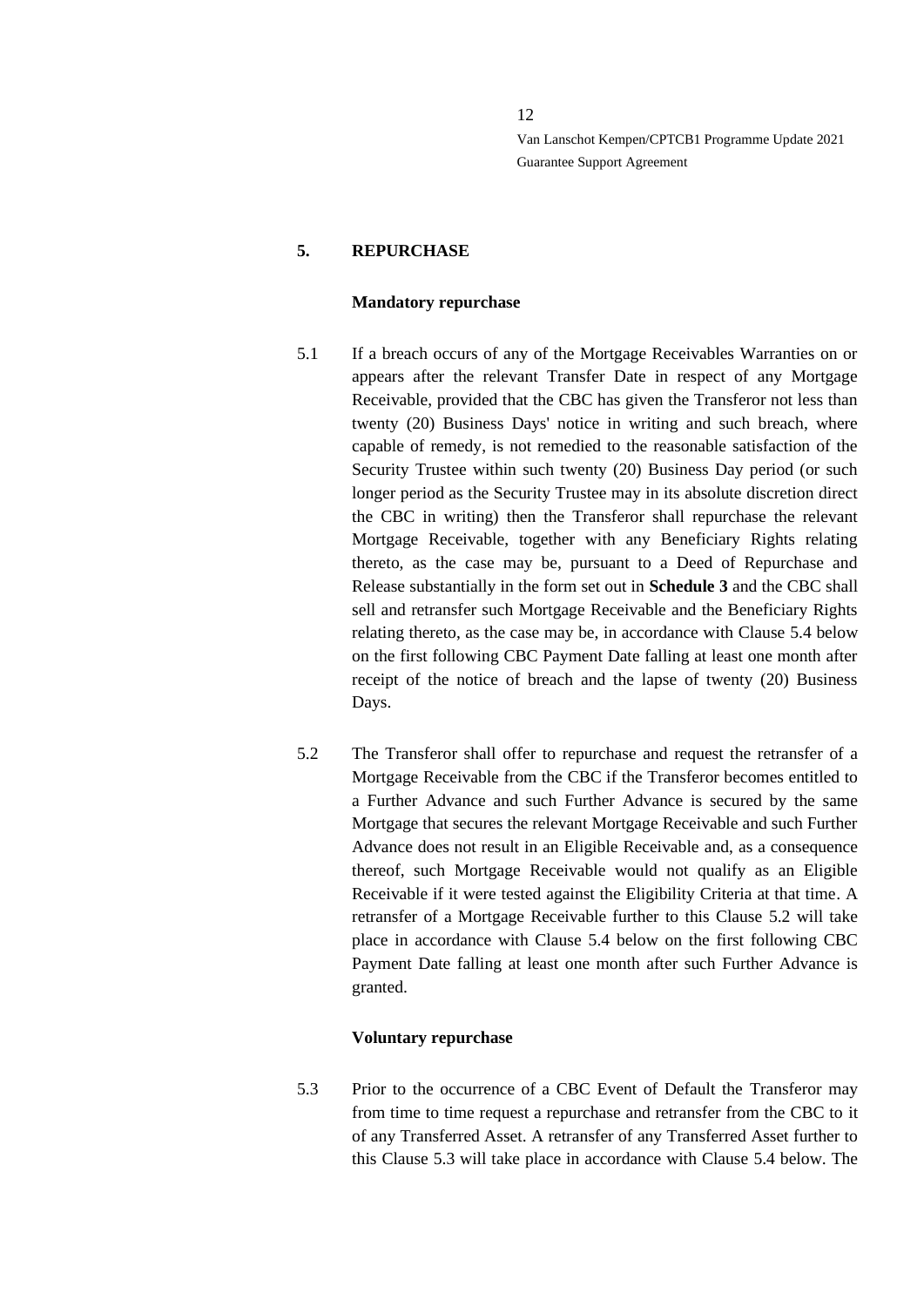## 5. REPURCHASE

**Mandatory repurchase**

5.1 If a breach occurs of any of the Mortgage Receivables Warranties on or appears after the relevant Transfer Date in respect of any Mortgage Receivable, provided that the CBC has given the Transferor not less than twenty (20) Business Days' notice in writing and such breach, where capable of remedy, is not remedied to the reasonable satisfaction of the Security Trustee within such twenty (20) Business Day period (or such longer period as the Security Trustee may in its absolute discretion direct the CBC in writing) then the Transferor shall repurchase the relevant Mortgage Receivable, together with any Beneficiary Rights relating thereto, as the case may be, pursuant to a Deed of Repurchase and Release substantially in the form set out in **Schedule 3** and the CBC shall sell and retransfer such Mortgage Receivable and the Beneficiary Rights relating thereto, as the case may be, in accordance with Clause 5.4 below on the first following CBC Payment Date falling at least one month after receipt of the notice of breach and the lapse of twenty (20) Business Days.

5.2 The Transferor shall offer to repurchase and request the retransfer of a Mortgage Receivable from the CBC if the Transferor becomes entitled to a Further Advance and such Further Advance is secured by the same Mortgage that secures the relevant Mortgage Receivable and such Further Advance does not result in an Eligible Receivable and, as a consequence thereof, such Mortgage Receivable would not qualify as an Eligible Receivable if it were tested against the Eligibility Criteria at that time. A retransfer of a Mortgage Receivable further to this Clause 5.2 will take place in accordance with Clause 5.4 below on the first following CBC Payment Date falling at least one month after such Further Advance is granted.

**Voluntary repurchase**

5.3 Prior to the occurrence of a CBC Event of Default the Transferor may from time to time request a repurchase and retransfer from the CBC to it of any Transferred Asset. A retransfer of any Transferred Asset further to this Clause 5.3 will take place in accordance with Clause 5.4 below. The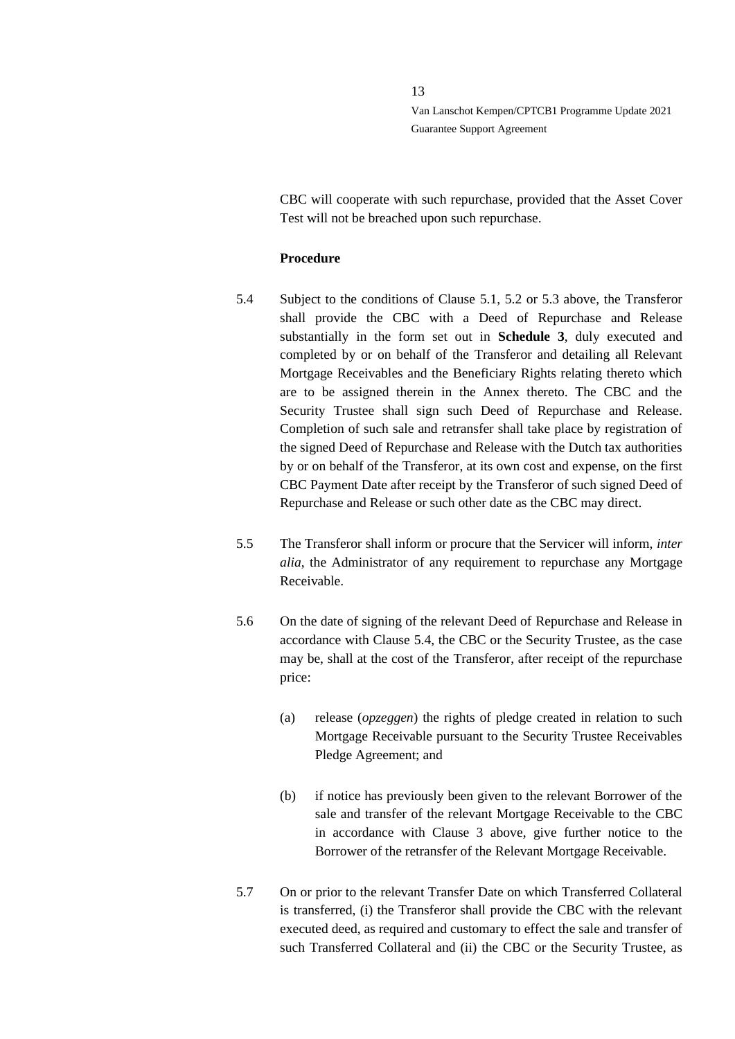CBC will cooperate with such repurchase, provided that the Asset Cover Test will not be breached upon such repurchase.

**Procedure**

5.4 Subject to the conditions of Clause 5.1, 5.2 or 5.3 above, the Transferor shall provide the CBC with a Deed of Repurchase and Release substantially in the form set out in **Schedule 3**, duly executed and completed by or on behalf of the Transferor and detailing all Relevant Mortgage Receivables and the Beneficiary Rights relating thereto which are to be assigned therein in the Annex thereto. The CBC and the Security Trustee shall sign such Deed of Repurchase and Release. Completion of such sale and retransfer shall take place by registration of the signed Deed of Repurchase and Release with the Dutch tax authorities by or on behalf of the Transferor, at its own cost and expense, on the first CBC Payment Date after receipt by the Transferor of such signed Deed of Repurchase and Release or such other date as the CBC may direct.

5.5 The Transferor shall inform or procure that the Servicer will inform, *inter alia*, the Administrator of any requirement to repurchase any Mortgage Receivable.

5.6 On the date of signing of the relevant Deed of Repurchase and Release in accordance with Clause 5.4, the CBC or the Security Trustee, as the case may be, shall at the cost of the Transferor, after receipt of the repurchase price:

(a) release (*opzeggen*) the rights of pledge created in relation to such Mortgage Receivable pursuant to the Security Trustee Receivables Pledge Agreement; and

(b) if notice has previously been given to the relevant Borrower of the sale and transfer of the relevant Mortgage Receivable to the CBC in accordance with Clause 3 above, give further notice to the Borrower of the retransfer of the Relevant Mortgage Receivable.

5.7 On or prior to the relevant Transfer Date on which Transferred Collateral is transferred, (i) the Transferor shall provide the CBC with the relevant executed deed, as required and customary to effect the sale and transfer of such Transferred Collateral and (ii) the CBC or the Security Trustee, as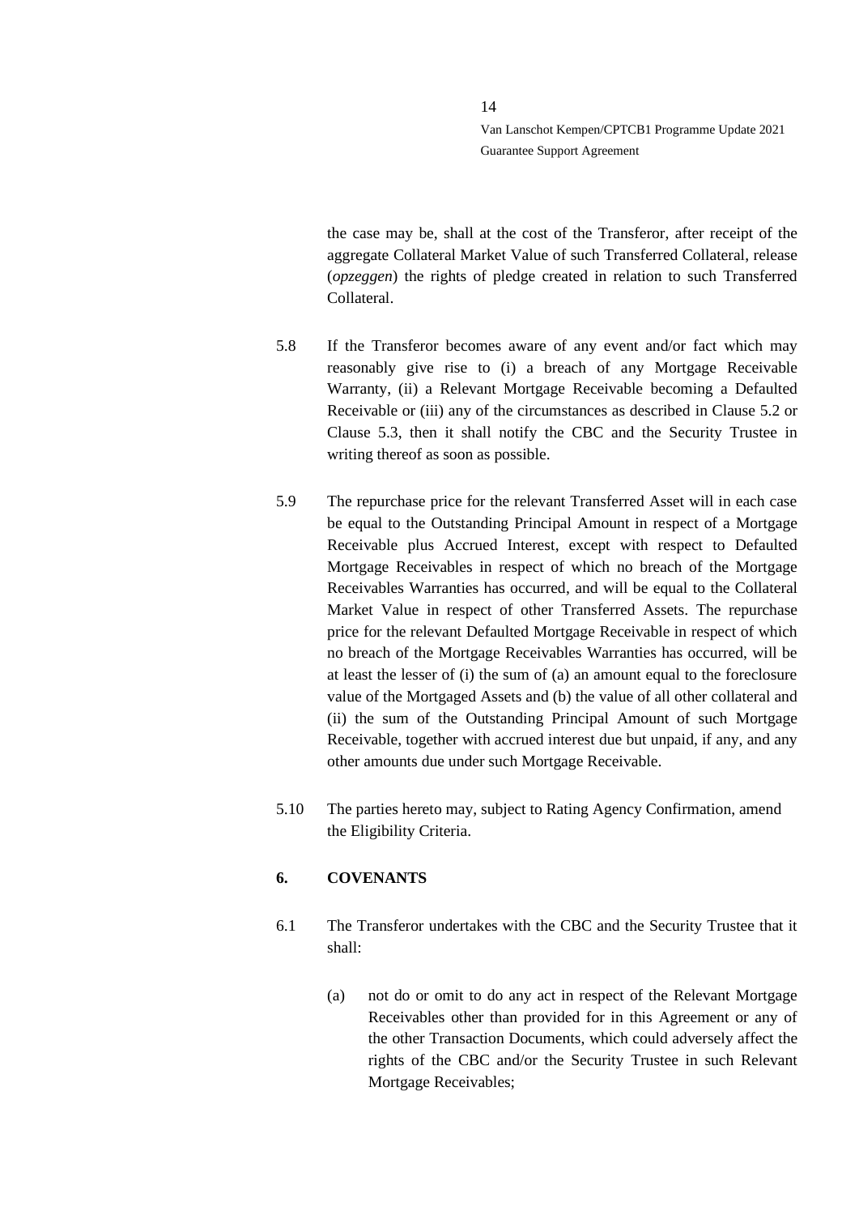the case may be, shall at the cost of the Transferor, after receipt of the aggregate Collateral Market Value of such Transferred Collateral, release (*opzeggen*) the rights of pledge created in relation to such Transferred Collateral.

5.8 If the Transferor becomes aware of any event and/or fact which may reasonably give rise to (i) a breach of any Mortgage Receivable Warranty, (ii) a Relevant Mortgage Receivable becoming a Defaulted Receivable or (iii) any of the circumstances as described in Clause 5.2 or Clause 5.3, then it shall notify the CBC and the Security Trustee in writing thereof as soon as possible.

5.9 The repurchase price for the relevant Transferred Asset will in each case be equal to the Outstanding Principal Amount in respect of a Mortgage Receivable plus Accrued Interest, except with respect to Defaulted Mortgage Receivables in respect of which no breach of the Mortgage Receivables Warranties has occurred, and will be equal to the Collateral Market Value in respect of other Transferred Assets. The repurchase price for the relevant Defaulted Mortgage Receivable in respect of which no breach of the Mortgage Receivables Warranties has occurred, will be at least the lesser of (i) the sum of (a) an amount equal to the foreclosure value of the Mortgaged Assets and (b) the value of all other collateral and (ii) the sum of the Outstanding Principal Amount of such Mortgage Receivable, together with accrued interest due but unpaid, if any, and any other amounts due under such Mortgage Receivable.

5.10 The parties hereto may, subject to Rating Agency Confirmation, amend the Eligibility Criteria.

## 6. COVENANTS

6.1 The Transferor undertakes with the CBC and the Security Trustee that it shall:

(a) not do or omit to do any act in respect of the Relevant Mortgage Receivables other than provided for in this Agreement or any of the other Transaction Documents, which could adversely affect the rights of the CBC and/or the Security Trustee in such Relevant Mortgage Receivables;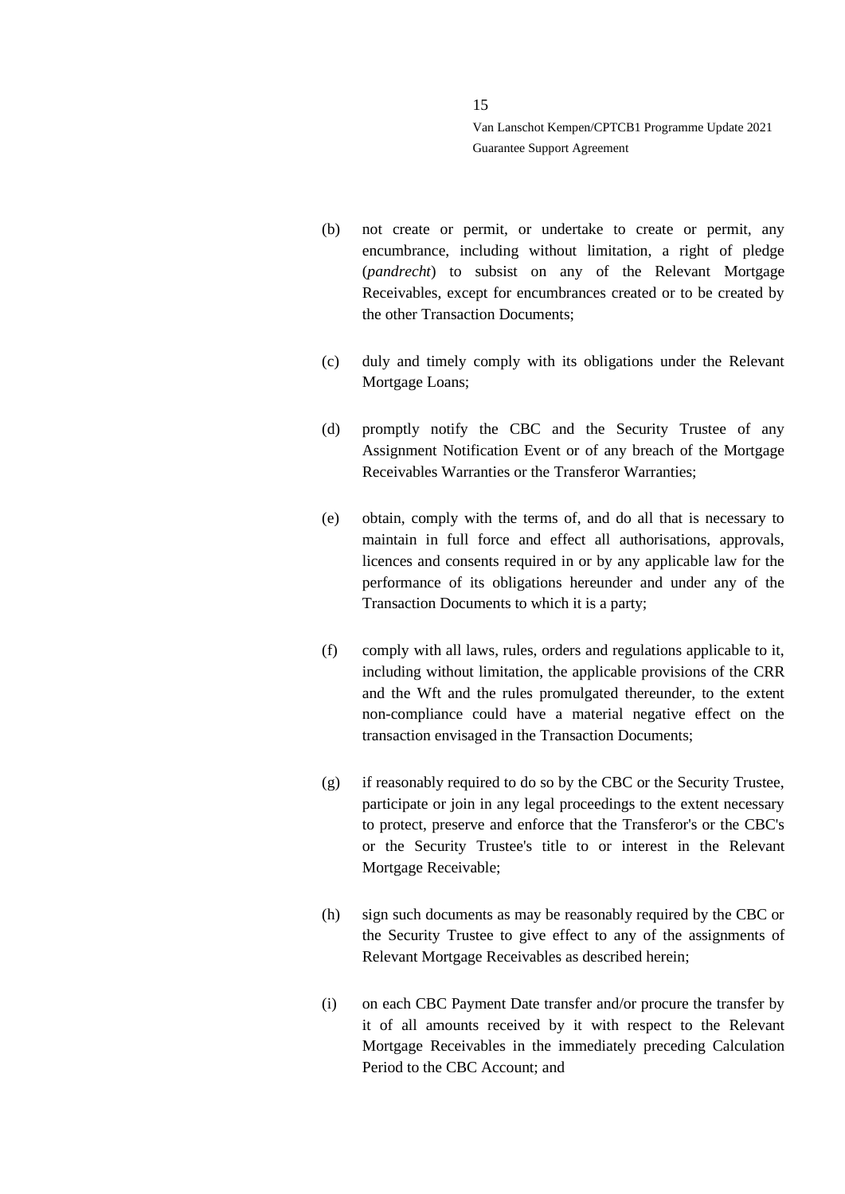(b) not create or permit, or undertake to create or permit, any encumbrance, including without limitation, a right of pledge (*pandrecht*) to subsist on any of the Relevant Mortgage Receivables, except for encumbrances created or to be created by the other Transaction Documents;

(c) duly and timely comply with its obligations under the Relevant Mortgage Loans;

(d) promptly notify the CBC and the Security Trustee of any Assignment Notification Event or of any breach of the Mortgage Receivables Warranties or the Transferor Warranties;

(e) obtain, comply with the terms of, and do all that is necessary to maintain in full force and effect all authorisations, approvals, licences and consents required in or by any applicable law for the performance of its obligations hereunder and under any of the Transaction Documents to which it is a party;

(f) comply with all laws, rules, orders and regulations applicable to it, including without limitation, the applicable provisions of the CRR and the Wft and the rules promulgated thereunder, to the extent non-compliance could have a material negative effect on the transaction envisaged in the Transaction Documents;

(g) if reasonably required to do so by the CBC or the Security Trustee, participate or join in any legal proceedings to the extent necessary to protect, preserve and enforce that the Transferor's or the CBC's or the Security Trustee's title to or interest in the Relevant Mortgage Receivable;

(h) sign such documents as may be reasonably required by the CBC or the Security Trustee to give effect to any of the assignments of Relevant Mortgage Receivables as described herein;

(i) on each CBC Payment Date transfer and/or procure the transfer by it of all amounts received by it with respect to the Relevant Mortgage Receivables in the immediately preceding Calculation Period to the CBC Account; and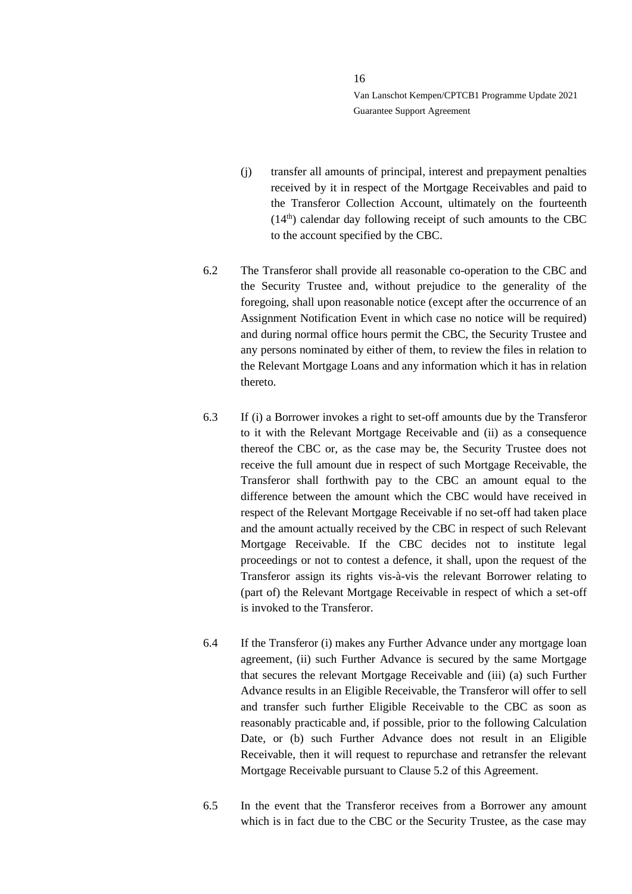(j) transfer all amounts of principal, interest and prepayment penalties received by it in respect of the Mortgage Receivables and paid to the Transferor Collection Account, ultimately on the fourteenth (14th) calendar day following receipt of such amounts to the CBC to the account specified by the CBC.

6.2 The Transferor shall provide all reasonable co-operation to the CBC and the Security Trustee and, without prejudice to the generality of the foregoing, shall upon reasonable notice (except after the occurrence of an Assignment Notification Event in which case no notice will be required) and during normal office hours permit the CBC, the Security Trustee and any persons nominated by either of them, to review the files in relation to the Relevant Mortgage Loans and any information which it has in relation thereto.

6.3 If (i) a Borrower invokes a right to set-off amounts due by the Transferor to it with the Relevant Mortgage Receivable and (ii) as a consequence thereof the CBC or, as the case may be, the Security Trustee does not receive the full amount due in respect of such Mortgage Receivable, the Transferor shall forthwith pay to the CBC an amount equal to the difference between the amount which the CBC would have received in respect of the Relevant Mortgage Receivable if no set-off had taken place and the amount actually received by the CBC in respect of such Relevant Mortgage Receivable. If the CBC decides not to institute legal proceedings or not to contest a defence, it shall, upon the request of the Transferor assign its rights vis-à-vis the relevant Borrower relating to (part of) the Relevant Mortgage Receivable in respect of which a set-off is invoked to the Transferor.

6.4 If the Transferor (i) makes any Further Advance under any mortgage loan agreement, (ii) such Further Advance is secured by the same Mortgage that secures the relevant Mortgage Receivable and (iii) (a) such Further Advance results in an Eligible Receivable, the Transferor will offer to sell and transfer such further Eligible Receivable to the CBC as soon as reasonably practicable and, if possible, prior to the following Calculation Date, or (b) such Further Advance does not result in an Eligible Receivable, then it will request to repurchase and retransfer the relevant Mortgage Receivable pursuant to Clause 5.2 of this Agreement.

6.5 In the event that the Transferor receives from a Borrower any amount which is in fact due to the CBC or the Security Trustee, as the case may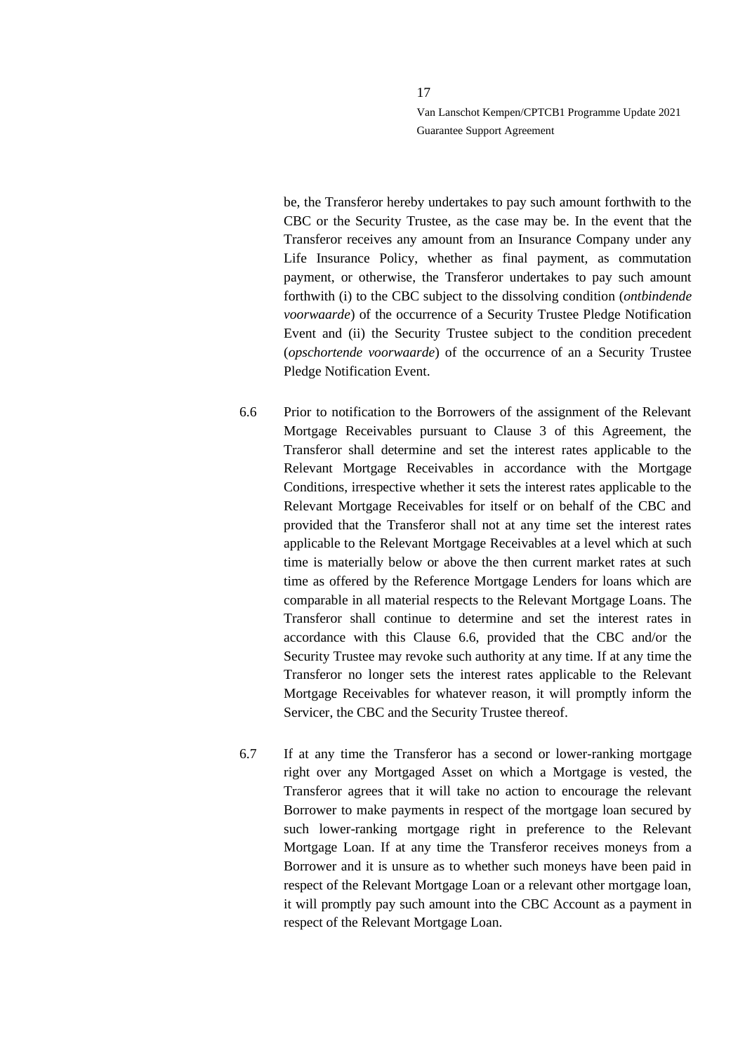be, the Transferor hereby undertakes to pay such amount forthwith to the CBC or the Security Trustee, as the case may be. In the event that the Transferor receives any amount from an Insurance Company under any Life Insurance Policy, whether as final payment, as commutation payment, or otherwise, the Transferor undertakes to pay such amount forthwith (i) to the CBC subject to the dissolving condition (*ontbindende voorwaarde*) of the occurrence of a Security Trustee Pledge Notification Event and (ii) the Security Trustee subject to the condition precedent (*opschortende voorwaarde*) of the occurrence of an a Security Trustee Pledge Notification Event.

6.6 Prior to notification to the Borrowers of the assignment of the Relevant Mortgage Receivables pursuant to Clause 3 of this Agreement, the Transferor shall determine and set the interest rates applicable to the Relevant Mortgage Receivables in accordance with the Mortgage Conditions, irrespective whether it sets the interest rates applicable to the Relevant Mortgage Receivables for itself or on behalf of the CBC and provided that the Transferor shall not at any time set the interest rates applicable to the Relevant Mortgage Receivables at a level which at such time is materially below or above the then current market rates at such time as offered by the Reference Mortgage Lenders for loans which are comparable in all material respects to the Relevant Mortgage Loans. The Transferor shall continue to determine and set the interest rates in accordance with this Clause 6.6, provided that the CBC and/or the Security Trustee may revoke such authority at any time. If at any time the Transferor no longer sets the interest rates applicable to the Relevant Mortgage Receivables for whatever reason, it will promptly inform the Servicer, the CBC and the Security Trustee thereof.

6.7 If at any time the Transferor has a second or lower-ranking mortgage right over any Mortgaged Asset on which a Mortgage is vested, the Transferor agrees that it will take no action to encourage the relevant Borrower to make payments in respect of the mortgage loan secured by such lower-ranking mortgage right in preference to the Relevant Mortgage Loan. If at any time the Transferor receives moneys from a Borrower and it is unsure as to whether such moneys have been paid in respect of the Relevant Mortgage Loan or a relevant other mortgage loan, it will promptly pay such amount into the CBC Account as a payment in respect of the Relevant Mortgage Loan.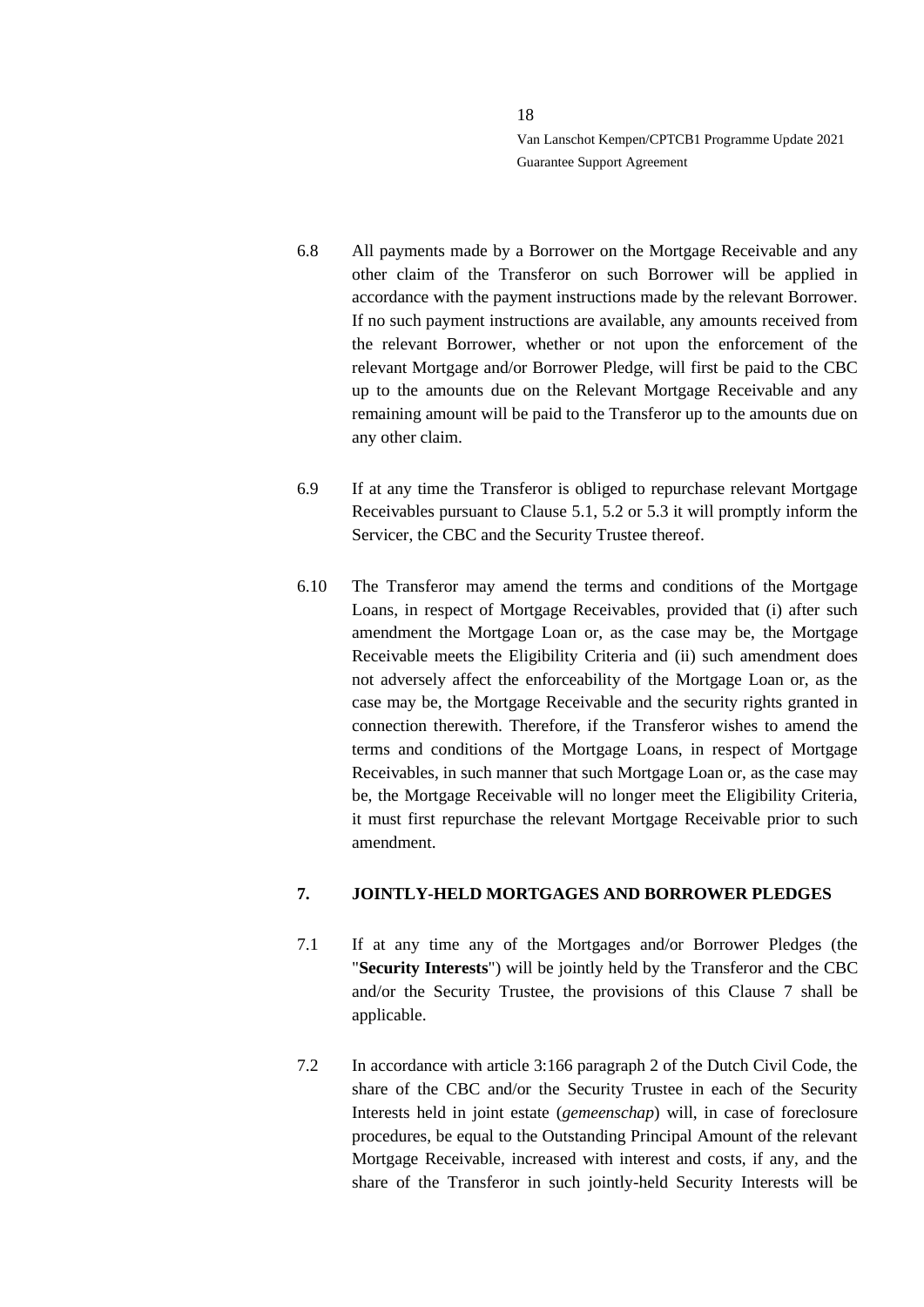6.8 All payments made by a Borrower on the Mortgage Receivable and any other claim of the Transferor on such Borrower will be applied in accordance with the payment instructions made by the relevant Borrower. If no such payment instructions are available, any amounts received from the relevant Borrower, whether or not upon the enforcement of the relevant Mortgage and/or Borrower Pledge, will first be paid to the CBC up to the amounts due on the Relevant Mortgage Receivable and any remaining amount will be paid to the Transferor up to the amounts due on any other claim.

6.9 If at any time the Transferor is obliged to repurchase relevant Mortgage Receivables pursuant to Clause 5.1, 5.2 or 5.3 it will promptly inform the Servicer, the CBC and the Security Trustee thereof.

6.10 The Transferor may amend the terms and conditions of the Mortgage Loans, in respect of Mortgage Receivables, provided that (i) after such amendment the Mortgage Loan or, as the case may be, the Mortgage Receivable meets the Eligibility Criteria and (ii) such amendment does not adversely affect the enforceability of the Mortgage Loan or, as the case may be, the Mortgage Receivable and the security rights granted in connection therewith. Therefore, if the Transferor wishes to amend the terms and conditions of the Mortgage Loans, in respect of Mortgage Receivables, in such manner that such Mortgage Loan or, as the case may be, the Mortgage Receivable will no longer meet the Eligibility Criteria, it must first repurchase the relevant Mortgage Receivable prior to such amendment.

## 7. JOINTLY-HELD MORTGAGES AND BORROWER PLEDGES

7.1 If at any time any of the Mortgages and/or Borrower Pledges (the "**Security Interests**") will be jointly held by the Transferor and the CBC and/or the Security Trustee, the provisions of this Clause 7 shall be applicable.

7.2 In accordance with article 3:166 paragraph 2 of the Dutch Civil Code, the share of the CBC and/or the Security Trustee in each of the Security Interests held in joint estate (*gemeenschap*) will, in case of foreclosure procedures, be equal to the Outstanding Principal Amount of the relevant Mortgage Receivable, increased with interest and costs, if any, and the share of the Transferor in such jointly-held Security Interests will be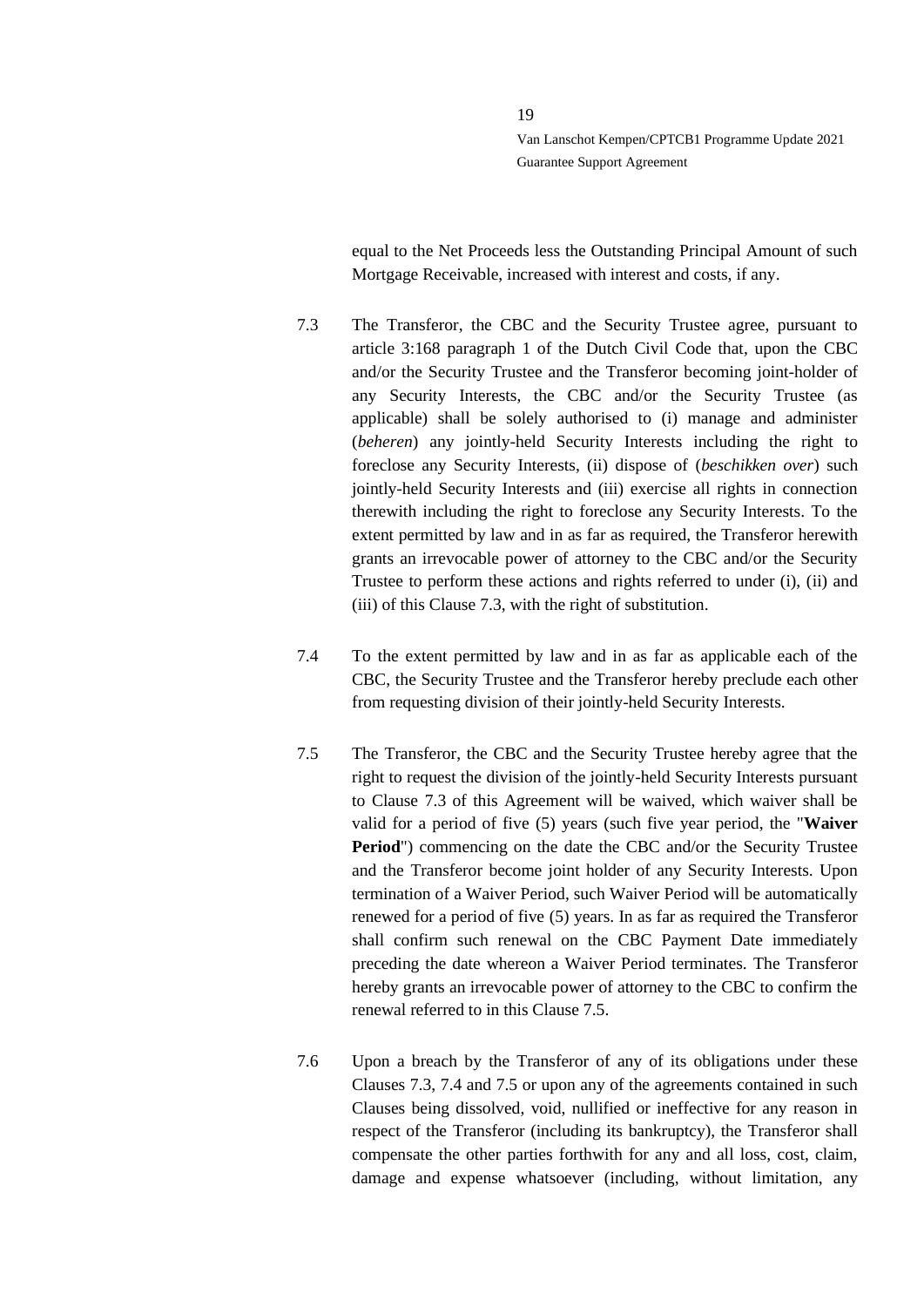equal to the Net Proceeds less the Outstanding Principal Amount of such Mortgage Receivable, increased with interest and costs, if any.

7.3 The Transferor, the CBC and the Security Trustee agree, pursuant to article 3:168 paragraph 1 of the Dutch Civil Code that, upon the CBC and/or the Security Trustee and the Transferor becoming joint-holder of any Security Interests, the CBC and/or the Security Trustee (as applicable) shall be solely authorised to (i) manage and administer (*beheren*) any jointly-held Security Interests including the right to foreclose any Security Interests, (ii) dispose of (*beschikken over*) such jointly-held Security Interests and (iii) exercise all rights in connection therewith including the right to foreclose any Security Interests. To the extent permitted by law and in as far as required, the Transferor herewith grants an irrevocable power of attorney to the CBC and/or the Security Trustee to perform these actions and rights referred to under (i), (ii) and (iii) of this Clause 7.3, with the right of substitution.

7.4 To the extent permitted by law and in as far as applicable each of the CBC, the Security Trustee and the Transferor hereby preclude each other from requesting division of their jointly-held Security Interests.

7.5 The Transferor, the CBC and the Security Trustee hereby agree that the right to request the division of the jointly-held Security Interests pursuant to Clause 7.3 of this Agreement will be waived, which waiver shall be valid for a period of five (5) years (such five year period, the "**Waiver Period**") commencing on the date the CBC and/or the Security Trustee and the Transferor become joint holder of any Security Interests. Upon termination of a Waiver Period, such Waiver Period will be automatically renewed for a period of five (5) years. In as far as required the Transferor shall confirm such renewal on the CBC Payment Date immediately preceding the date whereon a Waiver Period terminates. The Transferor hereby grants an irrevocable power of attorney to the CBC to confirm the renewal referred to in this Clause 7.5.

7.6 Upon a breach by the Transferor of any of its obligations under these Clauses 7.3, 7.4 and 7.5 or upon any of the agreements contained in such Clauses being dissolved, void, nullified or ineffective for any reason in respect of the Transferor (including its bankruptcy), the Transferor shall compensate the other parties forthwith for any and all loss, cost, claim, damage and expense whatsoever (including, without limitation, any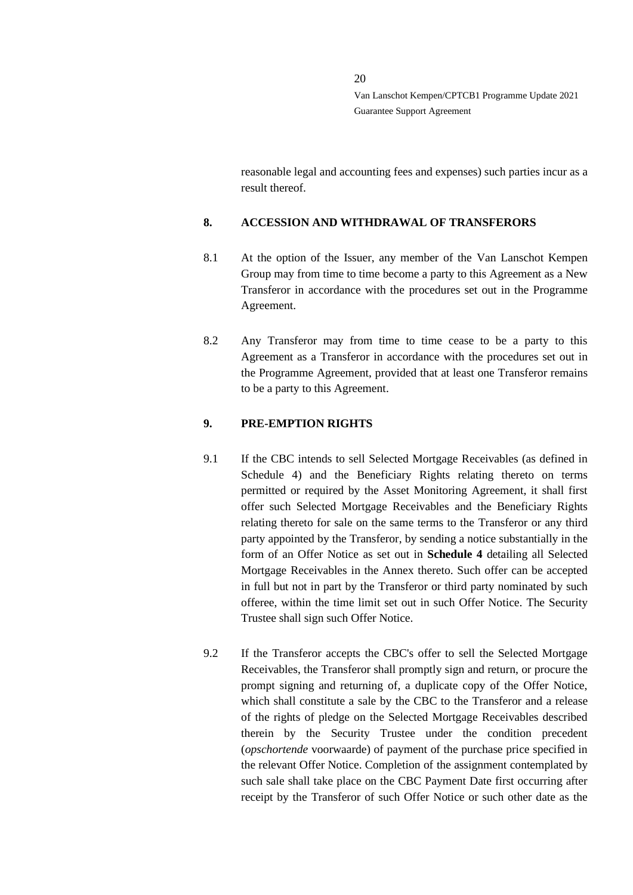reasonable legal and accounting fees and expenses) such parties incur as a result thereof.

## 8. ACCESSION AND WITHDRAWAL OF TRANSFERORS

8.1 At the option of the Issuer, any member of the Van Lanschot Kempen Group may from time to time become a party to this Agreement as a New Transferor in accordance with the procedures set out in the Programme Agreement.

8.2 Any Transferor may from time to time cease to be a party to this Agreement as a Transferor in accordance with the procedures set out in the Programme Agreement, provided that at least one Transferor remains to be a party to this Agreement.

## 9. PRE-EMPTION RIGHTS

9.1 If the CBC intends to sell Selected Mortgage Receivables (as defined in Schedule 4) and the Beneficiary Rights relating thereto on terms permitted or required by the Asset Monitoring Agreement, it shall first offer such Selected Mortgage Receivables and the Beneficiary Rights relating thereto for sale on the same terms to the Transferor or any third party appointed by the Transferor, by sending a notice substantially in the form of an Offer Notice as set out in **Schedule 4** detailing all Selected Mortgage Receivables in the Annex thereto. Such offer can be accepted in full but not in part by the Transferor or third party nominated by such offeree, within the time limit set out in such Offer Notice. The Security Trustee shall sign such Offer Notice.

9.2 If the Transferor accepts the CBC's offer to sell the Selected Mortgage Receivables, the Transferor shall promptly sign and return, or procure the prompt signing and returning of, a duplicate copy of the Offer Notice, which shall constitute a sale by the CBC to the Transferor and a release of the rights of pledge on the Selected Mortgage Receivables described therein by the Security Trustee under the condition precedent (*opschortende* voorwaarde) of payment of the purchase price specified in the relevant Offer Notice. Completion of the assignment contemplated by such sale shall take place on the CBC Payment Date first occurring after receipt by the Transferor of such Offer Notice or such other date as the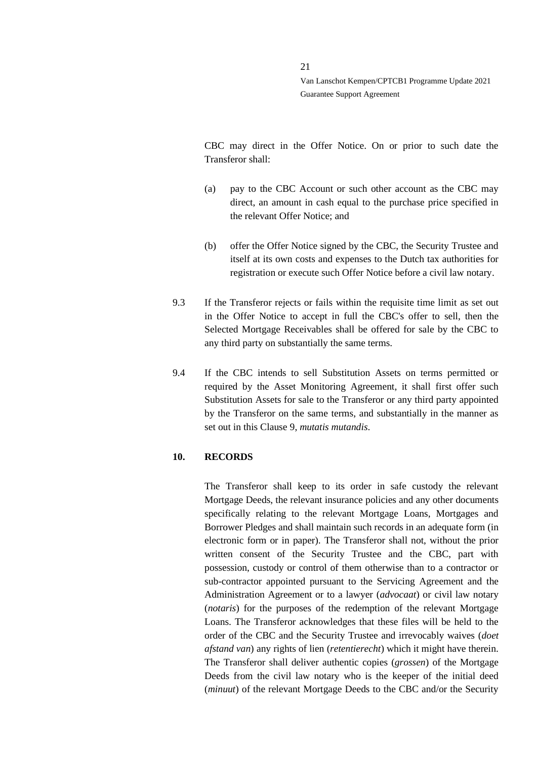CBC may direct in the Offer Notice. On or prior to such date the Transferor shall:

(a) pay to the CBC Account or such other account as the CBC may direct, an amount in cash equal to the purchase price specified in the relevant Offer Notice; and

(b) offer the Offer Notice signed by the CBC, the Security Trustee and itself at its own costs and expenses to the Dutch tax authorities for registration or execute such Offer Notice before a civil law notary.

9.3 If the Transferor rejects or fails within the requisite time limit as set out in the Offer Notice to accept in full the CBC's offer to sell, then the Selected Mortgage Receivables shall be offered for sale by the CBC to any third party on substantially the same terms.

9.4 If the CBC intends to sell Substitution Assets on terms permitted or required by the Asset Monitoring Agreement, it shall first offer such Substitution Assets for sale to the Transferor or any third party appointed by the Transferor on the same terms, and substantially in the manner as set out in this Clause 9, *mutatis mutandis*.

## 10. RECORDS

The Transferor shall keep to its order in safe custody the relevant Mortgage Deeds, the relevant insurance policies and any other documents specifically relating to the relevant Mortgage Loans, Mortgages and Borrower Pledges and shall maintain such records in an adequate form (in electronic form or in paper). The Transferor shall not, without the prior written consent of the Security Trustee and the CBC, part with possession, custody or control of them otherwise than to a contractor or sub-contractor appointed pursuant to the Servicing Agreement and the Administration Agreement or to a lawyer (*advocaat*) or civil law notary (*notaris*) for the purposes of the redemption of the relevant Mortgage Loans. The Transferor acknowledges that these files will be held to the order of the CBC and the Security Trustee and irrevocably waives (*doet afstand van*) any rights of lien (*retentierecht*) which it might have therein. The Transferor shall deliver authentic copies (*grossen*) of the Mortgage Deeds from the civil law notary who is the keeper of the initial deed (*minuut*) of the relevant Mortgage Deeds to the CBC and/or the Security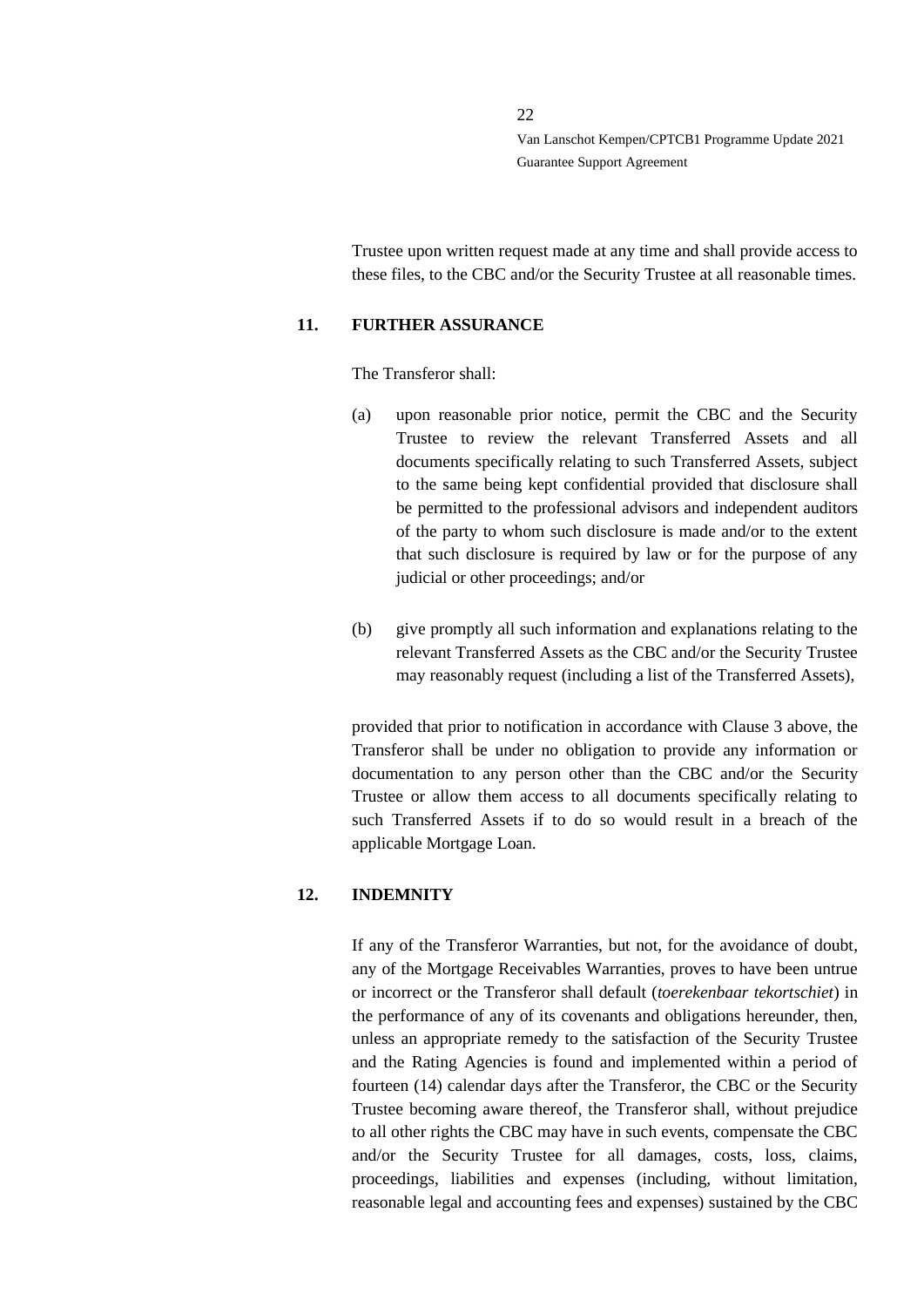Trustee upon written request made at any time and shall provide access to these files, to the CBC and/or the Security Trustee at all reasonable times.

## 11. FURTHER ASSURANCE

The Transferor shall:

(a) upon reasonable prior notice, permit the CBC and the Security Trustee to review the relevant Transferred Assets and all documents specifically relating to such Transferred Assets, subject to the same being kept confidential provided that disclosure shall be permitted to the professional advisors and independent auditors of the party to whom such disclosure is made and/or to the extent that such disclosure is required by law or for the purpose of any judicial or other proceedings; and/or

(b) give promptly all such information and explanations relating to the relevant Transferred Assets as the CBC and/or the Security Trustee may reasonably request (including a list of the Transferred Assets),

provided that prior to notification in accordance with Clause 3 above, the Transferor shall be under no obligation to provide any information or documentation to any person other than the CBC and/or the Security Trustee or allow them access to all documents specifically relating to such Transferred Assets if to do so would result in a breach of the applicable Mortgage Loan.

## 12. INDEMNITY

If any of the Transferor Warranties, but not, for the avoidance of doubt, any of the Mortgage Receivables Warranties, proves to have been untrue or incorrect or the Transferor shall default (*toerekenbaar tekortschiet*) in the performance of any of its covenants and obligations hereunder, then, unless an appropriate remedy to the satisfaction of the Security Trustee and the Rating Agencies is found and implemented within a period of fourteen (14) calendar days after the Transferor, the CBC or the Security Trustee becoming aware thereof, the Transferor shall, without prejudice to all other rights the CBC may have in such events, compensate the CBC and/or the Security Trustee for all damages, costs, loss, claims, proceedings, liabilities and expenses (including, without limitation, reasonable legal and accounting fees and expenses) sustained by the CBC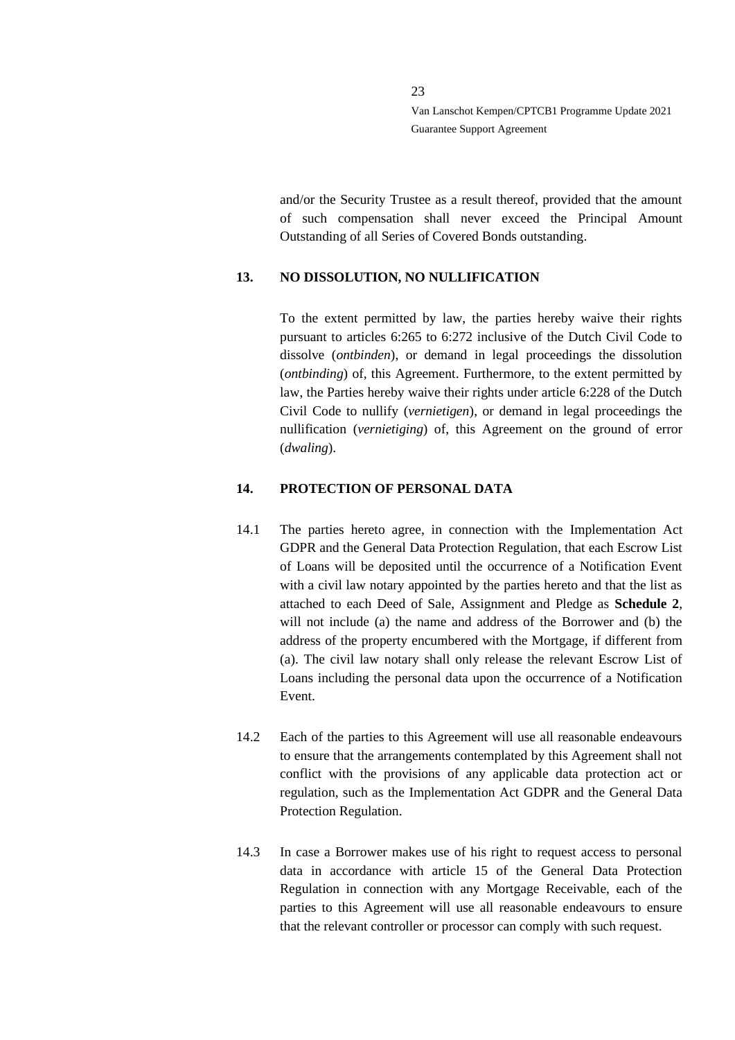and/or the Security Trustee as a result thereof, provided that the amount of such compensation shall never exceed the Principal Amount Outstanding of all Series of Covered Bonds outstanding.

## 13. NO DISSOLUTION, NO NULLIFICATION

To the extent permitted by law, the parties hereby waive their rights pursuant to articles 6:265 to 6:272 inclusive of the Dutch Civil Code to dissolve (*ontbinden*), or demand in legal proceedings the dissolution (*ontbinding*) of, this Agreement. Furthermore, to the extent permitted by law, the Parties hereby waive their rights under article 6:228 of the Dutch Civil Code to nullify (*vernietigen*), or demand in legal proceedings the nullification (*vernietiging*) of, this Agreement on the ground of error (*dwaling*).

## 14. PROTECTION OF PERSONAL DATA

14.1 The parties hereto agree, in connection with the Implementation Act GDPR and the General Data Protection Regulation, that each Escrow List of Loans will be deposited until the occurrence of a Notification Event with a civil law notary appointed by the parties hereto and that the list as attached to each Deed of Sale, Assignment and Pledge as **Schedule 2**, will not include (a) the name and address of the Borrower and (b) the address of the property encumbered with the Mortgage, if different from (a). The civil law notary shall only release the relevant Escrow List of Loans including the personal data upon the occurrence of a Notification Event.

14.2 Each of the parties to this Agreement will use all reasonable endeavours to ensure that the arrangements contemplated by this Agreement shall not conflict with the provisions of any applicable data protection act or regulation, such as the Implementation Act GDPR and the General Data Protection Regulation.

14.3 In case a Borrower makes use of his right to request access to personal data in accordance with article 15 of the General Data Protection Regulation in connection with any Mortgage Receivable, each of the parties to this Agreement will use all reasonable endeavours to ensure that the relevant controller or processor can comply with such request.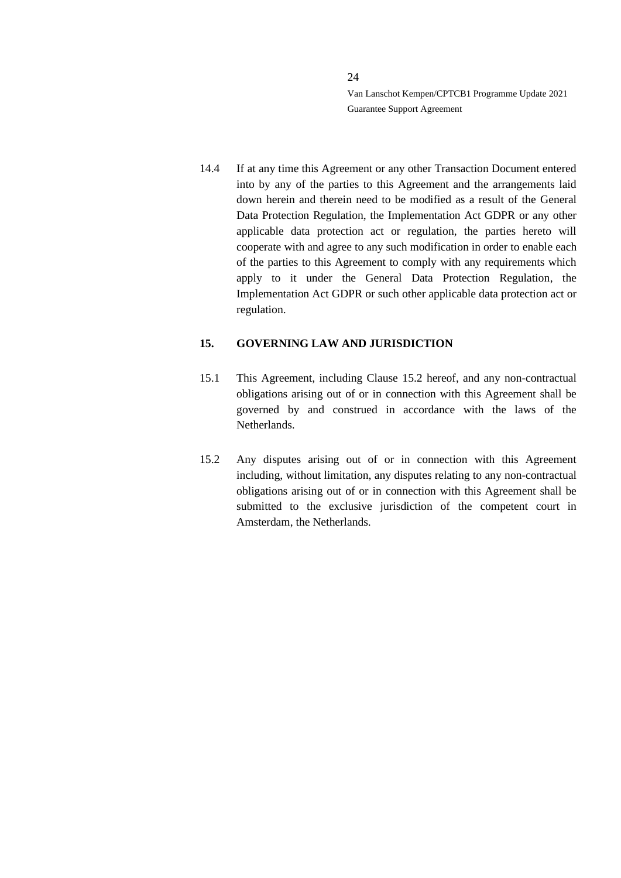14.4 If at any time this Agreement or any other Transaction Document entered into by any of the parties to this Agreement and the arrangements laid down herein and therein need to be modified as a result of the General Data Protection Regulation, the Implementation Act GDPR or any other applicable data protection act or regulation, the parties hereto will cooperate with and agree to any such modification in order to enable each of the parties to this Agreement to comply with any requirements which apply to it under the General Data Protection Regulation, the Implementation Act GDPR or such other applicable data protection act or regulation.

## 15. GOVERNING LAW AND JURISDICTION

15.1 This Agreement, including Clause 15.2 hereof, and any non-contractual obligations arising out of or in connection with this Agreement shall be governed by and construed in accordance with the laws of the Netherlands.

15.2 Any disputes arising out of or in connection with this Agreement including, without limitation, any disputes relating to any non-contractual obligations arising out of or in connection with this Agreement shall be submitted to the exclusive jurisdiction of the competent court in Amsterdam, the Netherlands.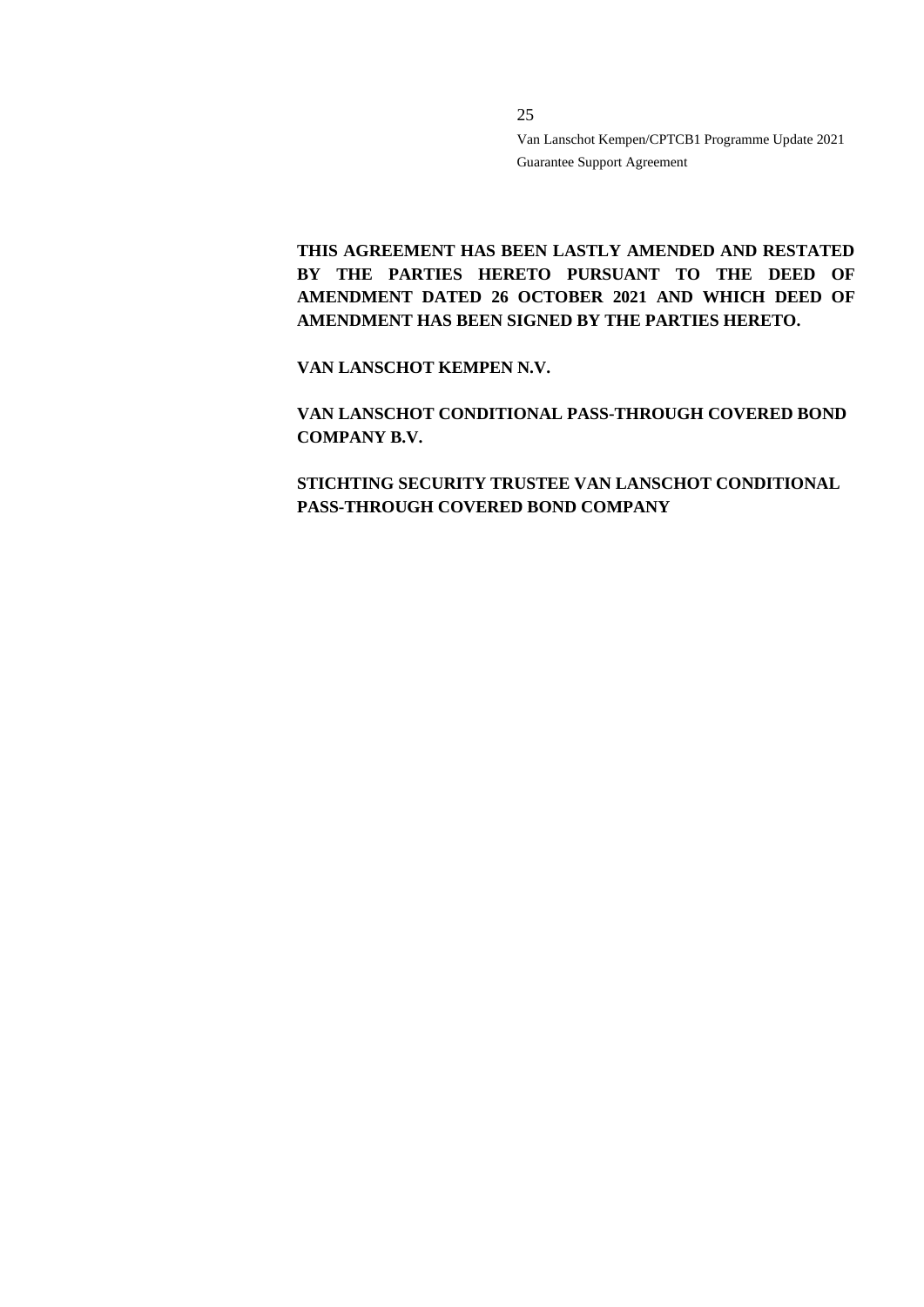**THIS AGREEMENT HAS BEEN LASTLY AMENDED AND RESTATED BY THE PARTIES HERETO PURSUANT TO THE DEED OF AMENDMENT DATED 26 OCTOBER 2021 AND WHICH DEED OF AMENDMENT HAS BEEN SIGNED BY THE PARTIES HERETO.**

**VAN LANSCHOT KEMPEN N.V.**

**VAN LANSCHOT CONDITIONAL PASS-THROUGH COVERED BOND COMPANY B.V.**

**STICHTING SECURITY TRUSTEE VAN LANSCHOT CONDITIONAL PASS-THROUGH COVERED BOND COMPANY**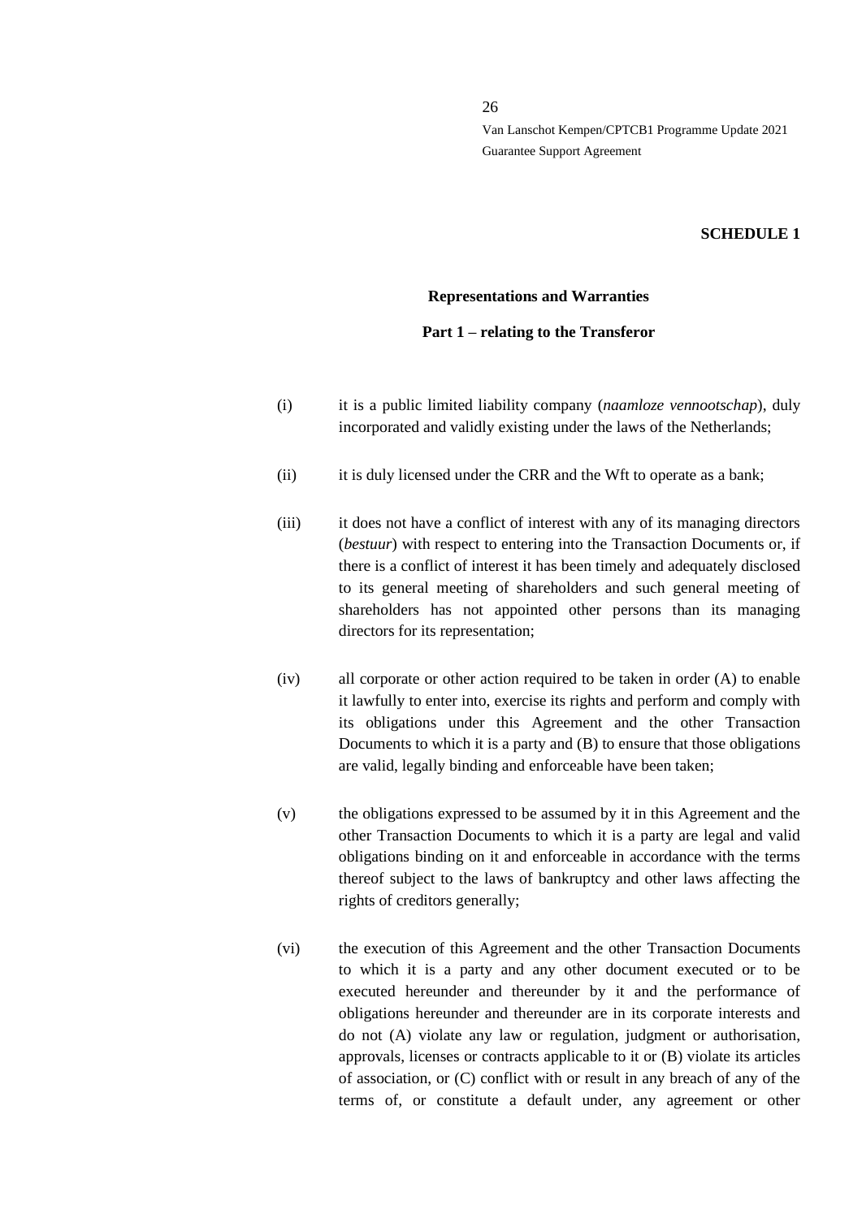**SCHEDULE 1**

**Representations and Warranties**

**Part 1 – relating to the Transferor**

(i) it is a public limited liability company (*naamloze vennootschap*), duly incorporated and validly existing under the laws of the Netherlands;

(ii) it is duly licensed under the CRR and the Wft to operate as a bank;

(iii) it does not have a conflict of interest with any of its managing directors (*bestuur*) with respect to entering into the Transaction Documents or, if there is a conflict of interest it has been timely and adequately disclosed to its general meeting of shareholders and such general meeting of shareholders has not appointed other persons than its managing directors for its representation;

(iv) all corporate or other action required to be taken in order (A) to enable it lawfully to enter into, exercise its rights and perform and comply with its obligations under this Agreement and the other Transaction Documents to which it is a party and (B) to ensure that those obligations are valid, legally binding and enforceable have been taken;

(v) the obligations expressed to be assumed by it in this Agreement and the other Transaction Documents to which it is a party are legal and valid obligations binding on it and enforceable in accordance with the terms thereof subject to the laws of bankruptcy and other laws affecting the rights of creditors generally;

(vi) the execution of this Agreement and the other Transaction Documents to which it is a party and any other document executed or to be executed hereunder and thereunder by it and the performance of obligations hereunder and thereunder are in its corporate interests and do not (A) violate any law or regulation, judgment or authorisation, approvals, licenses or contracts applicable to it or (B) violate its articles of association, or (C) conflict with or result in any breach of any of the terms of, or constitute a default under, any agreement or other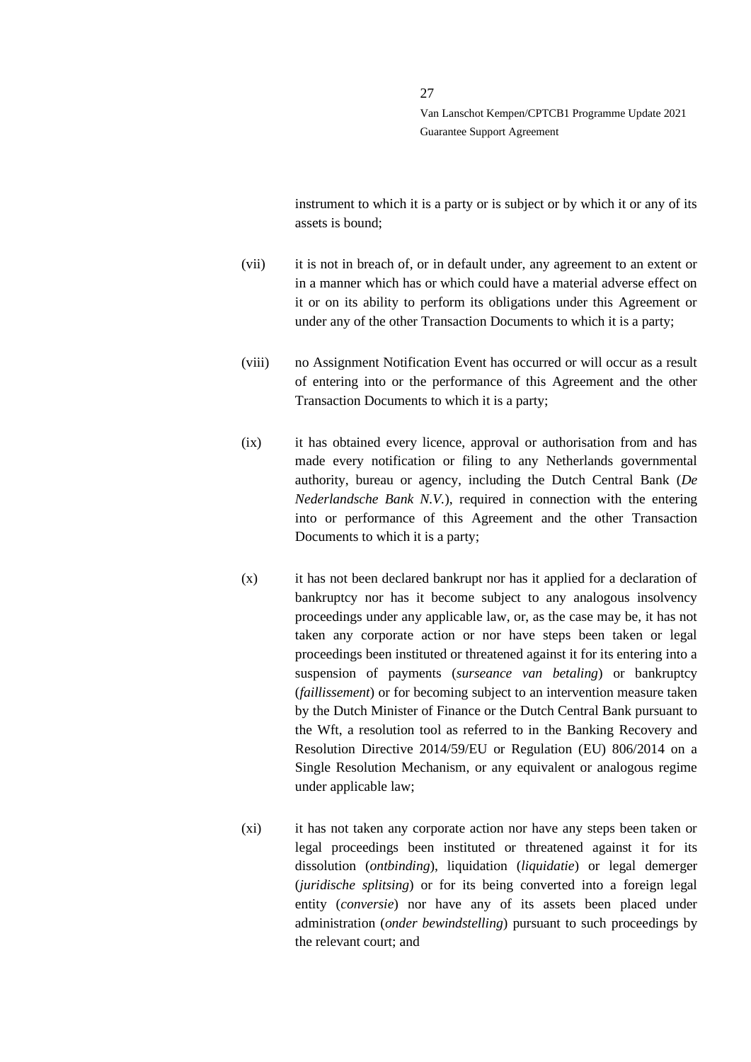instrument to which it is a party or is subject or by which it or any of its assets is bound;

(vii) it is not in breach of, or in default under, any agreement to an extent or in a manner which has or which could have a material adverse effect on it or on its ability to perform its obligations under this Agreement or under any of the other Transaction Documents to which it is a party;

(viii) no Assignment Notification Event has occurred or will occur as a result of entering into or the performance of this Agreement and the other Transaction Documents to which it is a party;

(ix) it has obtained every licence, approval or authorisation from and has made every notification or filing to any Netherlands governmental authority, bureau or agency, including the Dutch Central Bank (*De Nederlandsche Bank N.V.*), required in connection with the entering into or performance of this Agreement and the other Transaction Documents to which it is a party;

(x) it has not been declared bankrupt nor has it applied for a declaration of bankruptcy nor has it become subject to any analogous insolvency proceedings under any applicable law, or, as the case may be, it has not taken any corporate action or nor have steps been taken or legal proceedings been instituted or threatened against it for its entering into a suspension of payments (*surseance van betaling*) or bankruptcy (*faillissement*) or for becoming subject to an intervention measure taken by the Dutch Minister of Finance or the Dutch Central Bank pursuant to the Wft, a resolution tool as referred to in the Banking Recovery and Resolution Directive 2014/59/EU or Regulation (EU) 806/2014 on a Single Resolution Mechanism, or any equivalent or analogous regime under applicable law;

(xi) it has not taken any corporate action nor have any steps been taken or legal proceedings been instituted or threatened against it for its dissolution (*ontbinding*), liquidation (*liquidatie*) or legal demerger (*juridische splitsing*) or for its being converted into a foreign legal entity (*conversie*) nor have any of its assets been placed under administration (*onder bewindstelling*) pursuant to such proceedings by the relevant court; and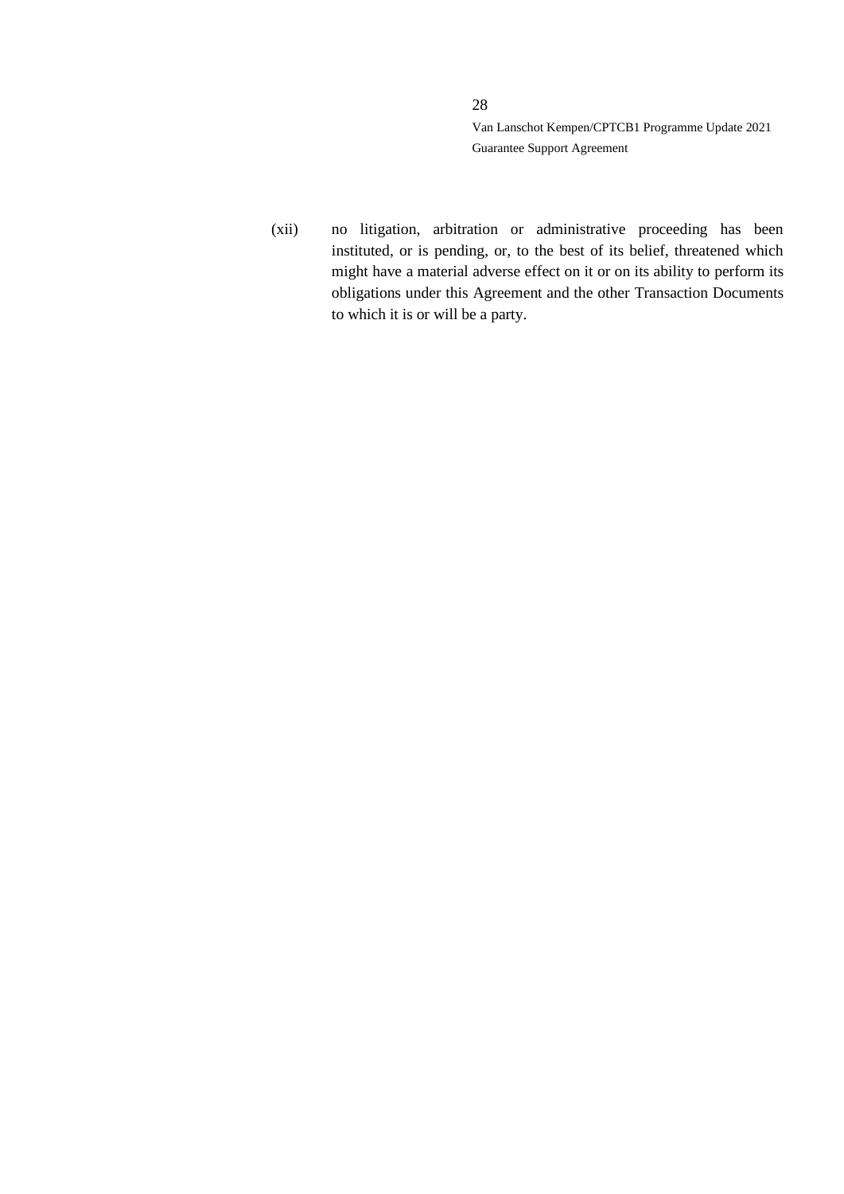(xii) no litigation, arbitration or administrative proceeding has been instituted, or is pending, or, to the best of its belief, threatened which might have a material adverse effect on it or on its ability to perform its obligations under this Agreement and the other Transaction Documents to which it is or will be a party.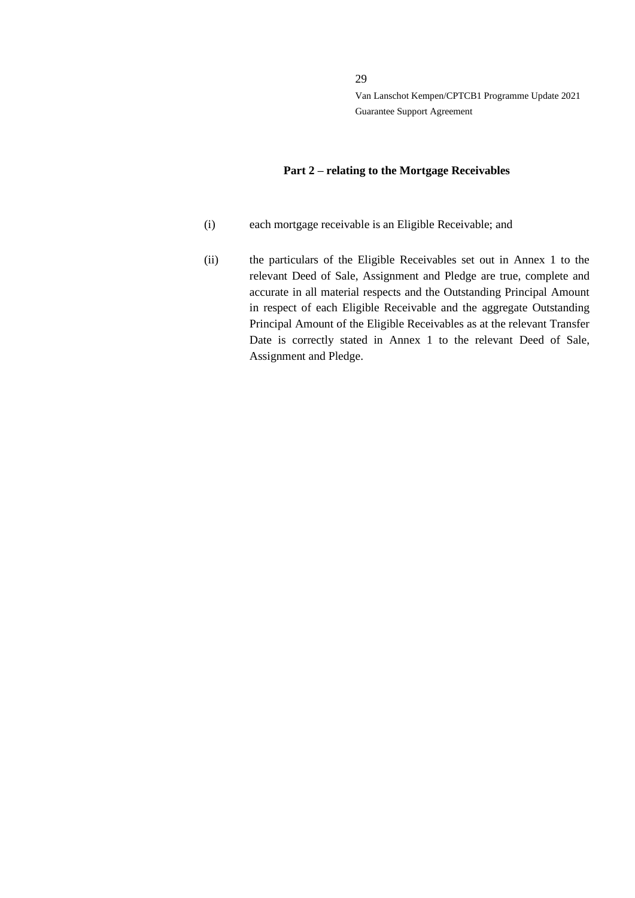**Part 2 – relating to the Mortgage Receivables**

(i) each mortgage receivable is an Eligible Receivable; and

(ii) the particulars of the Eligible Receivables set out in Annex 1 to the relevant Deed of Sale, Assignment and Pledge are true, complete and accurate in all material respects and the Outstanding Principal Amount in respect of each Eligible Receivable and the aggregate Outstanding Principal Amount of the Eligible Receivables as at the relevant Transfer Date is correctly stated in Annex 1 to the relevant Deed of Sale, Assignment and Pledge.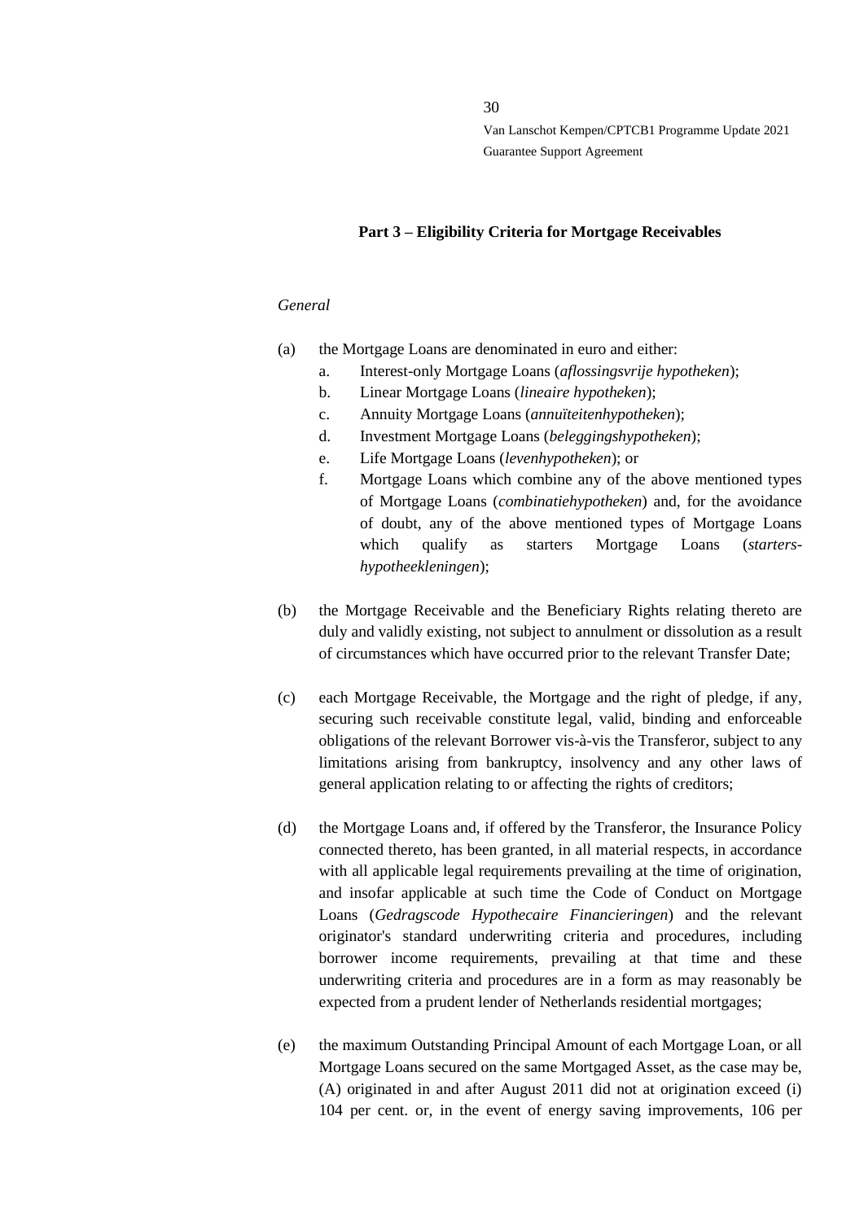**Part 3 – Eligibility Criteria for Mortgage Receivables**

*General*

(a) the Mortgage Loans are denominated in euro and either:

a. Interest-only Mortgage Loans (*aflossingsvrije hypotheken*);
b. Linear Mortgage Loans (*lineaire hypotheken*);
c. Annuity Mortgage Loans (*annuïteitenhypotheken*);
d. Investment Mortgage Loans (*beleggingshypotheken*);
e. Life Mortgage Loans (*levenhypotheken*); or
f. Mortgage Loans which combine any of the above mentioned types of Mortgage Loans (*combinatiehypotheken*) and, for the avoidance of doubt, any of the above mentioned types of Mortgage Loans which qualify as starters Mortgage Loans (*starters-hypotheekleningen*);

(b) the Mortgage Receivable and the Beneficiary Rights relating thereto are duly and validly existing, not subject to annulment or dissolution as a result of circumstances which have occurred prior to the relevant Transfer Date;

(c) each Mortgage Receivable, the Mortgage and the right of pledge, if any, securing such receivable constitute legal, valid, binding and enforceable obligations of the relevant Borrower vis-à-vis the Transferor, subject to any limitations arising from bankruptcy, insolvency and any other laws of general application relating to or affecting the rights of creditors;

(d) the Mortgage Loans and, if offered by the Transferor, the Insurance Policy connected thereto, has been granted, in all material respects, in accordance with all applicable legal requirements prevailing at the time of origination, and insofar applicable at such time the Code of Conduct on Mortgage Loans (*Gedragscode Hypothecaire Financieringen*) and the relevant originator's standard underwriting criteria and procedures, including borrower income requirements, prevailing at that time and these underwriting criteria and procedures are in a form as may reasonably be expected from a prudent lender of Netherlands residential mortgages;

(e) the maximum Outstanding Principal Amount of each Mortgage Loan, or all Mortgage Loans secured on the same Mortgaged Asset, as the case may be, (A) originated in and after August 2011 did not at origination exceed (i) 104 per cent. or, in the event of energy saving improvements, 106 per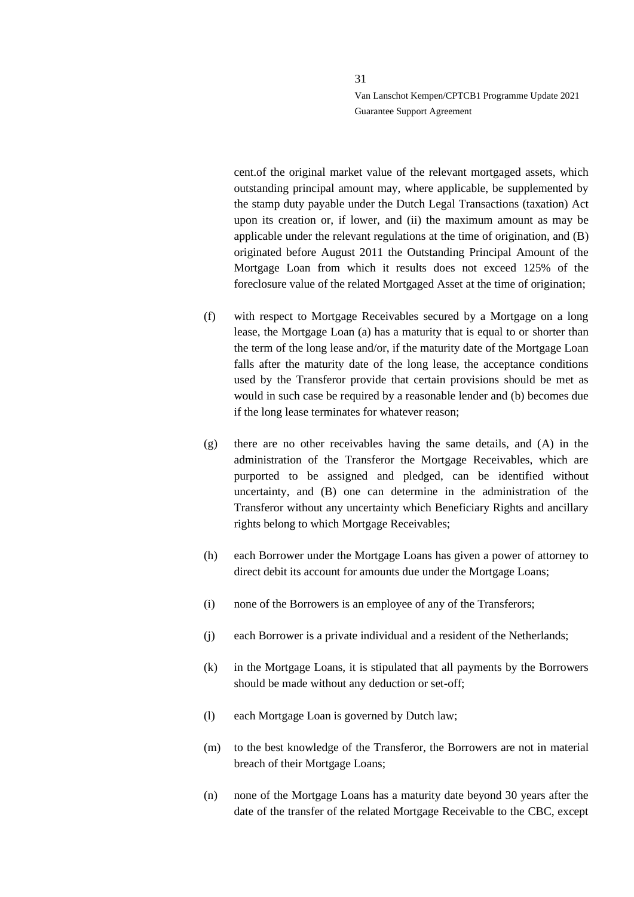cent.of the original market value of the relevant mortgaged assets, which outstanding principal amount may, where applicable, be supplemented by the stamp duty payable under the Dutch Legal Transactions (taxation) Act upon its creation or, if lower, and (ii) the maximum amount as may be applicable under the relevant regulations at the time of origination, and (B) originated before August 2011 the Outstanding Principal Amount of the Mortgage Loan from which it results does not exceed 125% of the foreclosure value of the related Mortgaged Asset at the time of origination;

(f) with respect to Mortgage Receivables secured by a Mortgage on a long lease, the Mortgage Loan (a) has a maturity that is equal to or shorter than the term of the long lease and/or, if the maturity date of the Mortgage Loan falls after the maturity date of the long lease, the acceptance conditions used by the Transferor provide that certain provisions should be met as would in such case be required by a reasonable lender and (b) becomes due if the long lease terminates for whatever reason;

(g) there are no other receivables having the same details, and (A) in the administration of the Transferor the Mortgage Receivables, which are purported to be assigned and pledged, can be identified without uncertainty, and (B) one can determine in the administration of the Transferor without any uncertainty which Beneficiary Rights and ancillary rights belong to which Mortgage Receivables;

(h) each Borrower under the Mortgage Loans has given a power of attorney to direct debit its account for amounts due under the Mortgage Loans;

(i) none of the Borrowers is an employee of any of the Transferors;

(j) each Borrower is a private individual and a resident of the Netherlands;

(k) in the Mortgage Loans, it is stipulated that all payments by the Borrowers should be made without any deduction or set-off;

(l) each Mortgage Loan is governed by Dutch law;

(m) to the best knowledge of the Transferor, the Borrowers are not in material breach of their Mortgage Loans;

(n) none of the Mortgage Loans has a maturity date beyond 30 years after the date of the transfer of the related Mortgage Receivable to the CBC, except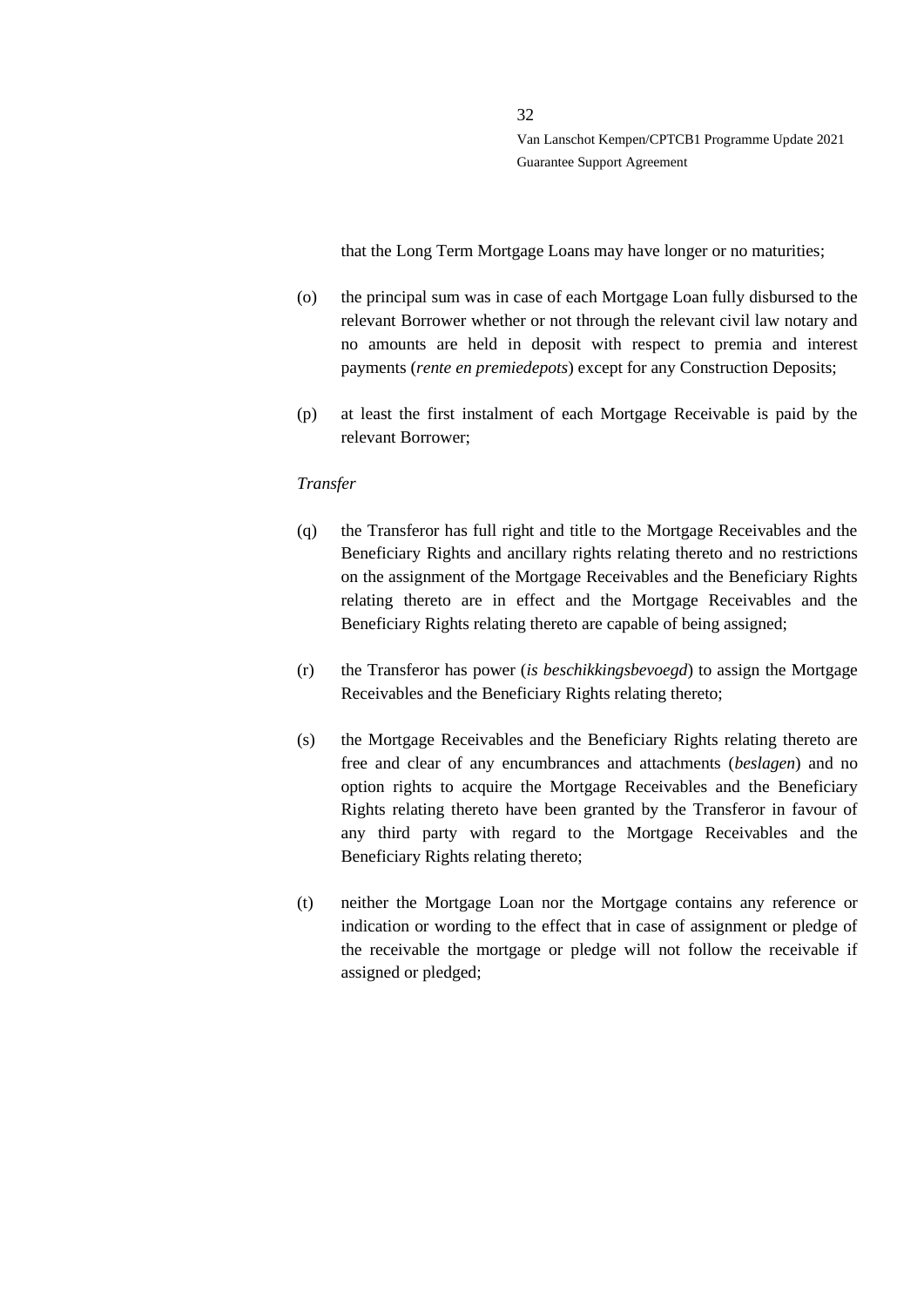that the Long Term Mortgage Loans may have longer or no maturities;

(o) the principal sum was in case of each Mortgage Loan fully disbursed to the relevant Borrower whether or not through the relevant civil law notary and no amounts are held in deposit with respect to premia and interest payments (*rente en premiedepots*) except for any Construction Deposits;

(p) at least the first instalment of each Mortgage Receivable is paid by the relevant Borrower;

*Transfer*

(q) the Transferor has full right and title to the Mortgage Receivables and the Beneficiary Rights and ancillary rights relating thereto and no restrictions on the assignment of the Mortgage Receivables and the Beneficiary Rights relating thereto are in effect and the Mortgage Receivables and the Beneficiary Rights relating thereto are capable of being assigned;

(r) the Transferor has power (*is beschikkingsbevoegd*) to assign the Mortgage Receivables and the Beneficiary Rights relating thereto;

(s) the Mortgage Receivables and the Beneficiary Rights relating thereto are free and clear of any encumbrances and attachments (*beslagen*) and no option rights to acquire the Mortgage Receivables and the Beneficiary Rights relating thereto have been granted by the Transferor in favour of any third party with regard to the Mortgage Receivables and the Beneficiary Rights relating thereto;

(t) neither the Mortgage Loan nor the Mortgage contains any reference or indication or wording to the effect that in case of assignment or pledge of the receivable the mortgage or pledge will not follow the receivable if assigned or pledged;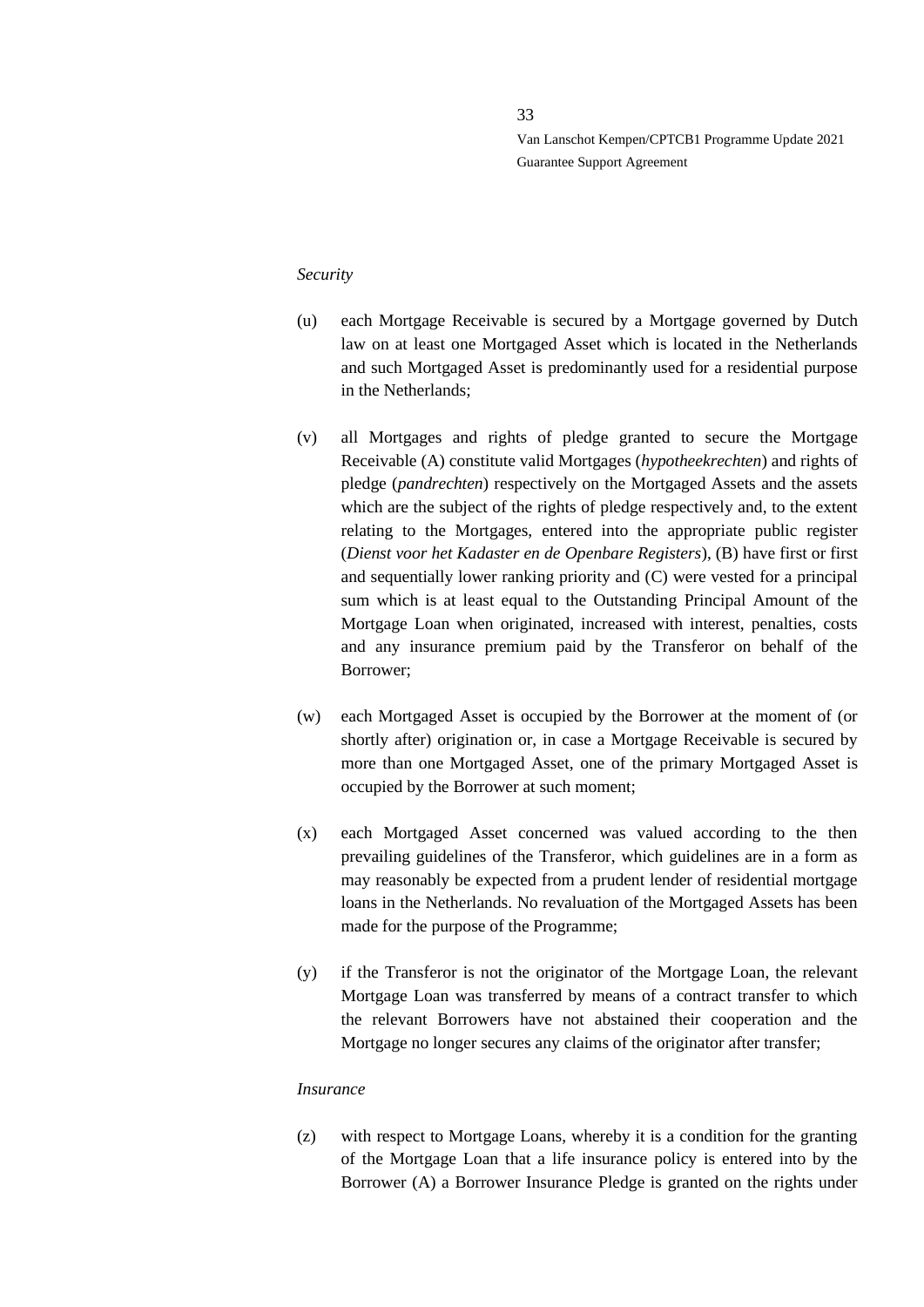*Security*

(u) each Mortgage Receivable is secured by a Mortgage governed by Dutch law on at least one Mortgaged Asset which is located in the Netherlands and such Mortgaged Asset is predominantly used for a residential purpose in the Netherlands;

(v) all Mortgages and rights of pledge granted to secure the Mortgage Receivable (A) constitute valid Mortgages (*hypotheekrechten*) and rights of pledge (*pandrechten*) respectively on the Mortgaged Assets and the assets which are the subject of the rights of pledge respectively and, to the extent relating to the Mortgages, entered into the appropriate public register (*Dienst voor het Kadaster en de Openbare Registers*), (B) have first or first and sequentially lower ranking priority and (C) were vested for a principal sum which is at least equal to the Outstanding Principal Amount of the Mortgage Loan when originated, increased with interest, penalties, costs and any insurance premium paid by the Transferor on behalf of the Borrower;

(w) each Mortgaged Asset is occupied by the Borrower at the moment of (or shortly after) origination or, in case a Mortgage Receivable is secured by more than one Mortgaged Asset, one of the primary Mortgaged Asset is occupied by the Borrower at such moment;

(x) each Mortgaged Asset concerned was valued according to the then prevailing guidelines of the Transferor, which guidelines are in a form as may reasonably be expected from a prudent lender of residential mortgage loans in the Netherlands. No revaluation of the Mortgaged Assets has been made for the purpose of the Programme;

(y) if the Transferor is not the originator of the Mortgage Loan, the relevant Mortgage Loan was transferred by means of a contract transfer to which the relevant Borrowers have not abstained their cooperation and the Mortgage no longer secures any claims of the originator after transfer;

*Insurance*

(z) with respect to Mortgage Loans, whereby it is a condition for the granting of the Mortgage Loan that a life insurance policy is entered into by the Borrower (A) a Borrower Insurance Pledge is granted on the rights under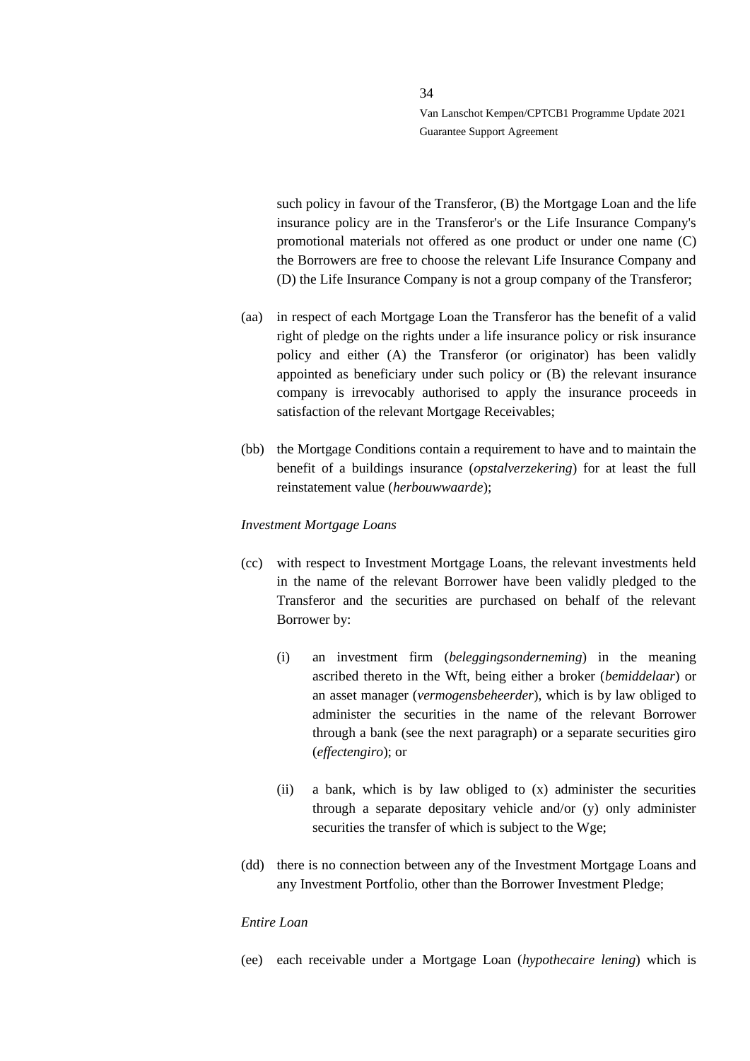such policy in favour of the Transferor, (B) the Mortgage Loan and the life insurance policy are in the Transferor's or the Life Insurance Company's promotional materials not offered as one product or under one name (C) the Borrowers are free to choose the relevant Life Insurance Company and (D) the Life Insurance Company is not a group company of the Transferor;

(aa) in respect of each Mortgage Loan the Transferor has the benefit of a valid right of pledge on the rights under a life insurance policy or risk insurance policy and either (A) the Transferor (or originator) has been validly appointed as beneficiary under such policy or (B) the relevant insurance company is irrevocably authorised to apply the insurance proceeds in satisfaction of the relevant Mortgage Receivables;

(bb) the Mortgage Conditions contain a requirement to have and to maintain the benefit of a buildings insurance (*opstalverzekering*) for at least the full reinstatement value (*herbouwwaarde*);

*Investment Mortgage Loans*

(cc) with respect to Investment Mortgage Loans, the relevant investments held in the name of the relevant Borrower have been validly pledged to the Transferor and the securities are purchased on behalf of the relevant Borrower by:

(i) an investment firm (*beleggingsonderneming*) in the meaning ascribed thereto in the Wft, being either a broker (*bemiddelaar*) or an asset manager (*vermogensbeheerder*), which is by law obliged to administer the securities in the name of the relevant Borrower through a bank (see the next paragraph) or a separate securities giro (*effectengiro*); or

(ii) a bank, which is by law obliged to (x) administer the securities through a separate depositary vehicle and/or (y) only administer securities the transfer of which is subject to the Wge;

(dd) there is no connection between any of the Investment Mortgage Loans and any Investment Portfolio, other than the Borrower Investment Pledge;

*Entire Loan*

(ee) each receivable under a Mortgage Loan (*hypothecaire lening*) which is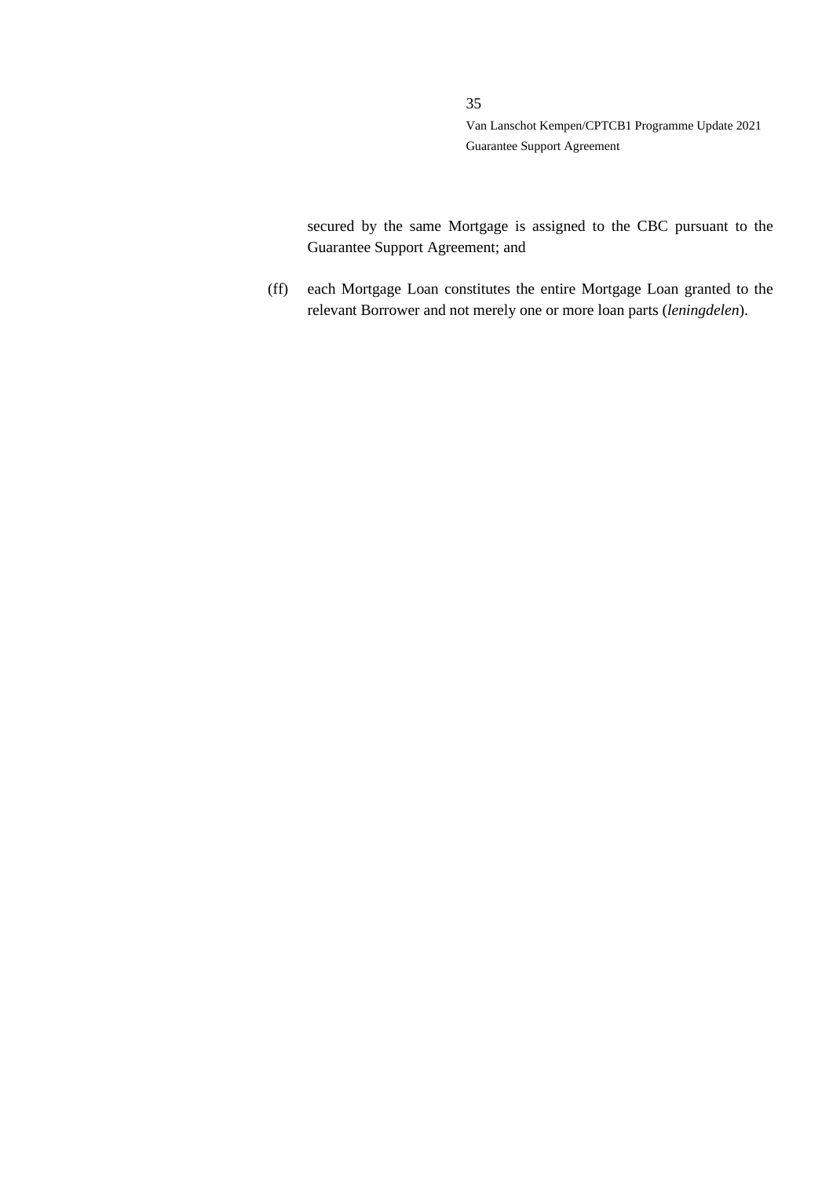secured by the same Mortgage is assigned to the CBC pursuant to the Guarantee Support Agreement; and

(ff) each Mortgage Loan constitutes the entire Mortgage Loan granted to the relevant Borrower and not merely one or more loan parts (*leningdelen*).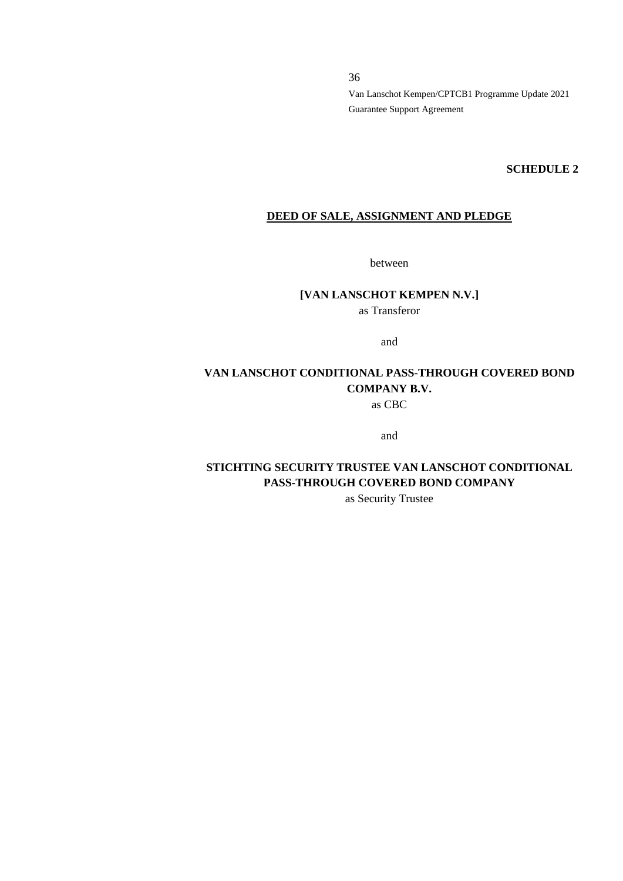**SCHEDULE 2**

**DEED OF SALE, ASSIGNMENT AND PLEDGE**

between

**[VAN LANSCHOT KEMPEN N.V.]**
as Transferor

and

**VAN LANSCHOT CONDITIONAL PASS-THROUGH COVERED BOND COMPANY B.V.**
as CBC

and

**STICHTING SECURITY TRUSTEE VAN LANSCHOT CONDITIONAL PASS-THROUGH COVERED BOND COMPANY**
as Security Trustee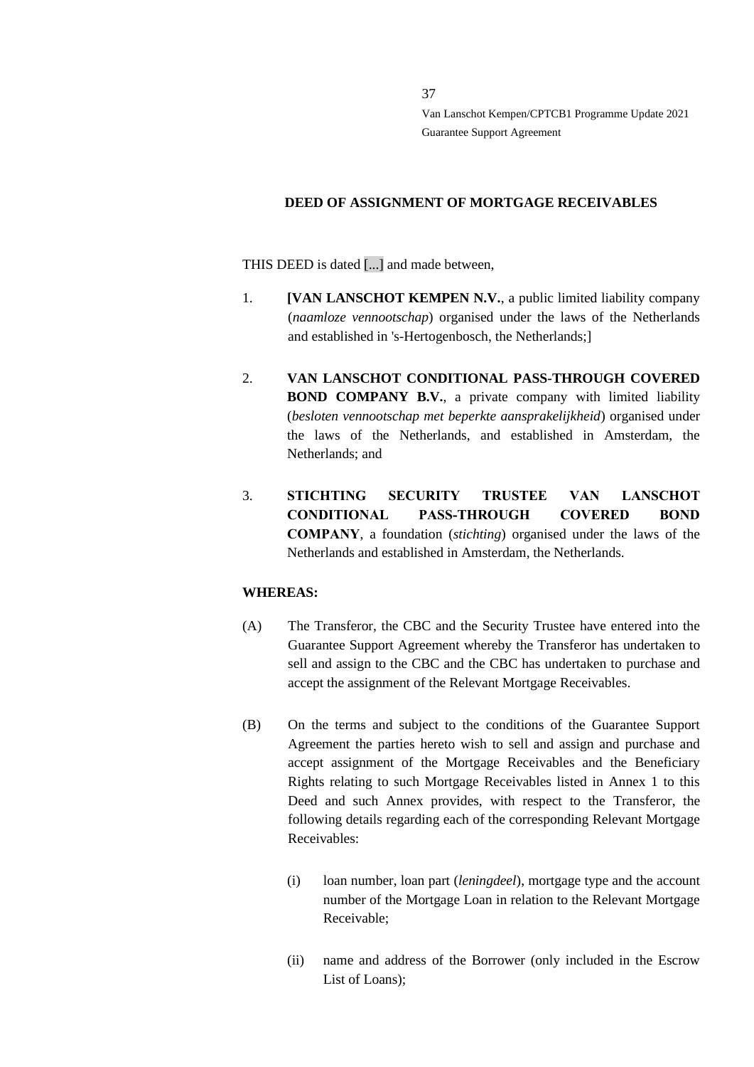**DEED OF ASSIGNMENT OF MORTGAGE RECEIVABLES**

THIS DEED is dated [...] and made between,

1. **[VAN LANSCHOT KEMPEN N.V.**, a public limited liability company (*naamloze vennootschap*) organised under the laws of the Netherlands and established in 's-Hertogenbosch, the Netherlands;]

2. **VAN LANSCHOT CONDITIONAL PASS-THROUGH COVERED BOND COMPANY B.V.**, a private company with limited liability (*besloten vennootschap met beperkte aansprakelijkheid*) organised under the laws of the Netherlands, and established in Amsterdam, the Netherlands; and

3. **STICHTING SECURITY TRUSTEE VAN LANSCHOT CONDITIONAL PASS-THROUGH COVERED BOND COMPANY**, a foundation (*stichting*) organised under the laws of the Netherlands and established in Amsterdam, the Netherlands.

**WHEREAS:**

(A) The Transferor, the CBC and the Security Trustee have entered into the Guarantee Support Agreement whereby the Transferor has undertaken to sell and assign to the CBC and the CBC has undertaken to purchase and accept the assignment of the Relevant Mortgage Receivables.

(B) On the terms and subject to the conditions of the Guarantee Support Agreement the parties hereto wish to sell and assign and purchase and accept assignment of the Mortgage Receivables and the Beneficiary Rights relating to such Mortgage Receivables listed in Annex 1 to this Deed and such Annex provides, with respect to the Transferor, the following details regarding each of the corresponding Relevant Mortgage Receivables:

   (i) loan number, loan part (*leningdeel*), mortgage type and the account number of the Mortgage Loan in relation to the Relevant Mortgage Receivable;

   (ii) name and address of the Borrower (only included in the Escrow List of Loans);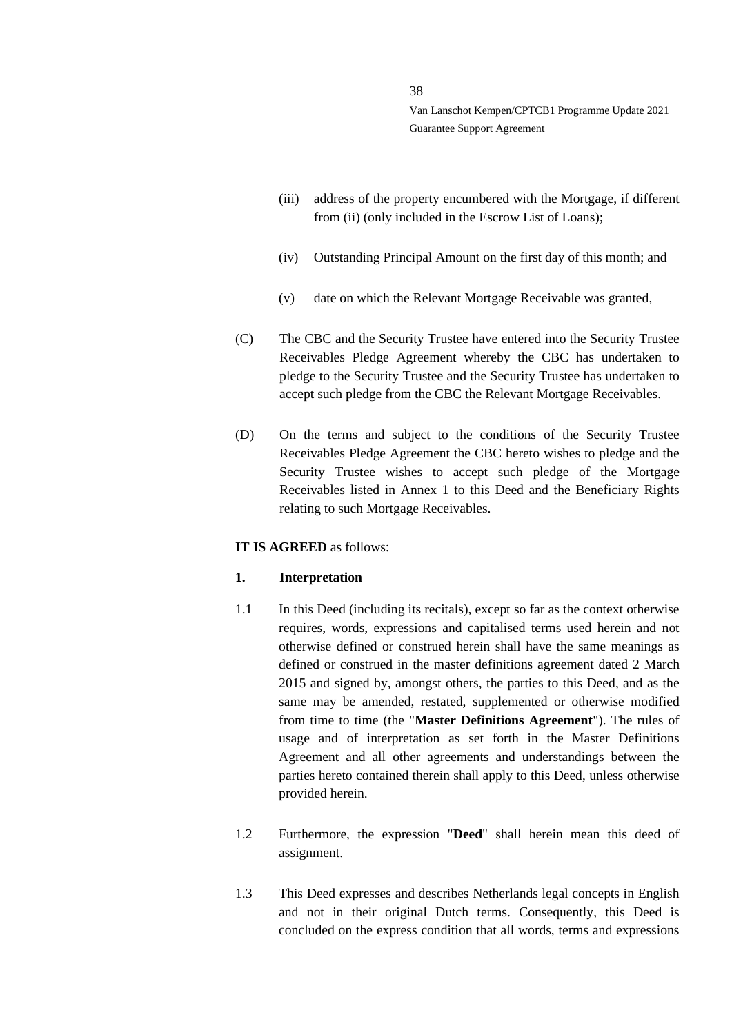(iii) address of the property encumbered with the Mortgage, if different from (ii) (only included in the Escrow List of Loans);

(iv) Outstanding Principal Amount on the first day of this month; and

(v) date on which the Relevant Mortgage Receivable was granted,

(C) The CBC and the Security Trustee have entered into the Security Trustee Receivables Pledge Agreement whereby the CBC has undertaken to pledge to the Security Trustee and the Security Trustee has undertaken to accept such pledge from the CBC the Relevant Mortgage Receivables.

(D) On the terms and subject to the conditions of the Security Trustee Receivables Pledge Agreement the CBC hereto wishes to pledge and the Security Trustee wishes to accept such pledge of the Mortgage Receivables listed in Annex 1 to this Deed and the Beneficiary Rights relating to such Mortgage Receivables.

**IT IS AGREED** as follows:

**1. Interpretation**

1.1 In this Deed (including its recitals), except so far as the context otherwise requires, words, expressions and capitalised terms used herein and not otherwise defined or construed herein shall have the same meanings as defined or construed in the master definitions agreement dated 2 March 2015 and signed by, amongst others, the parties to this Deed, and as the same may be amended, restated, supplemented or otherwise modified from time to time (the "**Master Definitions Agreement**"). The rules of usage and of interpretation as set forth in the Master Definitions Agreement and all other agreements and understandings between the parties hereto contained therein shall apply to this Deed, unless otherwise provided herein.

1.2 Furthermore, the expression "**Deed**" shall herein mean this deed of assignment.

1.3 This Deed expresses and describes Netherlands legal concepts in English and not in their original Dutch terms. Consequently, this Deed is concluded on the express condition that all words, terms and expressions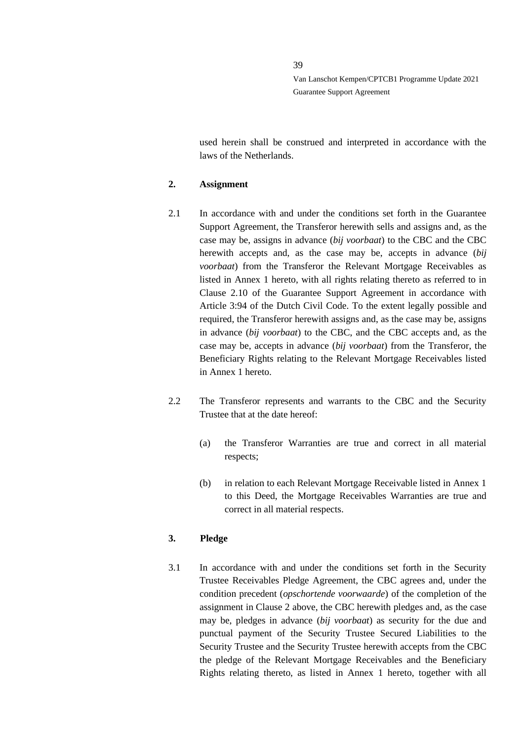used herein shall be construed and interpreted in accordance with the laws of the Netherlands.

**2. Assignment**

2.1 In accordance with and under the conditions set forth in the Guarantee Support Agreement, the Transferor herewith sells and assigns and, as the case may be, assigns in advance (*bij voorbaat*) to the CBC and the CBC herewith accepts and, as the case may be, accepts in advance (*bij voorbaat*) from the Transferor the Relevant Mortgage Receivables as listed in Annex 1 hereto, with all rights relating thereto as referred to in Clause 2.10 of the Guarantee Support Agreement in accordance with Article 3:94 of the Dutch Civil Code. To the extent legally possible and required, the Transferor herewith assigns and, as the case may be, assigns in advance (*bij voorbaat*) to the CBC, and the CBC accepts and, as the case may be, accepts in advance (*bij voorbaat*) from the Transferor, the Beneficiary Rights relating to the Relevant Mortgage Receivables listed in Annex 1 hereto.

2.2 The Transferor represents and warrants to the CBC and the Security Trustee that at the date hereof:

(a) the Transferor Warranties are true and correct in all material respects;

(b) in relation to each Relevant Mortgage Receivable listed in Annex 1 to this Deed, the Mortgage Receivables Warranties are true and correct in all material respects.

**3. Pledge**

3.1 In accordance with and under the conditions set forth in the Security Trustee Receivables Pledge Agreement, the CBC agrees and, under the condition precedent (*opschortende voorwaarde*) of the completion of the assignment in Clause 2 above, the CBC herewith pledges and, as the case may be, pledges in advance (*bij voorbaat*) as security for the due and punctual payment of the Security Trustee Secured Liabilities to the Security Trustee and the Security Trustee herewith accepts from the CBC the pledge of the Relevant Mortgage Receivables and the Beneficiary Rights relating thereto, as listed in Annex 1 hereto, together with all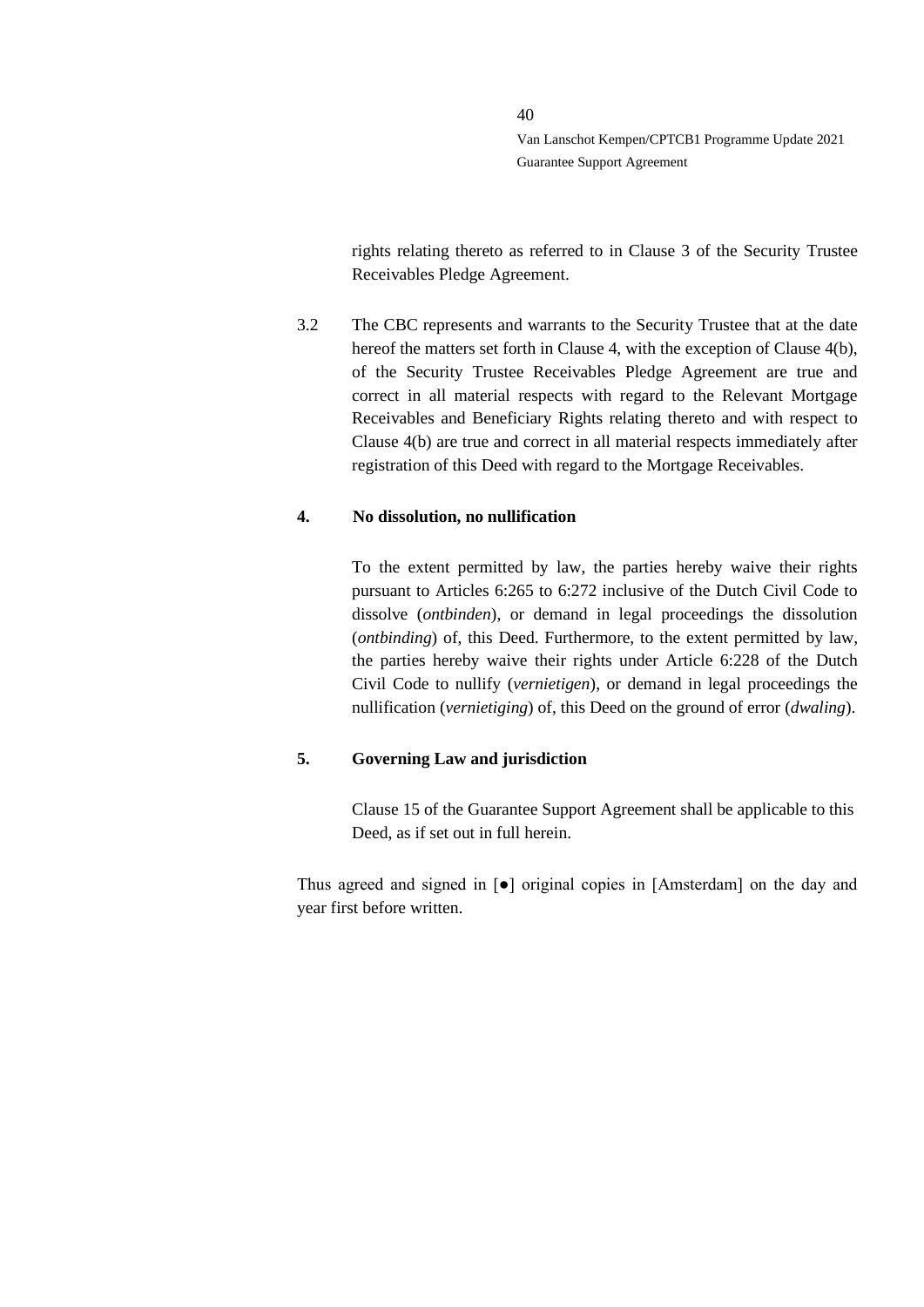rights relating thereto as referred to in Clause 3 of the Security Trustee Receivables Pledge Agreement.

3.2 The CBC represents and warrants to the Security Trustee that at the date hereof the matters set forth in Clause 4, with the exception of Clause 4(b), of the Security Trustee Receivables Pledge Agreement are true and correct in all material respects with regard to the Relevant Mortgage Receivables and Beneficiary Rights relating thereto and with respect to Clause 4(b) are true and correct in all material respects immediately after registration of this Deed with regard to the Mortgage Receivables.

**4. No dissolution, no nullification**

To the extent permitted by law, the parties hereby waive their rights pursuant to Articles 6:265 to 6:272 inclusive of the Dutch Civil Code to dissolve (*ontbinden*), or demand in legal proceedings the dissolution (*ontbinding*) of, this Deed. Furthermore, to the extent permitted by law, the parties hereby waive their rights under Article 6:228 of the Dutch Civil Code to nullify (*vernietigen*), or demand in legal proceedings the nullification (*vernietiging*) of, this Deed on the ground of error (*dwaling*).

**5. Governing Law and jurisdiction**

Clause 15 of the Guarantee Support Agreement shall be applicable to this Deed, as if set out in full herein.

Thus agreed and signed in [●] original copies in [Amsterdam] on the day and year first before written.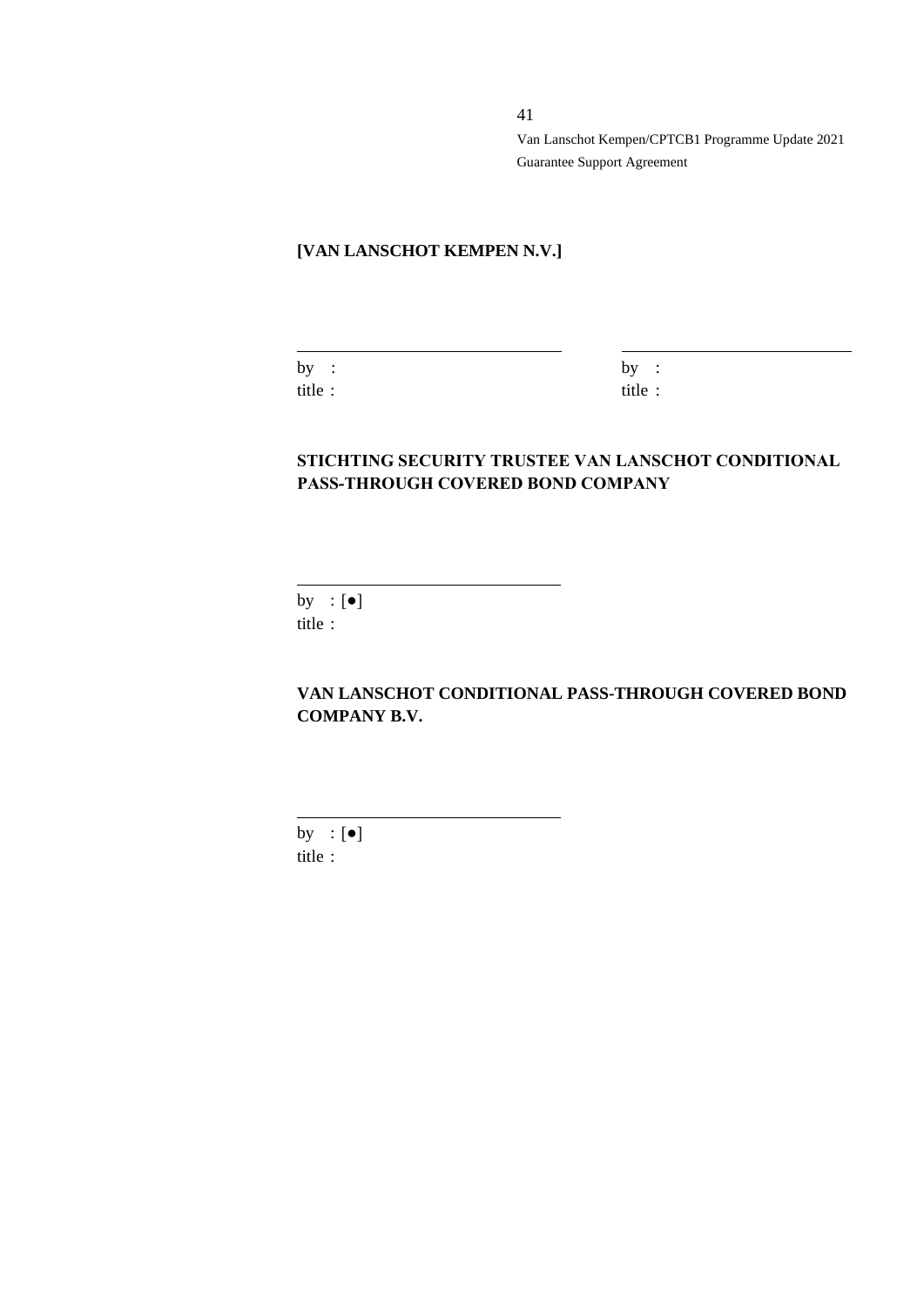**[VAN LANSCHOT KEMPEN N.V.]**

| | |
|---|---|
| by : | by : |
| title : | title : |

**STICHTING SECURITY TRUSTEE VAN LANSCHOT CONDITIONAL PASS-THROUGH COVERED BOND COMPANY**

by : [●]
title :

**VAN LANSCHOT CONDITIONAL PASS-THROUGH COVERED BOND COMPANY B.V.**

by : [●]
title :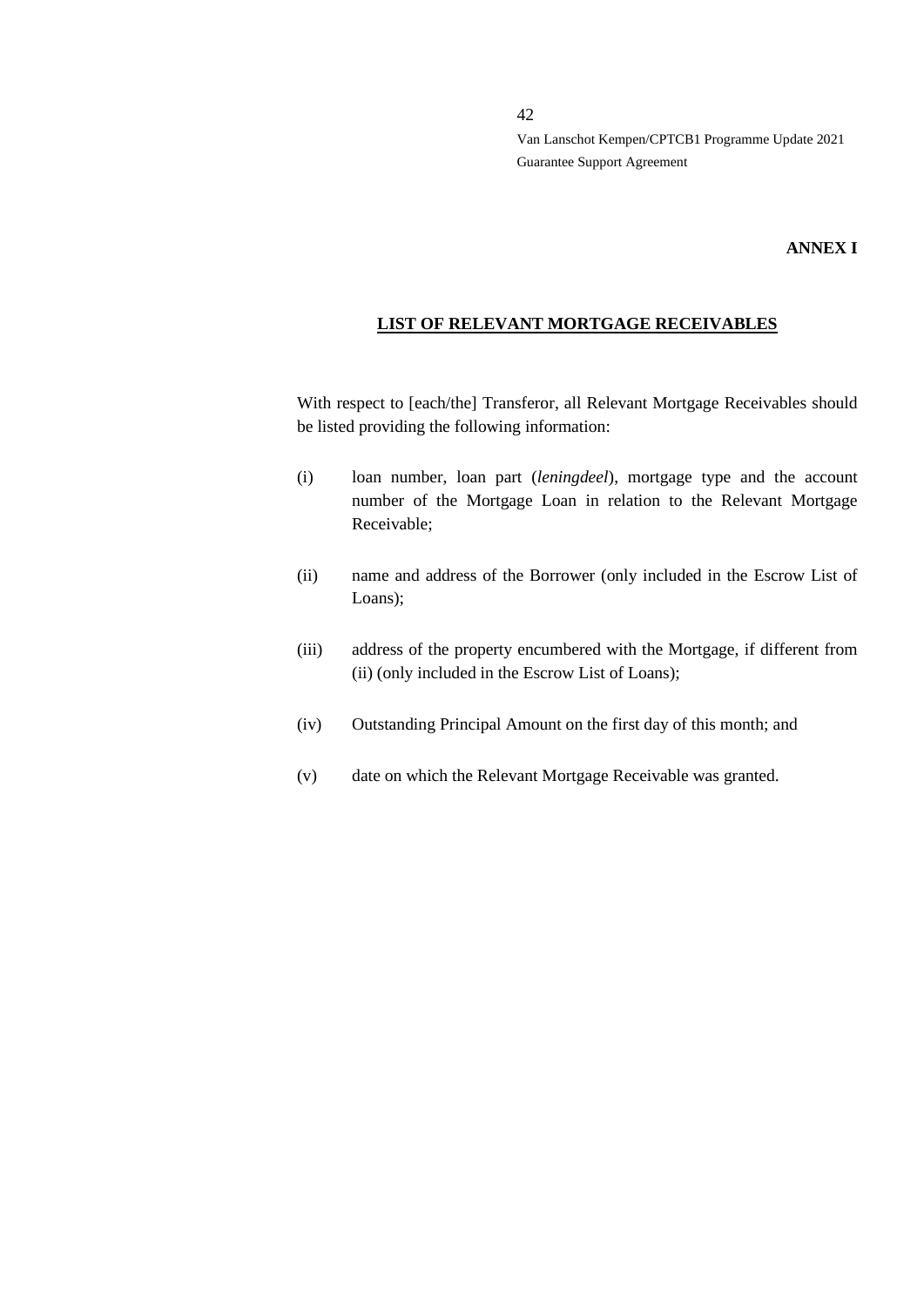**ANNEX I**

**LIST OF RELEVANT MORTGAGE RECEIVABLES**

With respect to [each/the] Transferor, all Relevant Mortgage Receivables should be listed providing the following information:

(i) loan number, loan part (*leningdeel*), mortgage type and the account number of the Mortgage Loan in relation to the Relevant Mortgage Receivable;

(ii) name and address of the Borrower (only included in the Escrow List of Loans);

(iii) address of the property encumbered with the Mortgage, if different from (ii) (only included in the Escrow List of Loans);

(iv) Outstanding Principal Amount on the first day of this month; and

(v) date on which the Relevant Mortgage Receivable was granted.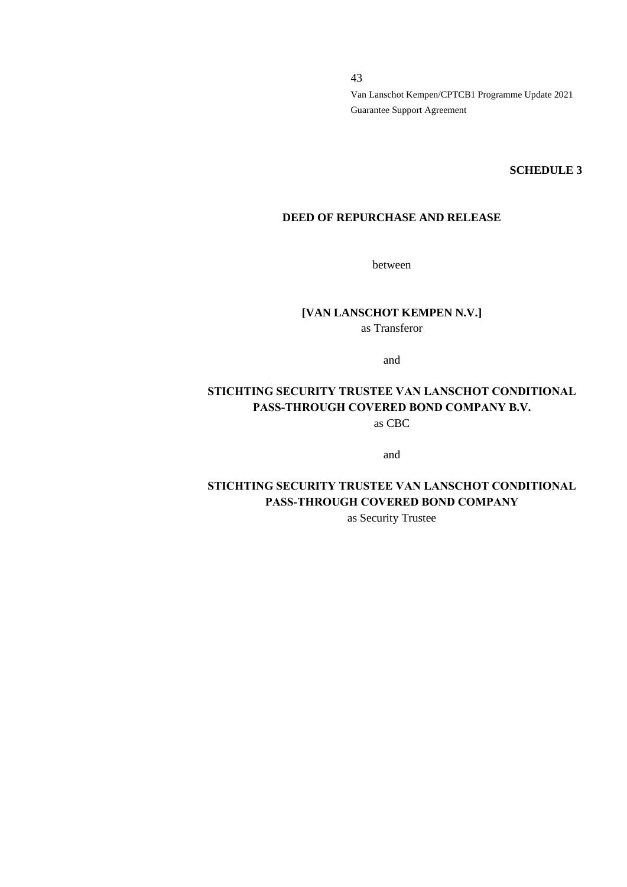**SCHEDULE 3**

**DEED OF REPURCHASE AND RELEASE**

between

**[VAN LANSCHOT KEMPEN N.V.]**
as Transferor

and

**STICHTING SECURITY TRUSTEE VAN LANSCHOT CONDITIONAL PASS-THROUGH COVERED BOND COMPANY B.V.**
as CBC

and

**STICHTING SECURITY TRUSTEE VAN LANSCHOT CONDITIONAL PASS-THROUGH COVERED BOND COMPANY**
as Security Trustee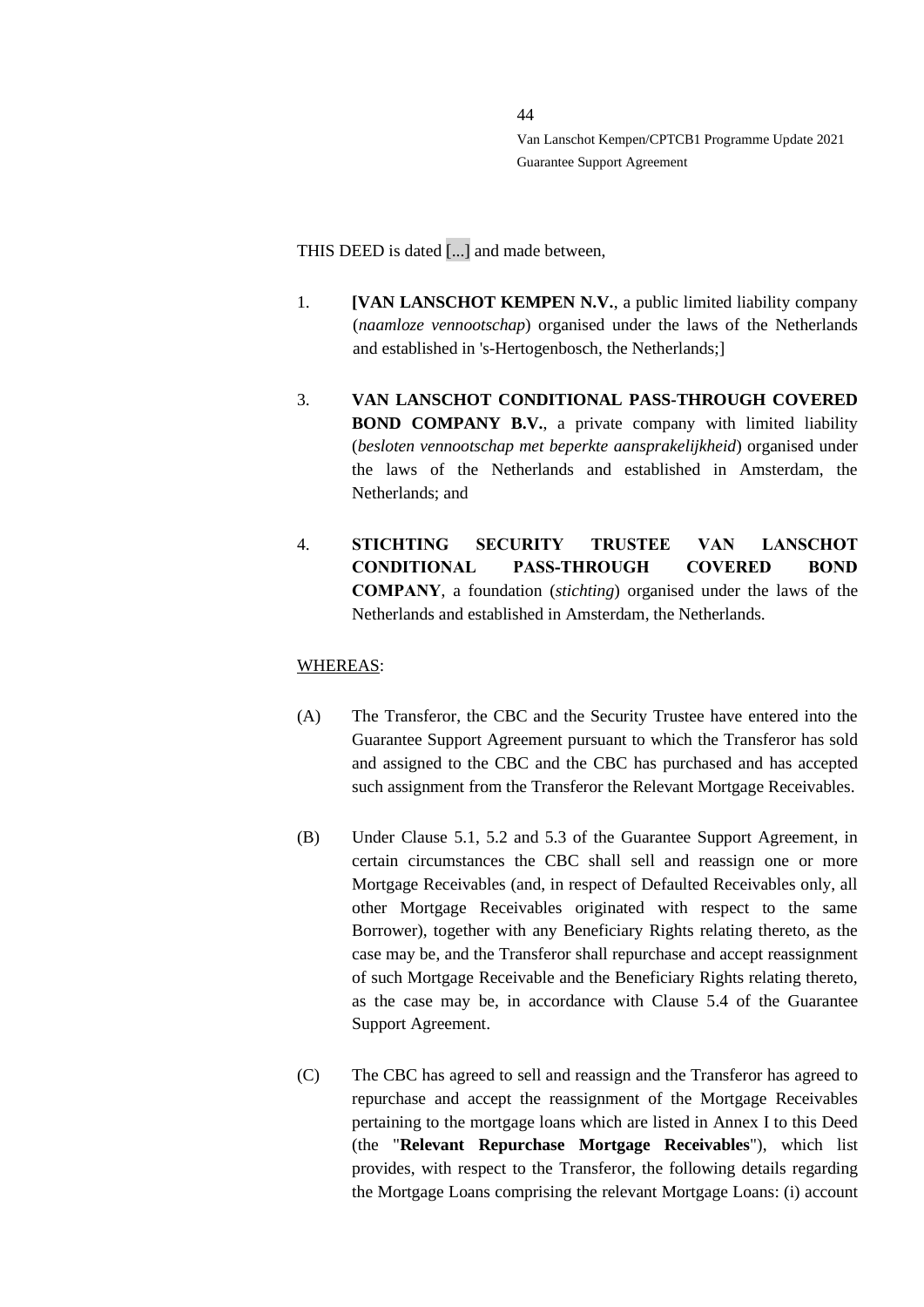THIS DEED is dated [...] and made between,

1. **[VAN LANSCHOT KEMPEN N.V.**, a public limited liability company (*naamloze vennootschap*) organised under the laws of the Netherlands and established in 's-Hertogenbosch, the Netherlands;]

3. **VAN LANSCHOT CONDITIONAL PASS-THROUGH COVERED BOND COMPANY B.V.**, a private company with limited liability (*besloten vennootschap met beperkte aansprakelijkheid*) organised under the laws of the Netherlands and established in Amsterdam, the Netherlands; and

4. **STICHTING SECURITY TRUSTEE VAN LANSCHOT CONDITIONAL PASS-THROUGH COVERED BOND COMPANY**, a foundation (*stichting*) organised under the laws of the Netherlands and established in Amsterdam, the Netherlands.

WHEREAS:

(A) The Transferor, the CBC and the Security Trustee have entered into the Guarantee Support Agreement pursuant to which the Transferor has sold and assigned to the CBC and the CBC has purchased and has accepted such assignment from the Transferor the Relevant Mortgage Receivables.

(B) Under Clause 5.1, 5.2 and 5.3 of the Guarantee Support Agreement, in certain circumstances the CBC shall sell and reassign one or more Mortgage Receivables (and, in respect of Defaulted Receivables only, all other Mortgage Receivables originated with respect to the same Borrower), together with any Beneficiary Rights relating thereto, as the case may be, and the Transferor shall repurchase and accept reassignment of such Mortgage Receivable and the Beneficiary Rights relating thereto, as the case may be, in accordance with Clause 5.4 of the Guarantee Support Agreement.

(C) The CBC has agreed to sell and reassign and the Transferor has agreed to repurchase and accept the reassignment of the Mortgage Receivables pertaining to the mortgage loans which are listed in Annex I to this Deed (the "**Relevant Repurchase Mortgage Receivables**"), which list provides, with respect to the Transferor, the following details regarding the Mortgage Loans comprising the relevant Mortgage Loans: (i) account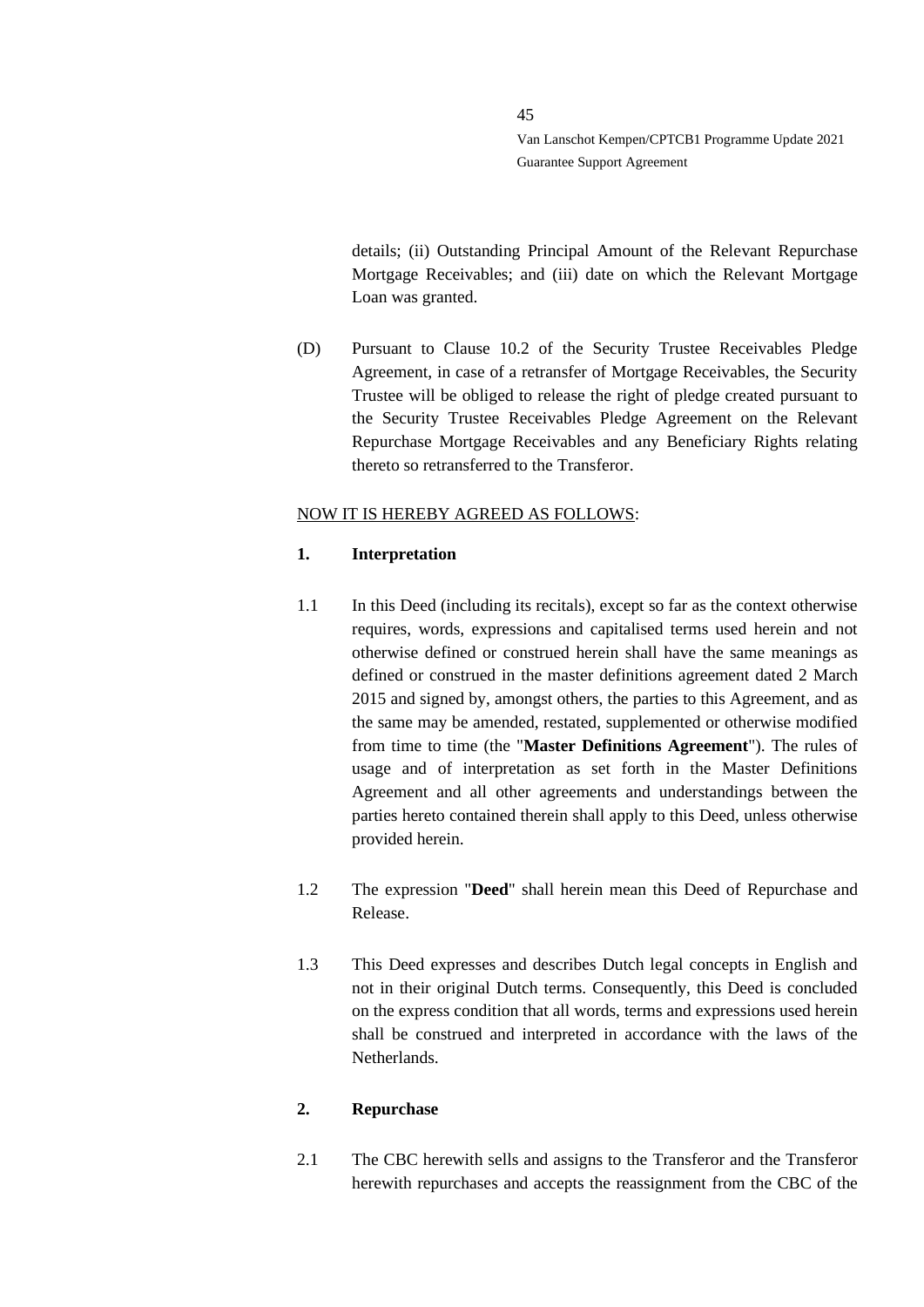details; (ii) Outstanding Principal Amount of the Relevant Repurchase Mortgage Receivables; and (iii) date on which the Relevant Mortgage Loan was granted.

(D) Pursuant to Clause 10.2 of the Security Trustee Receivables Pledge Agreement, in case of a retransfer of Mortgage Receivables, the Security Trustee will be obliged to release the right of pledge created pursuant to the Security Trustee Receivables Pledge Agreement on the Relevant Repurchase Mortgage Receivables and any Beneficiary Rights relating thereto so retransferred to the Transferor.

NOW IT IS HEREBY AGREED AS FOLLOWS:

**1. Interpretation**

1.1 In this Deed (including its recitals), except so far as the context otherwise requires, words, expressions and capitalised terms used herein and not otherwise defined or construed herein shall have the same meanings as defined or construed in the master definitions agreement dated 2 March 2015 and signed by, amongst others, the parties to this Agreement, and as the same may be amended, restated, supplemented or otherwise modified from time to time (the "**Master Definitions Agreement**"). The rules of usage and of interpretation as set forth in the Master Definitions Agreement and all other agreements and understandings between the parties hereto contained therein shall apply to this Deed, unless otherwise provided herein.

1.2 The expression "**Deed**" shall herein mean this Deed of Repurchase and Release.

1.3 This Deed expresses and describes Dutch legal concepts in English and not in their original Dutch terms. Consequently, this Deed is concluded on the express condition that all words, terms and expressions used herein shall be construed and interpreted in accordance with the laws of the Netherlands.

**2. Repurchase**

2.1 The CBC herewith sells and assigns to the Transferor and the Transferor herewith repurchases and accepts the reassignment from the CBC of the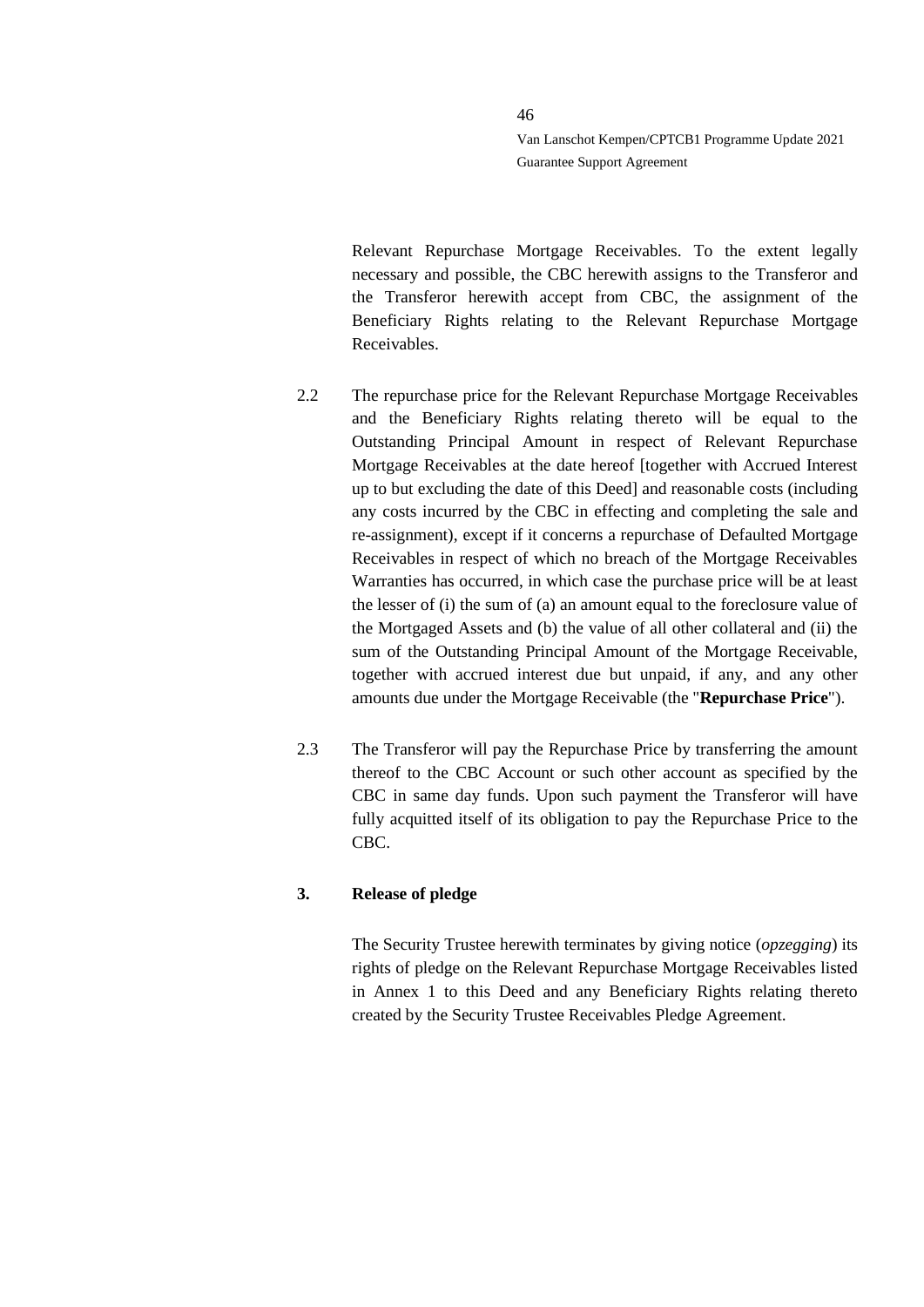Relevant Repurchase Mortgage Receivables. To the extent legally necessary and possible, the CBC herewith assigns to the Transferor and the Transferor herewith accept from CBC, the assignment of the Beneficiary Rights relating to the Relevant Repurchase Mortgage Receivables.

2.2 The repurchase price for the Relevant Repurchase Mortgage Receivables and the Beneficiary Rights relating thereto will be equal to the Outstanding Principal Amount in respect of Relevant Repurchase Mortgage Receivables at the date hereof [together with Accrued Interest up to but excluding the date of this Deed] and reasonable costs (including any costs incurred by the CBC in effecting and completing the sale and re-assignment), except if it concerns a repurchase of Defaulted Mortgage Receivables in respect of which no breach of the Mortgage Receivables Warranties has occurred, in which case the purchase price will be at least the lesser of (i) the sum of (a) an amount equal to the foreclosure value of the Mortgaged Assets and (b) the value of all other collateral and (ii) the sum of the Outstanding Principal Amount of the Mortgage Receivable, together with accrued interest due but unpaid, if any, and any other amounts due under the Mortgage Receivable (the "**Repurchase Price**").

2.3 The Transferor will pay the Repurchase Price by transferring the amount thereof to the CBC Account or such other account as specified by the CBC in same day funds. Upon such payment the Transferor will have fully acquitted itself of its obligation to pay the Repurchase Price to the CBC.

**3. Release of pledge**

The Security Trustee herewith terminates by giving notice (*opzegging*) its rights of pledge on the Relevant Repurchase Mortgage Receivables listed in Annex 1 to this Deed and any Beneficiary Rights relating thereto created by the Security Trustee Receivables Pledge Agreement.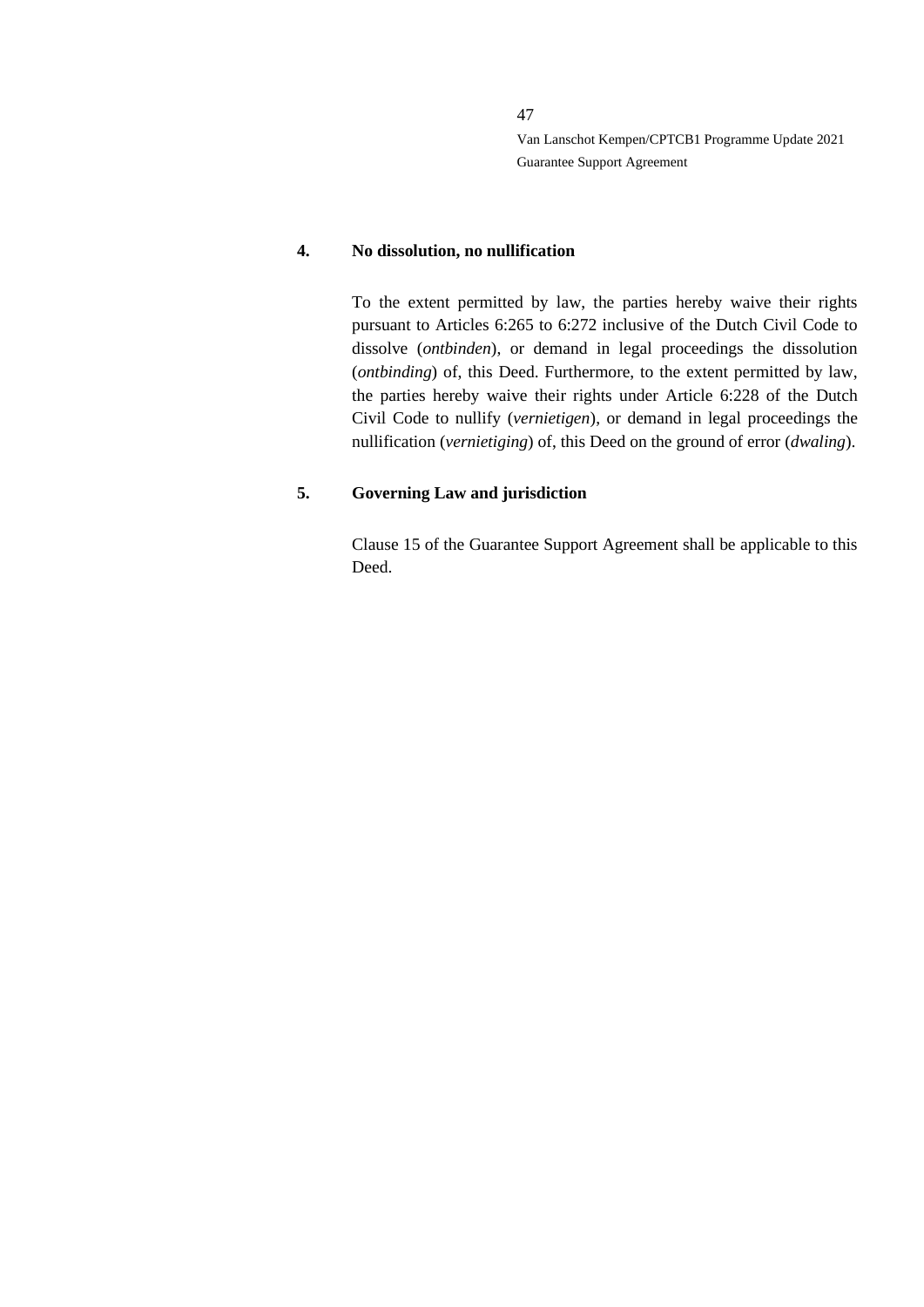## 4. No dissolution, no nullification

To the extent permitted by law, the parties hereby waive their rights pursuant to Articles 6:265 to 6:272 inclusive of the Dutch Civil Code to dissolve (*ontbinden*), or demand in legal proceedings the dissolution (*ontbinding*) of, this Deed. Furthermore, to the extent permitted by law, the parties hereby waive their rights under Article 6:228 of the Dutch Civil Code to nullify (*vernietigen*), or demand in legal proceedings the nullification (*vernietiging*) of, this Deed on the ground of error (*dwaling*).

## 5. Governing Law and jurisdiction

Clause 15 of the Guarantee Support Agreement shall be applicable to this Deed.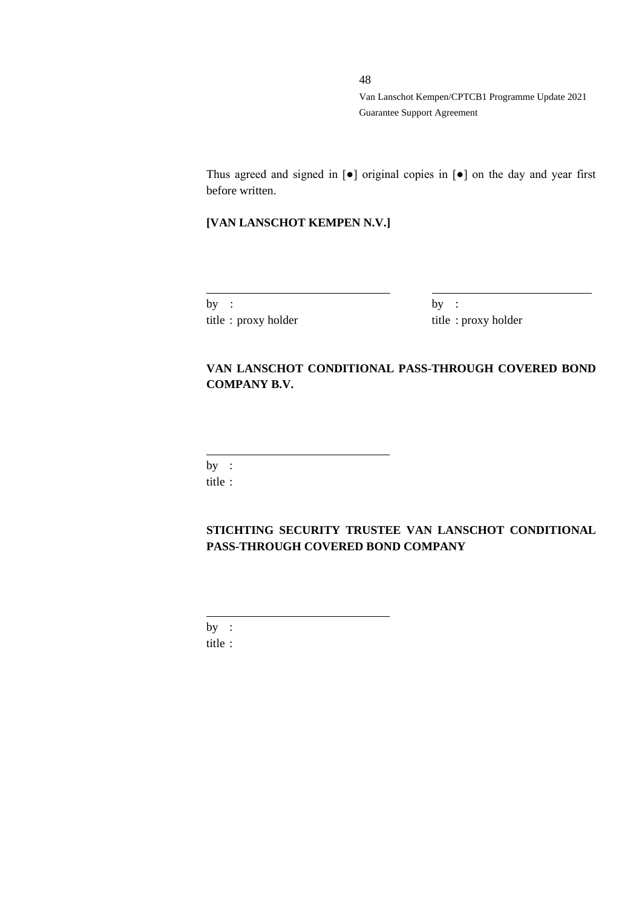Thus agreed and signed in [●] original copies in [●] on the day and year first before written.

**[VAN LANSCHOT KEMPEN N.V.]**

\_\_\_\_\_\_\_\_\_\_\_\_\_\_\_\_\_\_\_\_\_\_\_\_\_\_\_\_\_\_
by :
title : proxy holder

\_\_\_\_\_\_\_\_\_\_\_\_\_\_\_\_\_\_\_\_\_\_\_\_\_\_\_\_\_\_
by :
title : proxy holder

**VAN LANSCHOT CONDITIONAL PASS-THROUGH COVERED BOND COMPANY B.V.**

\_\_\_\_\_\_\_\_\_\_\_\_\_\_\_\_\_\_\_\_\_\_\_\_\_\_\_\_\_\_
by :
title :

**STICHTING SECURITY TRUSTEE VAN LANSCHOT CONDITIONAL PASS-THROUGH COVERED BOND COMPANY**

\_\_\_\_\_\_\_\_\_\_\_\_\_\_\_\_\_\_\_\_\_\_\_\_\_\_\_\_\_\_
by :
title :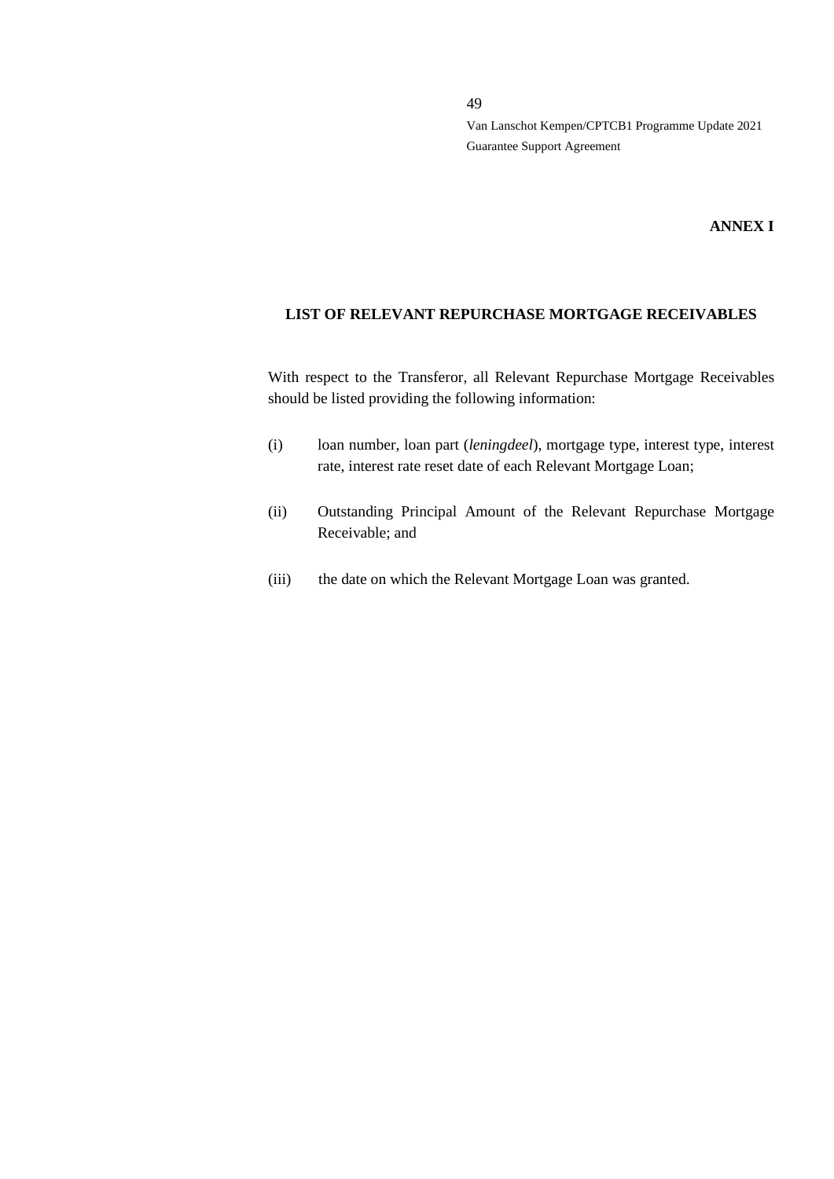**ANNEX I**

**LIST OF RELEVANT REPURCHASE MORTGAGE RECEIVABLES**

With respect to the Transferor, all Relevant Repurchase Mortgage Receivables should be listed providing the following information:

(i) loan number, loan part (*leningdeel*), mortgage type, interest type, interest rate, interest rate reset date of each Relevant Mortgage Loan;

(ii) Outstanding Principal Amount of the Relevant Repurchase Mortgage Receivable; and

(iii) the date on which the Relevant Mortgage Loan was granted.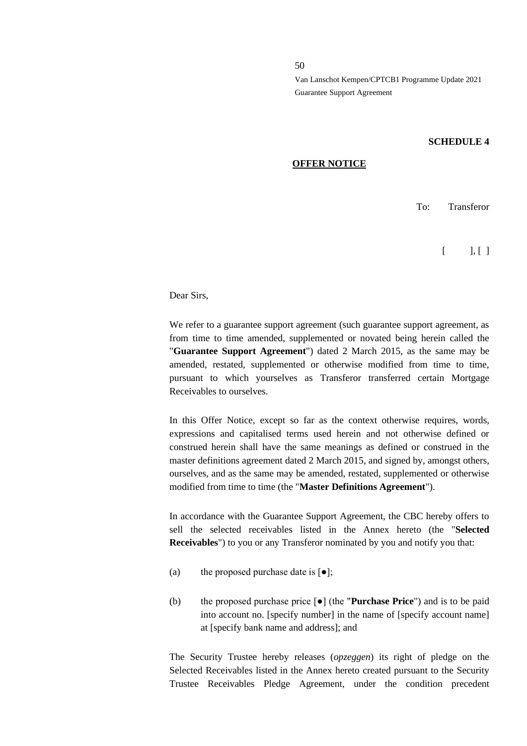**SCHEDULE 4**

**OFFER NOTICE**

To: Transferor

[ ], [ ]

Dear Sirs,

We refer to a guarantee support agreement (such guarantee support agreement, as from time to time amended, supplemented or novated being herein called the "**Guarantee Support Agreement**") dated 2 March 2015, as the same may be amended, restated, supplemented or otherwise modified from time to time, pursuant to which yourselves as Transferor transferred certain Mortgage Receivables to ourselves.

In this Offer Notice, except so far as the context otherwise requires, words, expressions and capitalised terms used herein and not otherwise defined or construed herein shall have the same meanings as defined or construed in the master definitions agreement dated 2 March 2015, and signed by, amongst others, ourselves, and as the same may be amended, restated, supplemented or otherwise modified from time to time (the "**Master Definitions Agreement**").

In accordance with the Guarantee Support Agreement, the CBC hereby offers to sell the selected receivables listed in the Annex hereto (the "**Selected Receivables**") to you or any Transferor nominated by you and notify you that:

(a) the proposed purchase date is [●];

(b) the proposed purchase price [●] (the "**Purchase Price**") and is to be paid into account no. [specify number] in the name of [specify account name] at [specify bank name and address]; and

The Security Trustee hereby releases (*opzeggen*) its right of pledge on the Selected Receivables listed in the Annex hereto created pursuant to the Security Trustee Receivables Pledge Agreement, under the condition precedent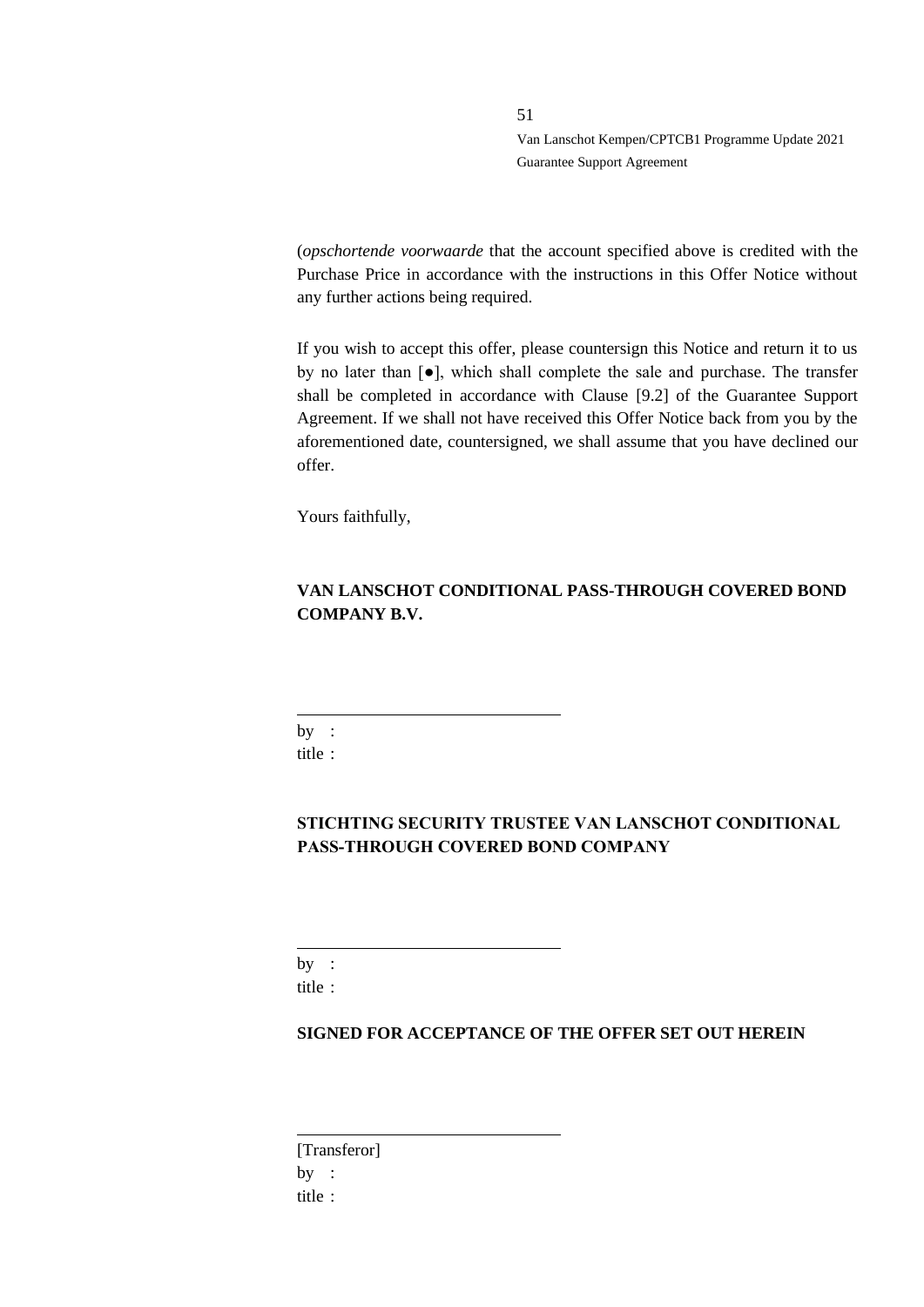(*opschortende voorwaarde* that the account specified above is credited with the Purchase Price in accordance with the instructions in this Offer Notice without any further actions being required.

If you wish to accept this offer, please countersign this Notice and return it to us by no later than [●], which shall complete the sale and purchase. The transfer shall be completed in accordance with Clause [9.2] of the Guarantee Support Agreement. If we shall not have received this Offer Notice back from you by the aforementioned date, countersigned, we shall assume that you have declined our offer.

Yours faithfully,

**VAN LANSCHOT CONDITIONAL PASS-THROUGH COVERED BOND COMPANY B.V.**

\_\_\_\_\_\_\_\_\_\_\_\_\_\_\_\_\_\_\_\_\_\_\_\_\_\_\_\_\_\_

by :
title :

**STICHTING SECURITY TRUSTEE VAN LANSCHOT CONDITIONAL PASS-THROUGH COVERED BOND COMPANY**

\_\_\_\_\_\_\_\_\_\_\_\_\_\_\_\_\_\_\_\_\_\_\_\_\_\_\_\_\_\_

by :
title :

**SIGNED FOR ACCEPTANCE OF THE OFFER SET OUT HEREIN**

\_\_\_\_\_\_\_\_\_\_\_\_\_\_\_\_\_\_\_\_\_\_\_\_\_\_\_\_\_\_

[Transferor]
by :
title :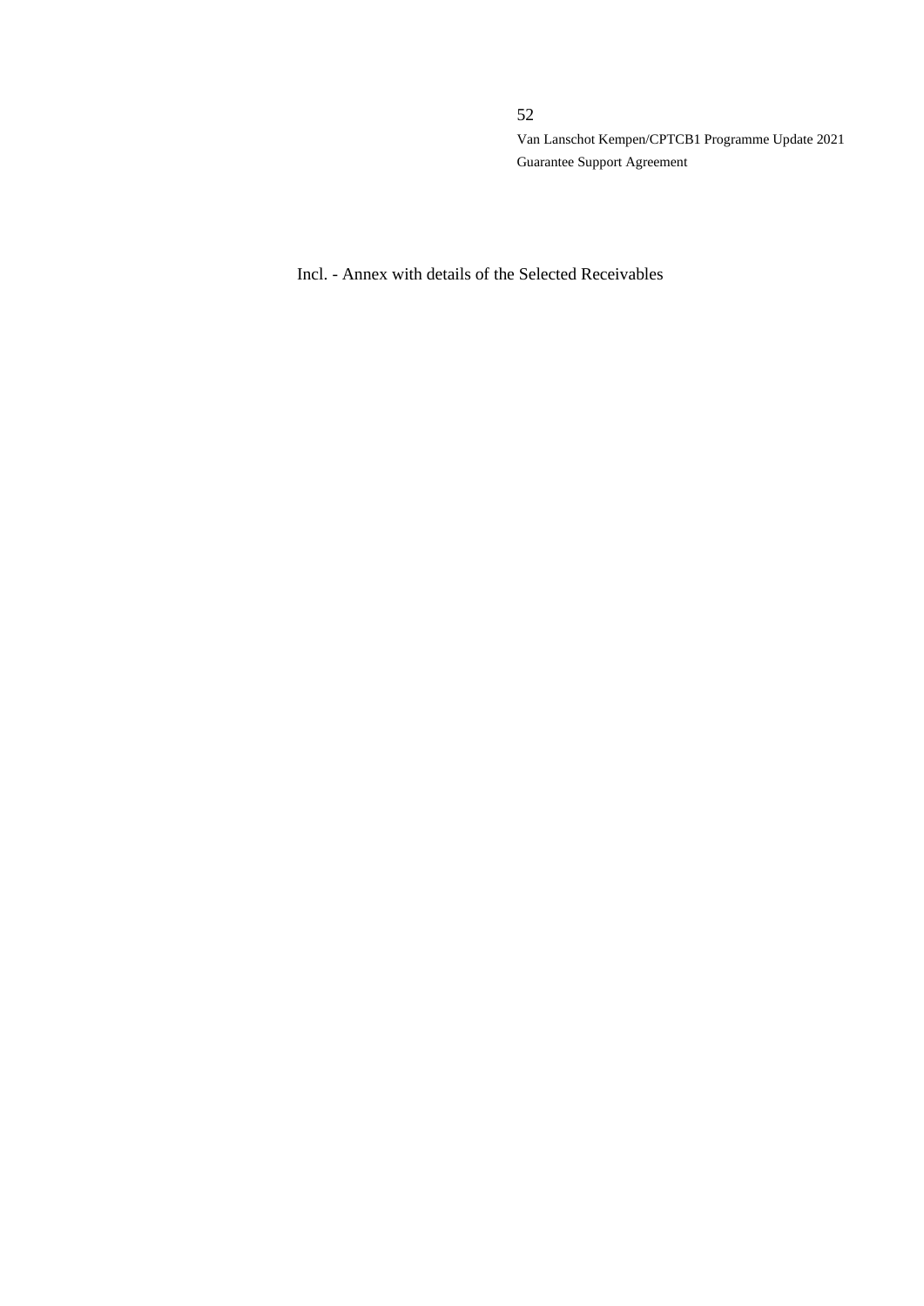Incl. - Annex with details of the Selected Receivables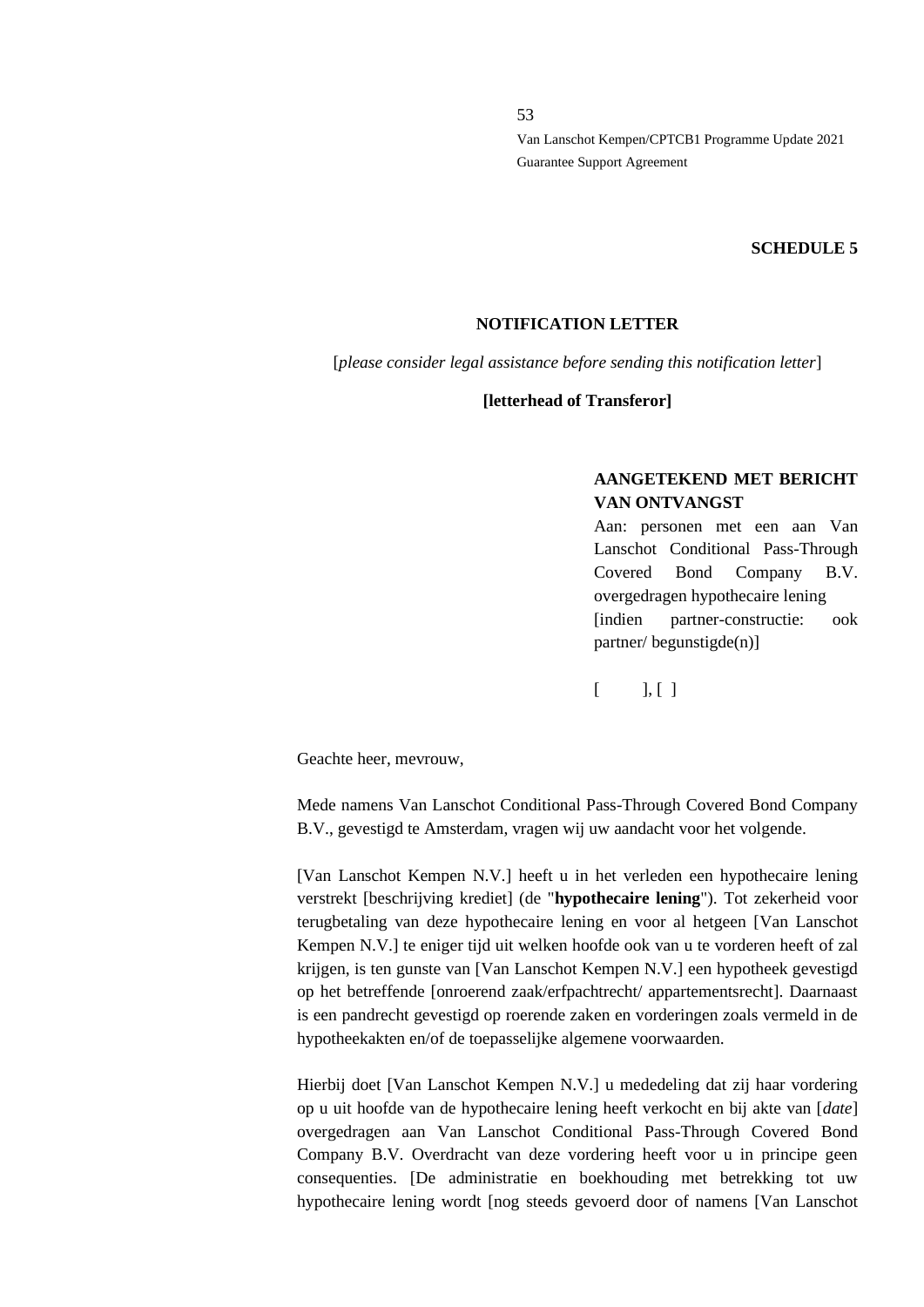**SCHEDULE 5**

**NOTIFICATION LETTER**

[*please consider legal assistance before sending this notification letter*]

**[letterhead of Transferor]**

**AANGETEKEND MET BERICHT VAN ONTVANGST**

Aan: personen met een aan Van Lanschot Conditional Pass-Through Covered Bond Company B.V. overgedragen hypothecaire lening
[indien partner-constructie: ook partner/ begunstigde(n)]

[ ], [ ]

Geachte heer, mevrouw,

Mede namens Van Lanschot Conditional Pass-Through Covered Bond Company B.V., gevestigd te Amsterdam, vragen wij uw aandacht voor het volgende.

[Van Lanschot Kempen N.V.] heeft u in het verleden een hypothecaire lening verstrekt [beschrijving krediet] (de "**hypothecaire lening**"). Tot zekerheid voor terugbetaling van deze hypothecaire lening en voor al hetgeen [Van Lanschot Kempen N.V.] te eniger tijd uit welken hoofde ook van u te vorderen heeft of zal krijgen, is ten gunste van [Van Lanschot Kempen N.V.] een hypotheek gevestigd op het betreffende [onroerend zaak/erfpachtrecht/ appartementsrecht]. Daarnaast is een pandrecht gevestigd op roerende zaken en vorderingen zoals vermeld in de hypotheekakten en/of de toepasselijke algemene voorwaarden.

Hierbij doet [Van Lanschot Kempen N.V.] u mededeling dat zij haar vordering op u uit hoofde van de hypothecaire lening heeft verkocht en bij akte van [*date*] overgedragen aan Van Lanschot Conditional Pass-Through Covered Bond Company B.V. Overdracht van deze vordering heeft voor u in principe geen consequenties. [De administratie en boekhouding met betrekking tot uw hypothecaire lening wordt [nog steeds gevoerd door of namens [Van Lanschot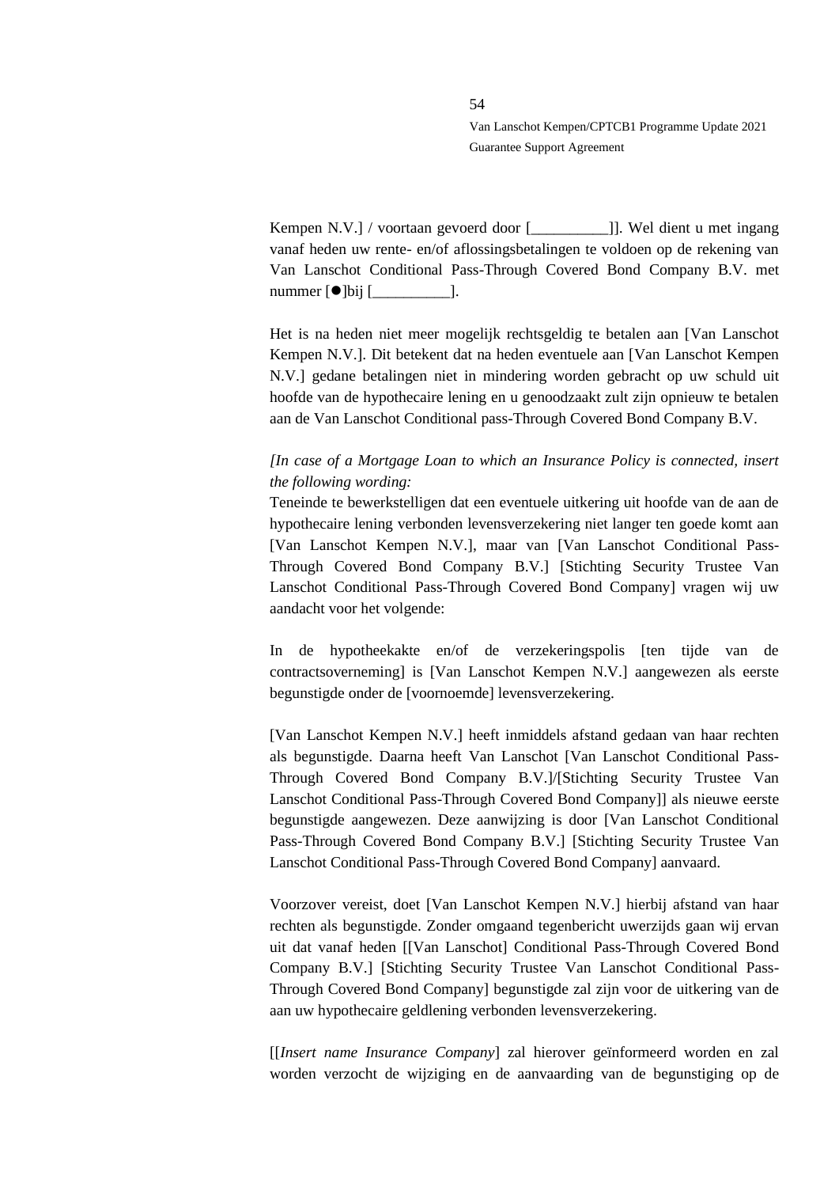Kempen N.V.] / voortaan gevoerd door [__________]]. Wel dient u met ingang vanaf heden uw rente- en/of aflossingsbetalingen te voldoen op de rekening van Van Lanschot Conditional Pass-Through Covered Bond Company B.V. met nummer [●]bij [__________].

Het is na heden niet meer mogelijk rechtsgeldig te betalen aan [Van Lanschot Kempen N.V.]. Dit betekent dat na heden eventuele aan [Van Lanschot Kempen N.V.] gedane betalingen niet in mindering worden gebracht op uw schuld uit hoofde van de hypothecaire lening en u genoodzaakt zult zijn opnieuw te betalen aan de Van Lanschot Conditional pass-Through Covered Bond Company B.V.

*[In case of a Mortgage Loan to which an Insurance Policy is connected, insert the following wording:*

Teneinde te bewerkstelligen dat een eventuele uitkering uit hoofde van de aan de hypothecaire lening verbonden levensverzekering niet langer ten goede komt aan [Van Lanschot Kempen N.V.], maar van [Van Lanschot Conditional Pass-Through Covered Bond Company B.V.] [Stichting Security Trustee Van Lanschot Conditional Pass-Through Covered Bond Company] vragen wij uw aandacht voor het volgende:

In de hypotheekakte en/of de verzekeringspolis [ten tijde van de contractsoverneming] is [Van Lanschot Kempen N.V.] aangewezen als eerste begunstigde onder de [voornoemde] levensverzekering.

[Van Lanschot Kempen N.V.] heeft inmiddels afstand gedaan van haar rechten als begunstigde. Daarna heeft Van Lanschot [Van Lanschot Conditional Pass-Through Covered Bond Company B.V.]/[Stichting Security Trustee Van Lanschot Conditional Pass-Through Covered Bond Company]] als nieuwe eerste begunstigde aangewezen. Deze aanwijzing is door [Van Lanschot Conditional Pass-Through Covered Bond Company B.V.] [Stichting Security Trustee Van Lanschot Conditional Pass-Through Covered Bond Company] aanvaard.

Voorzover vereist, doet [Van Lanschot Kempen N.V.] hierbij afstand van haar rechten als begunstigde. Zonder omgaand tegenbericht uwerzijds gaan wij ervan uit dat vanaf heden [[Van Lanschot] Conditional Pass-Through Covered Bond Company B.V.] [Stichting Security Trustee Van Lanschot Conditional Pass-Through Covered Bond Company] begunstigde zal zijn voor de uitkering van de aan uw hypothecaire geldlening verbonden levensverzekering.

[[*Insert name Insurance Company*] zal hierover geïnformeerd worden en zal worden verzocht de wijziging en de aanvaarding van de begunstiging op de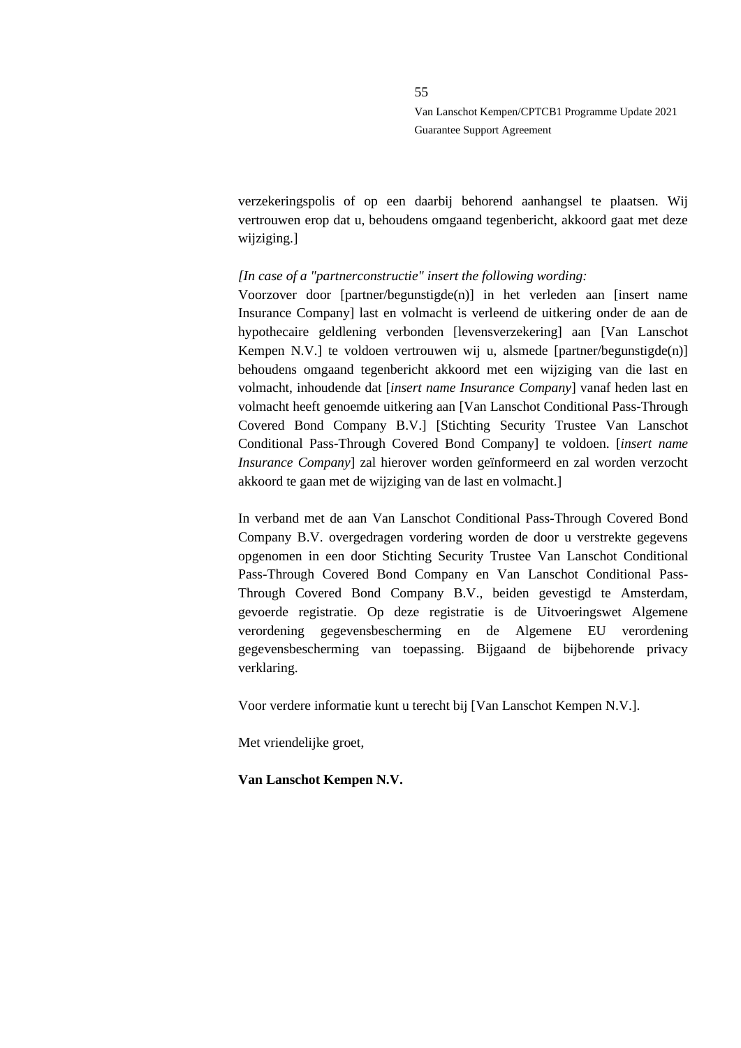verzekeringspolis of op een daarbij behorend aanhangsel te plaatsen. Wij vertrouwen erop dat u, behoudens omgaand tegenbericht, akkoord gaat met deze wijziging.]

*[In case of a "partnerconstructie" insert the following wording:*
Voorzover door [partner/begunstigde(n)] in het verleden aan [insert name Insurance Company] last en volmacht is verleend de uitkering onder de aan de hypothecaire geldlening verbonden [levensverzekering] aan [Van Lanschot Kempen N.V.] te voldoen vertrouwen wij u, alsmede [partner/begunstigde(n)] behoudens omgaand tegenbericht akkoord met een wijziging van die last en volmacht, inhoudende dat [*insert name Insurance Company*] vanaf heden last en volmacht heeft genoemde uitkering aan [Van Lanschot Conditional Pass-Through Covered Bond Company B.V.] [Stichting Security Trustee Van Lanschot Conditional Pass-Through Covered Bond Company] te voldoen. [*insert name Insurance Company*] zal hierover worden geïnformeerd en zal worden verzocht akkoord te gaan met de wijziging van de last en volmacht.]

In verband met de aan Van Lanschot Conditional Pass-Through Covered Bond Company B.V. overgedragen vordering worden de door u verstrekte gegevens opgenomen in een door Stichting Security Trustee Van Lanschot Conditional Pass-Through Covered Bond Company en Van Lanschot Conditional Pass-Through Covered Bond Company B.V., beiden gevestigd te Amsterdam, gevoerde registratie. Op deze registratie is de Uitvoeringswet Algemene verordening gegevensbescherming en de Algemene EU verordening gegevensbescherming van toepassing. Bijgaand de bijbehorende privacy verklaring.

Voor verdere informatie kunt u terecht bij [Van Lanschot Kempen N.V.].

Met vriendelijke groet,

**Van Lanschot Kempen N.V.**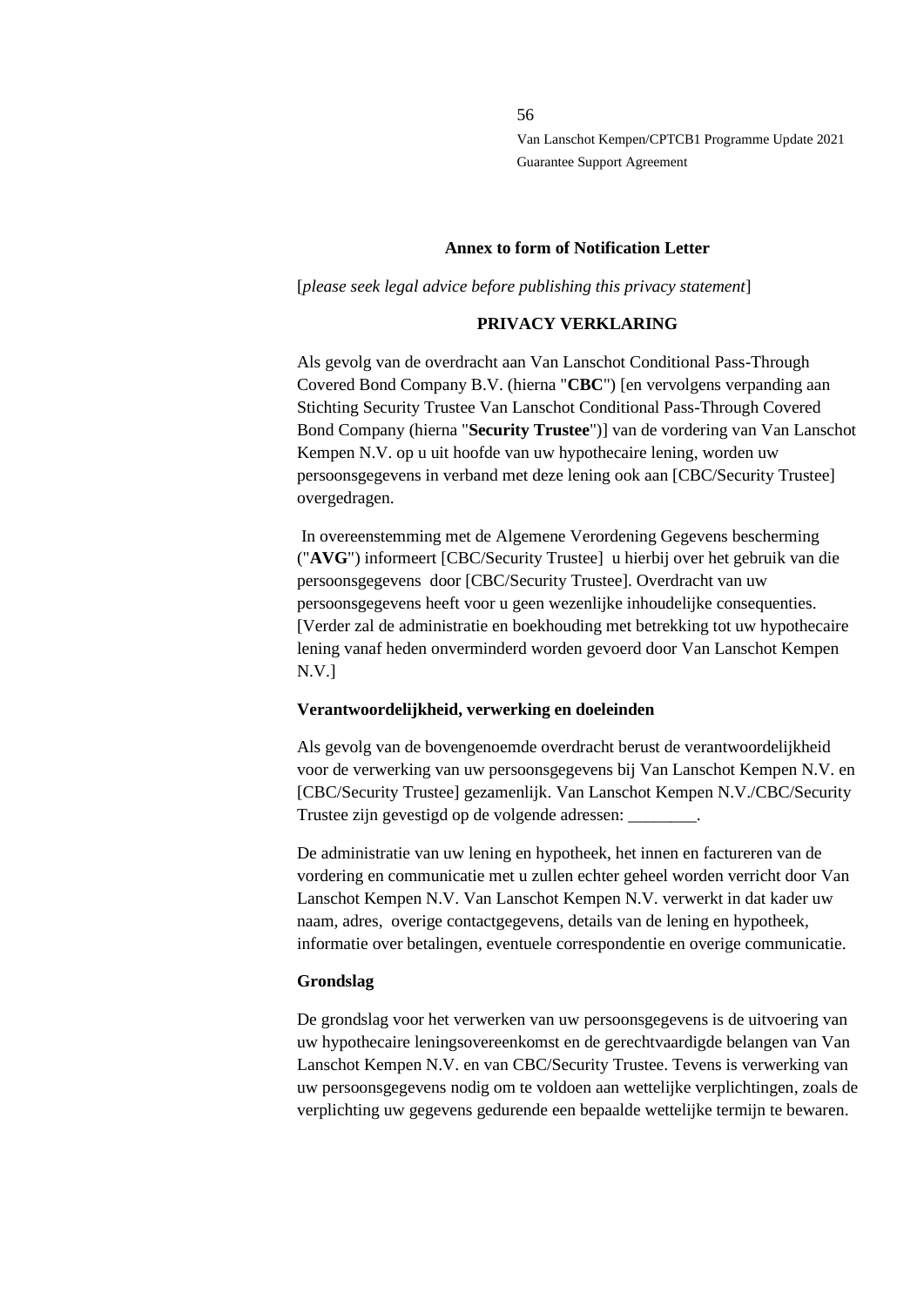**Annex to form of Notification Letter**

[*please seek legal advice before publishing this privacy statement*]

**PRIVACY VERKLARING**

Als gevolg van de overdracht aan Van Lanschot Conditional Pass-Through Covered Bond Company B.V. (hierna "**CBC**") [en vervolgens verpanding aan Stichting Security Trustee Van Lanschot Conditional Pass-Through Covered Bond Company (hierna "**Security Trustee**")] van de vordering van Van Lanschot Kempen N.V. op u uit hoofde van uw hypothecaire lening, worden uw persoonsgegevens in verband met deze lening ook aan [CBC/Security Trustee] overgedragen.

In overeenstemming met de Algemene Verordening Gegevens bescherming ("**AVG**") informeert [CBC/Security Trustee] u hierbij over het gebruik van die persoonsgegevens door [CBC/Security Trustee]. Overdracht van uw persoonsgegevens heeft voor u geen wezenlijke inhoudelijke consequenties. [Verder zal de administratie en boekhouding met betrekking tot uw hypothecaire lening vanaf heden onverminderd worden gevoerd door Van Lanschot Kempen N.V.]

**Verantwoordelijkheid, verwerking en doeleinden**

Als gevolg van de bovengenoemde overdracht berust de verantwoordelijkheid voor de verwerking van uw persoonsgegevens bij Van Lanschot Kempen N.V. en [CBC/Security Trustee] gezamenlijk. Van Lanschot Kempen N.V./CBC/Security Trustee zijn gevestigd op de volgende adressen: ________.

De administratie van uw lening en hypotheek, het innen en factureren van de vordering en communicatie met u zullen echter geheel worden verricht door Van Lanschot Kempen N.V. Van Lanschot Kempen N.V. verwerkt in dat kader uw naam, adres, overige contactgegevens, details van de lening en hypotheek, informatie over betalingen, eventuele correspondentie en overige communicatie.

**Grondslag**

De grondslag voor het verwerken van uw persoonsgegevens is de uitvoering van uw hypothecaire leningsovereenkomst en de gerechtvaardigde belangen van Van Lanschot Kempen N.V. en van CBC/Security Trustee. Tevens is verwerking van uw persoonsgegevens nodig om te voldoen aan wettelijke verplichtingen, zoals de verplichting uw gegevens gedurende een bepaalde wettelijke termijn te bewaren.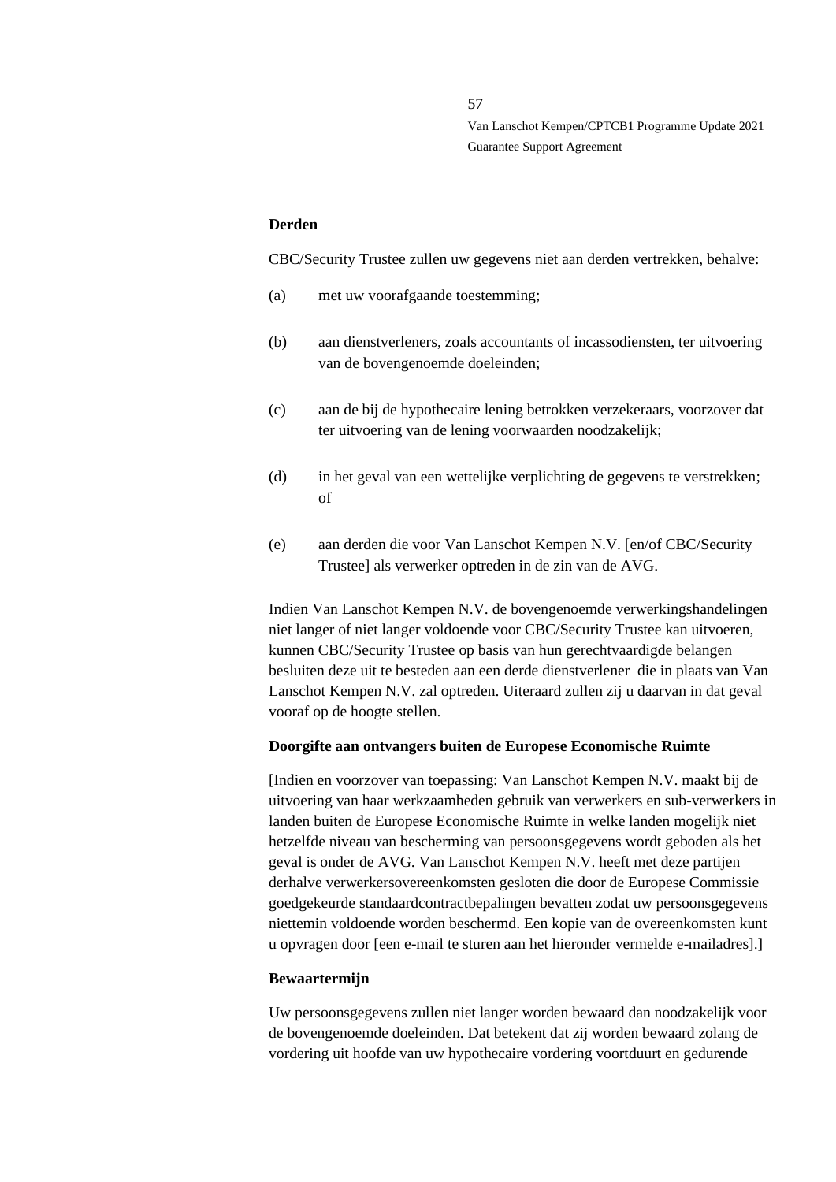**Derden**

CBC/Security Trustee zullen uw gegevens niet aan derden vertrekken, behalve:

(a) met uw voorafgaande toestemming;

(b) aan dienstverleners, zoals accountants of incassodiensten, ter uitvoering van de bovengenoemde doeleinden;

(c) aan de bij de hypothecaire lening betrokken verzekeraars, voorzover dat ter uitvoering van de lening voorwaarden noodzakelijk;

(d) in het geval van een wettelijke verplichting de gegevens te verstrekken; of

(e) aan derden die voor Van Lanschot Kempen N.V. [en/of CBC/Security Trustee] als verwerker optreden in de zin van de AVG.

Indien Van Lanschot Kempen N.V. de bovengenoemde verwerkingshandelingen niet langer of niet langer voldoende voor CBC/Security Trustee kan uitvoeren, kunnen CBC/Security Trustee op basis van hun gerechtvaardigde belangen besluiten deze uit te besteden aan een derde dienstverlener die in plaats van Van Lanschot Kempen N.V. zal optreden. Uiteraard zullen zij u daarvan in dat geval vooraf op de hoogte stellen.

**Doorgifte aan ontvangers buiten de Europese Economische Ruimte**

[Indien en voorzover van toepassing: Van Lanschot Kempen N.V. maakt bij de uitvoering van haar werkzaamheden gebruik van verwerkers en sub-verwerkers in landen buiten de Europese Economische Ruimte in welke landen mogelijk niet hetzelfde niveau van bescherming van persoonsgegevens wordt geboden als het geval is onder de AVG. Van Lanschot Kempen N.V. heeft met deze partijen derhalve verwerkersovereenkomsten gesloten die door de Europese Commissie goedgekeurde standaardcontractbepalingen bevatten zodat uw persoonsgegevens niettemin voldoende worden beschermd. Een kopie van de overeenkomsten kunt u opvragen door [een e-mail te sturen aan het hieronder vermelde e-mailadres].]

**Bewaartermijn**

Uw persoonsgegevens zullen niet langer worden bewaard dan noodzakelijk voor de bovengenoemde doeleinden. Dat betekent dat zij worden bewaard zolang de vordering uit hoofde van uw hypothecaire vordering voortduurt en gedurende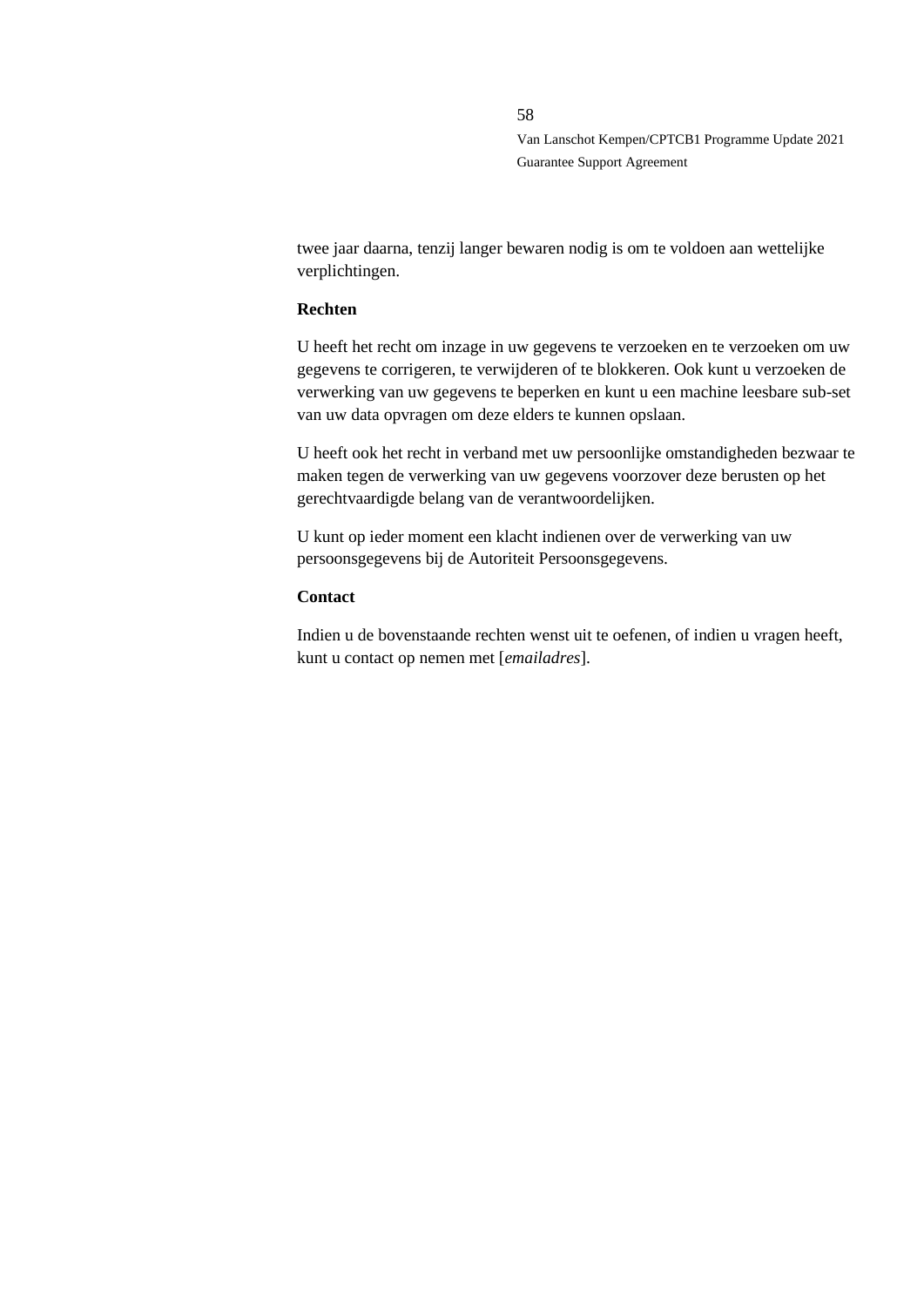twee jaar daarna, tenzij langer bewaren nodig is om te voldoen aan wettelijke verplichtingen.

**Rechten**

U heeft het recht om inzage in uw gegevens te verzoeken en te verzoeken om uw gegevens te corrigeren, te verwijderen of te blokkeren. Ook kunt u verzoeken de verwerking van uw gegevens te beperken en kunt u een machine leesbare sub-set van uw data opvragen om deze elders te kunnen opslaan.

U heeft ook het recht in verband met uw persoonlijke omstandigheden bezwaar te maken tegen de verwerking van uw gegevens voorzover deze berusten op het gerechtvaardigde belang van de verantwoordelijken.

U kunt op ieder moment een klacht indienen over de verwerking van uw persoonsgegevens bij de Autoriteit Persoonsgegevens.

**Contact**

Indien u de bovenstaande rechten wenst uit te oefenen, of indien u vragen heeft, kunt u contact op nemen met [*emailadres*].